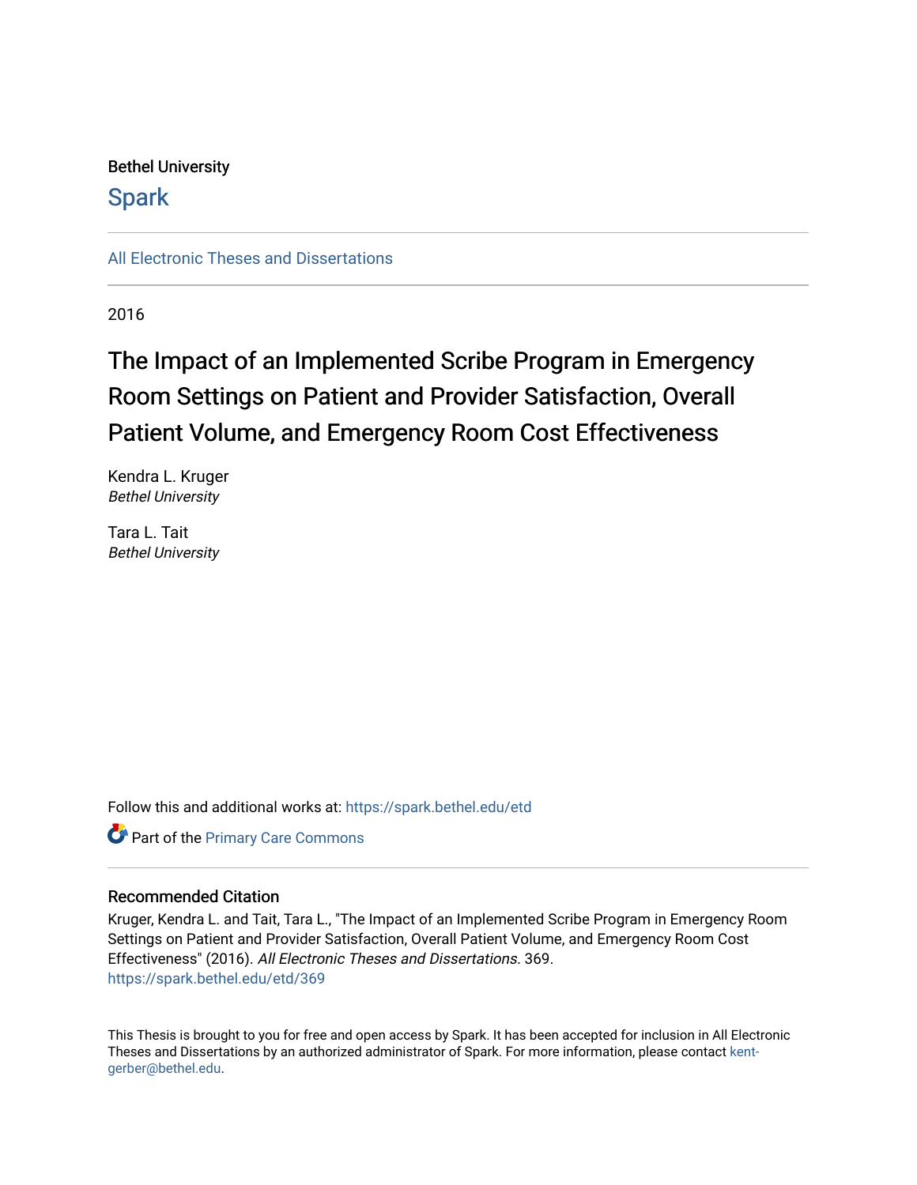Bethel University

# Spark

All Electronic Theses and Dissertations

2016

# The Impact of an Implemented Scribe Program in Emergency Room Settings on Patient and Provider Satisfaction, Overall Patient Volume, and Emergency Room Cost Effectiveness

Kendra L. Kruger
*Bethel University*

Tara L. Tait
*Bethel University*

Follow this and additional works at: https://spark.bethel.edu/etd

Part of the Primary Care Commons

## Recommended Citation

Kruger, Kendra L. and Tait, Tara L., "The Impact of an Implemented Scribe Program in Emergency Room Settings on Patient and Provider Satisfaction, Overall Patient Volume, and Emergency Room Cost Effectiveness" (2016). *All Electronic Theses and Dissertations*. 369.
https://spark.bethel.edu/etd/369

This Thesis is brought to you for free and open access by Spark. It has been accepted for inclusion in All Electronic Theses and Dissertations by an authorized administrator of Spark. For more information, please contact kent-gerber@bethel.edu.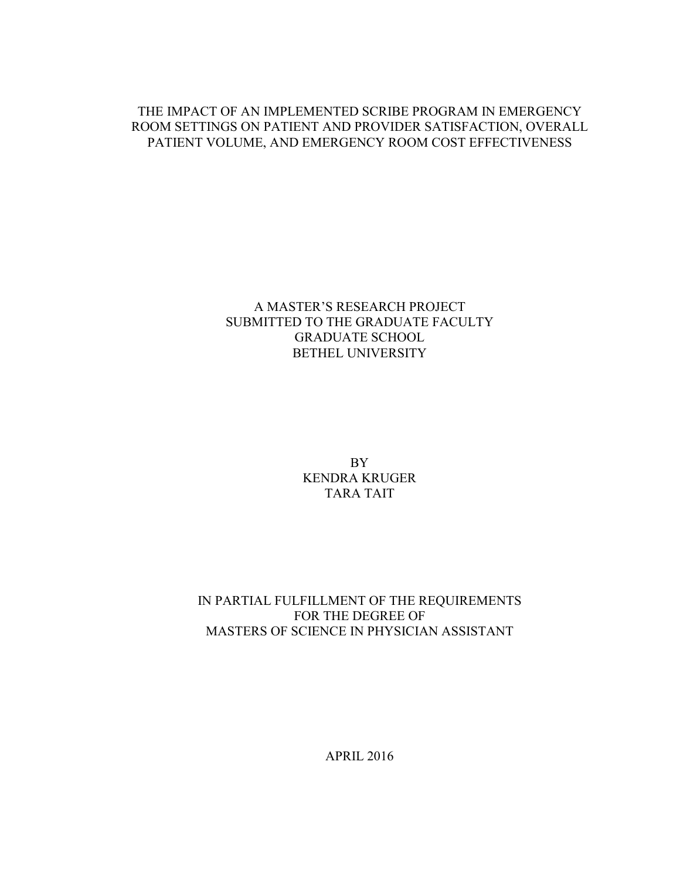# THE IMPACT OF AN IMPLEMENTED SCRIBE PROGRAM IN EMERGENCY ROOM SETTINGS ON PATIENT AND PROVIDER SATISFACTION, OVERALL PATIENT VOLUME, AND EMERGENCY ROOM COST EFFECTIVENESS

A MASTER'S RESEARCH PROJECT
SUBMITTED TO THE GRADUATE FACULTY
GRADUATE SCHOOL
BETHEL UNIVERSITY

BY
KENDRA KRUGER
TARA TAIT

IN PARTIAL FULFILLMENT OF THE REQUIREMENTS
FOR THE DEGREE OF
MASTERS OF SCIENCE IN PHYSICIAN ASSISTANT

APRIL 2016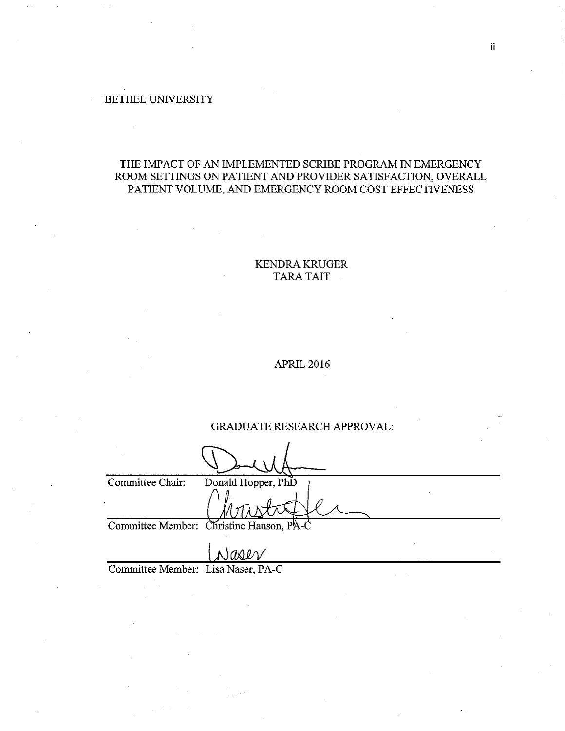BETHEL UNIVERSITY

THE IMPACT OF AN IMPLEMENTED SCRIBE PROGRAM IN EMERGENCY ROOM SETTINGS ON PATIENT AND PROVIDER SATISFACTION, OVERALL PATIENT VOLUME, AND EMERGENCY ROOM COST EFFECTIVENESS

KENDRA KRUGER
TARA TAIT

APRIL 2016

GRADUATE RESEARCH APPROVAL:

Committee Chair: Donald Hopper, PhD

Committee Member: Christine Hanson, PA-C

Committee Member: Lisa Naser, PA-C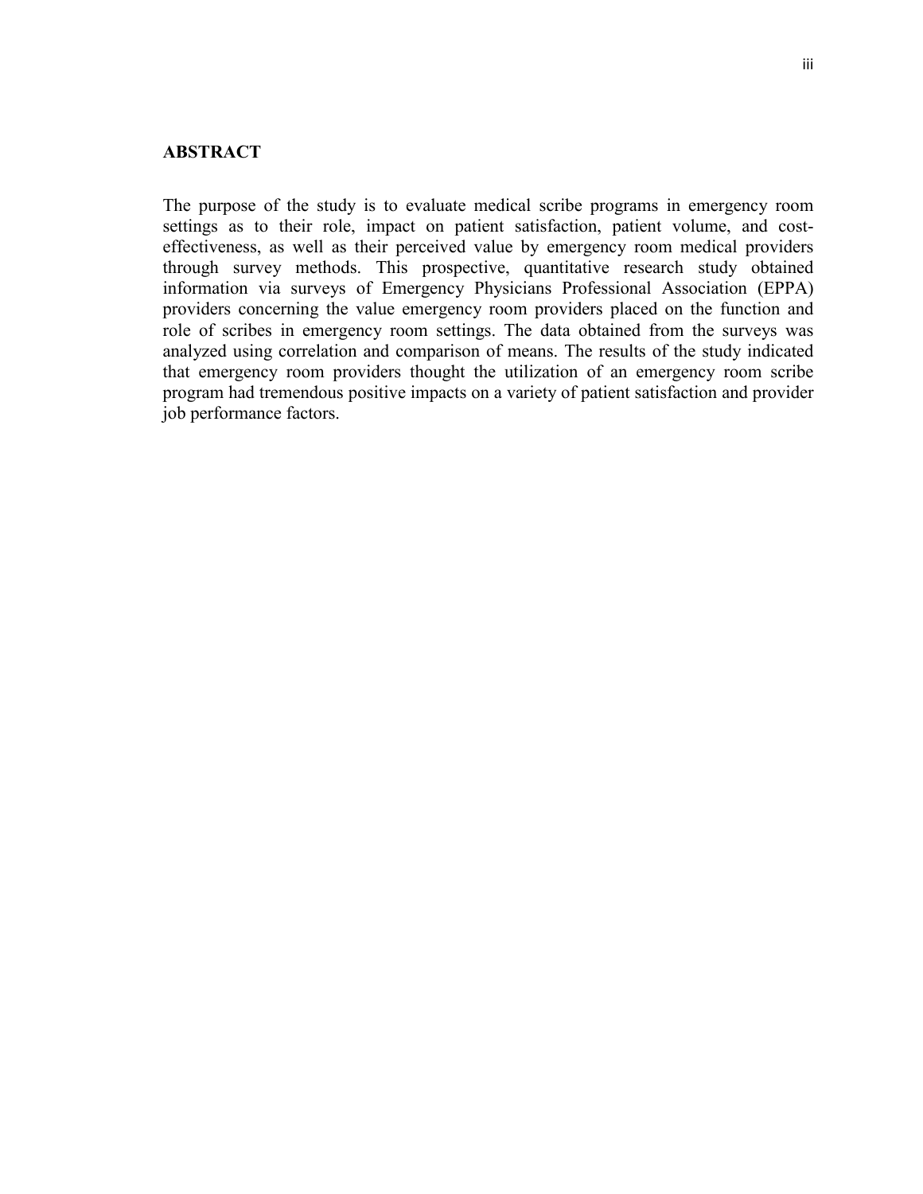## ABSTRACT

The purpose of the study is to evaluate medical scribe programs in emergency room settings as to their role, impact on patient satisfaction, patient volume, and cost-effectiveness, as well as their perceived value by emergency room medical providers through survey methods. This prospective, quantitative research study obtained information via surveys of Emergency Physicians Professional Association (EPPA) providers concerning the value emergency room providers placed on the function and role of scribes in emergency room settings. The data obtained from the surveys was analyzed using correlation and comparison of means. The results of the study indicated that emergency room providers thought the utilization of an emergency room scribe program had tremendous positive impacts on a variety of patient satisfaction and provider job performance factors.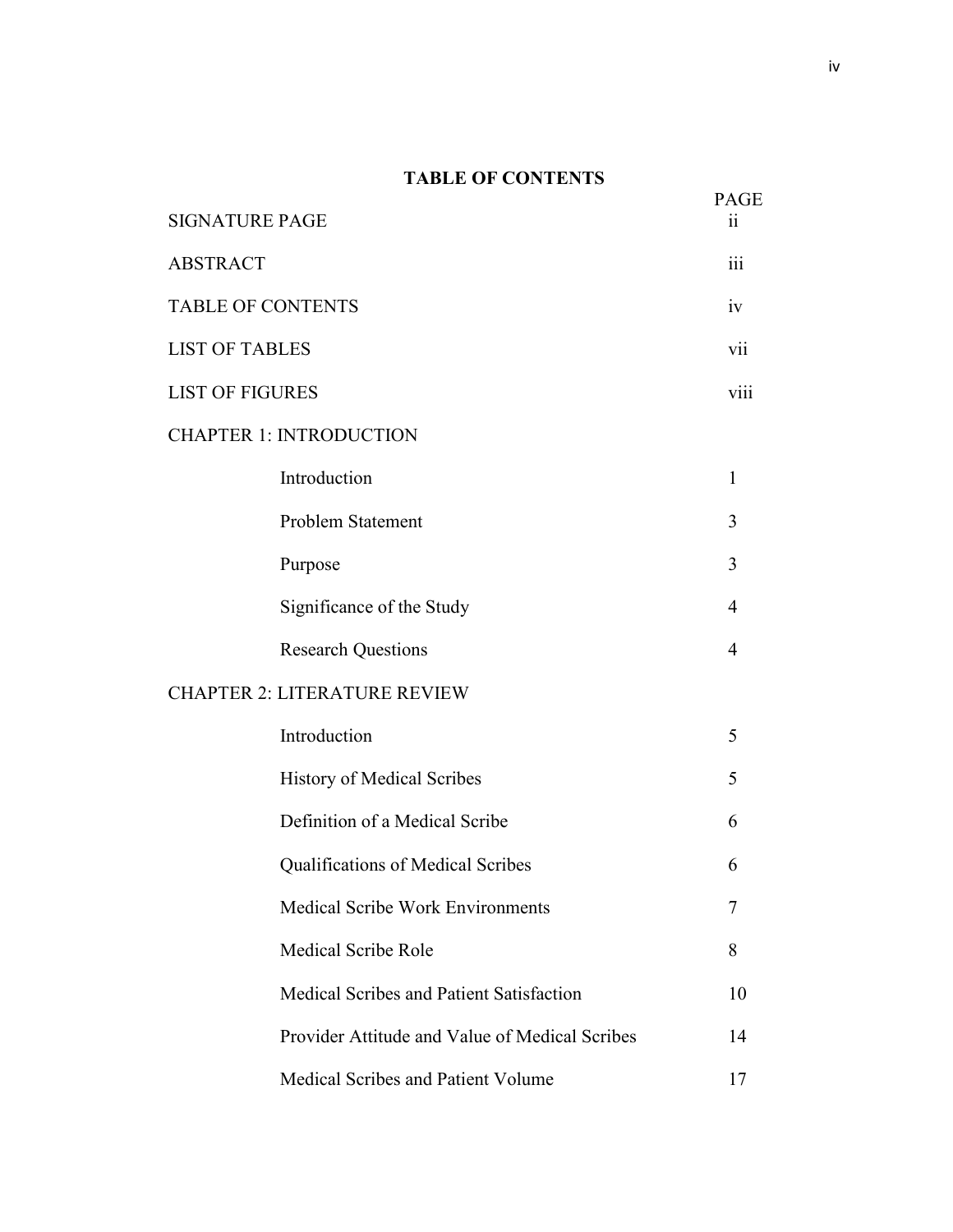# TABLE OF CONTENTS

| | PAGE |
|---|---|
| SIGNATURE PAGE | ii |
| ABSTRACT | iii |
| TABLE OF CONTENTS | iv |
| LIST OF TABLES | vii |
| LIST OF FIGURES | viii |
| CHAPTER 1: INTRODUCTION | |
| Introduction | 1 |
| Problem Statement | 3 |
| Purpose | 3 |
| Significance of the Study | 4 |
| Research Questions | 4 |
| CHAPTER 2: LITERATURE REVIEW | |
| Introduction | 5 |
| History of Medical Scribes | 5 |
| Definition of a Medical Scribe | 6 |
| Qualifications of Medical Scribes | 6 |
| Medical Scribe Work Environments | 7 |
| Medical Scribe Role | 8 |
| Medical Scribes and Patient Satisfaction | 10 |
| Provider Attitude and Value of Medical Scribes | 14 |
| Medical Scribes and Patient Volume | 17 |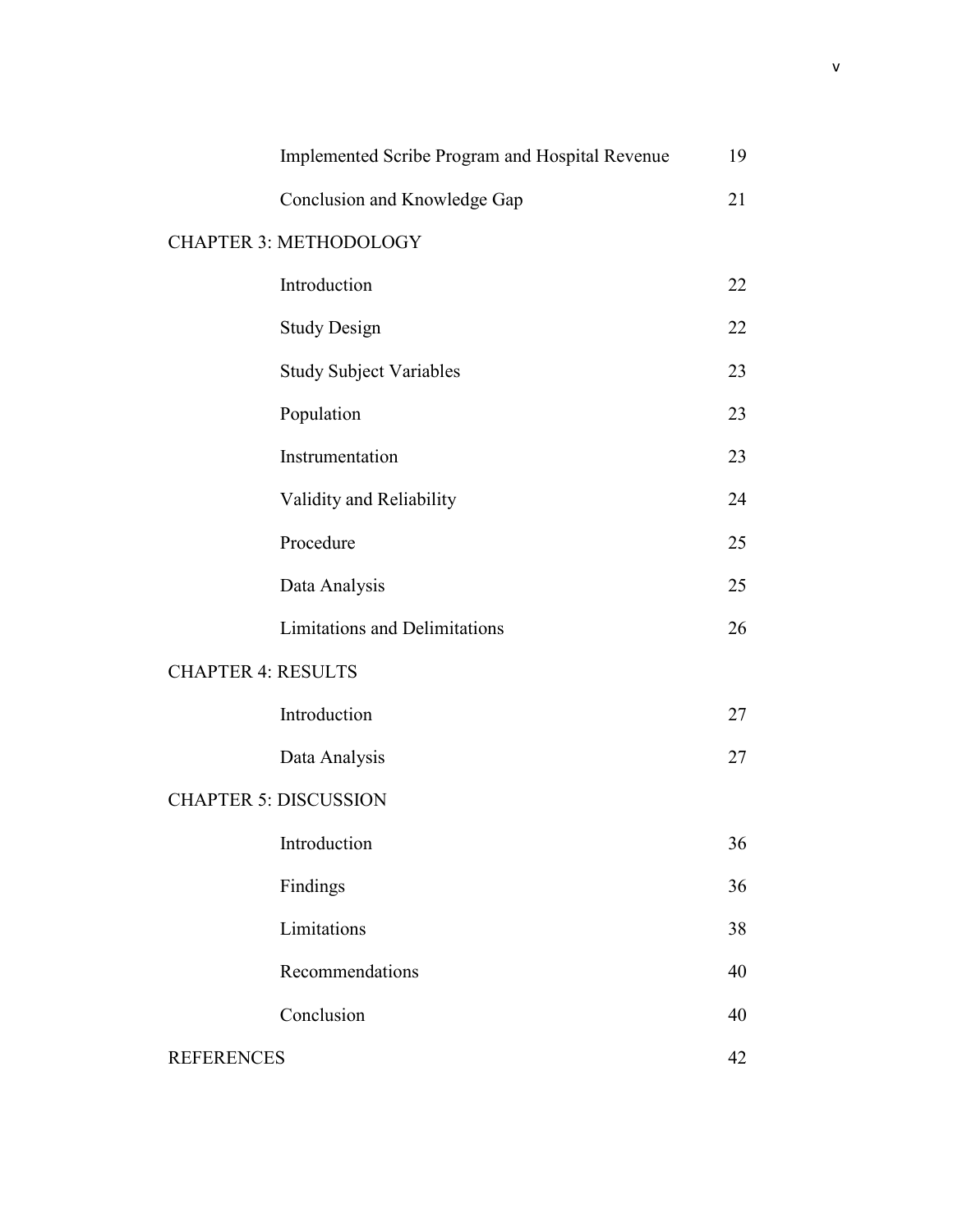| | |
|---|---|
| Implemented Scribe Program and Hospital Revenue | 19 |
| Conclusion and Knowledge Gap | 21 |
| CHAPTER 3: METHODOLOGY | |
| Introduction | 22 |
| Study Design | 22 |
| Study Subject Variables | 23 |
| Population | 23 |
| Instrumentation | 23 |
| Validity and Reliability | 24 |
| Procedure | 25 |
| Data Analysis | 25 |
| Limitations and Delimitations | 26 |
| CHAPTER 4: RESULTS | |
| Introduction | 27 |
| Data Analysis | 27 |
| CHAPTER 5: DISCUSSION | |
| Introduction | 36 |
| Findings | 36 |
| Limitations | 38 |
| Recommendations | 40 |
| Conclusion | 40 |
| REFERENCES | 42 |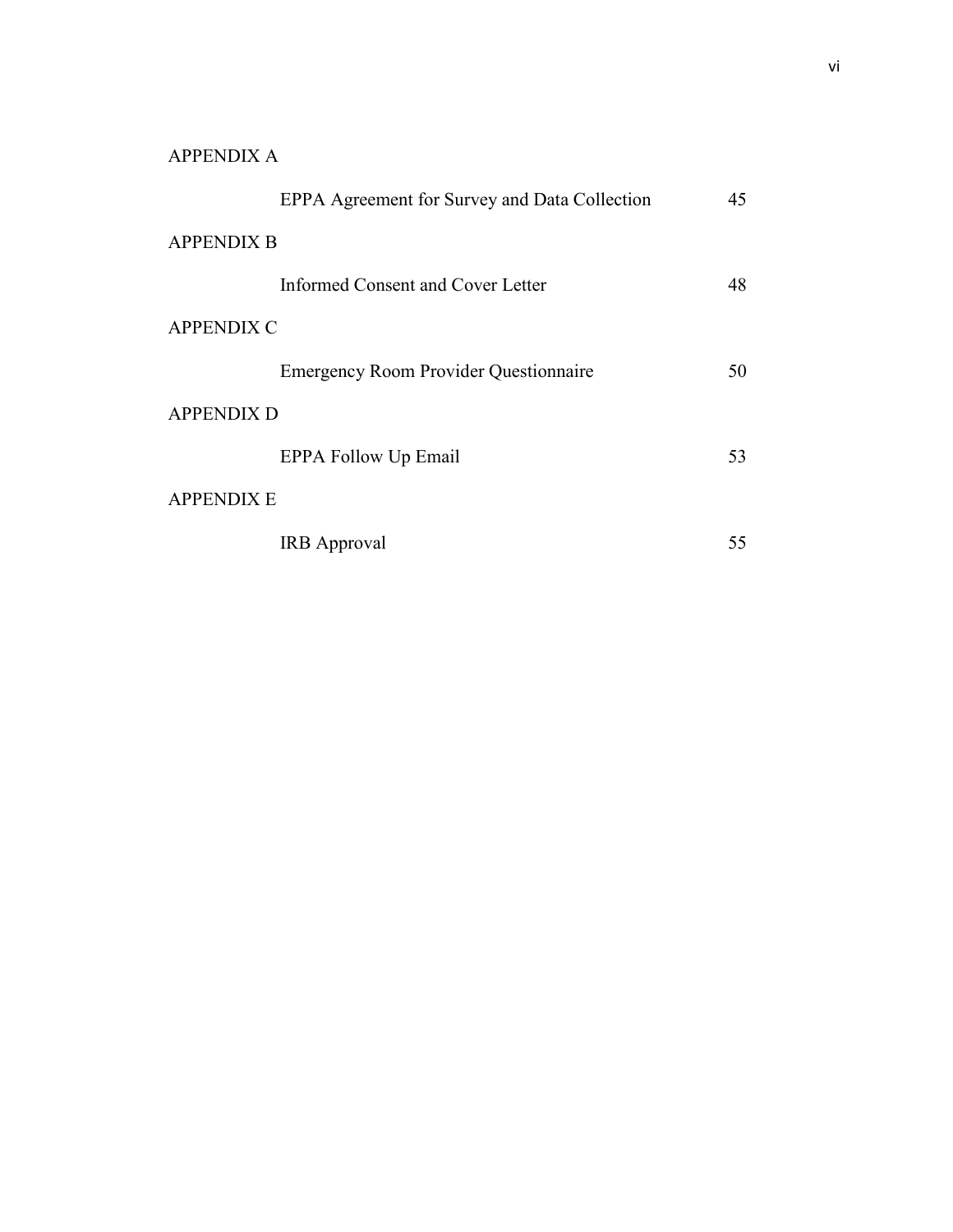APPENDIX A

| | |
|---|---|
| EPPA Agreement for Survey and Data Collection | 45 |

APPENDIX B

| | |
|---|---|
| Informed Consent and Cover Letter | 48 |

APPENDIX C

| | |
|---|---|
| Emergency Room Provider Questionnaire | 50 |

APPENDIX D

| | |
|---|---|
| EPPA Follow Up Email | 53 |

APPENDIX E

| | |
|---|---|
| IRB Approval | 55 |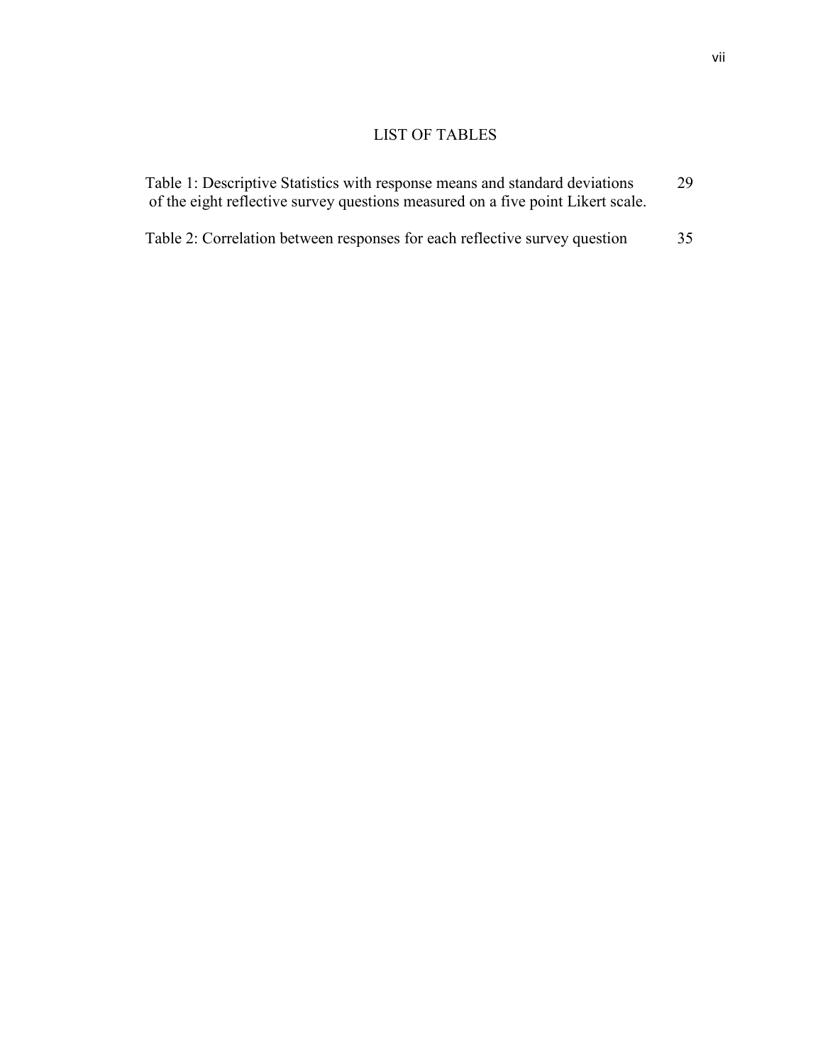# LIST OF TABLES

Table 1: Descriptive Statistics with response means and standard deviations of the eight reflective survey questions measured on a five point Likert scale. 29

Table 2: Correlation between responses for each reflective survey question 35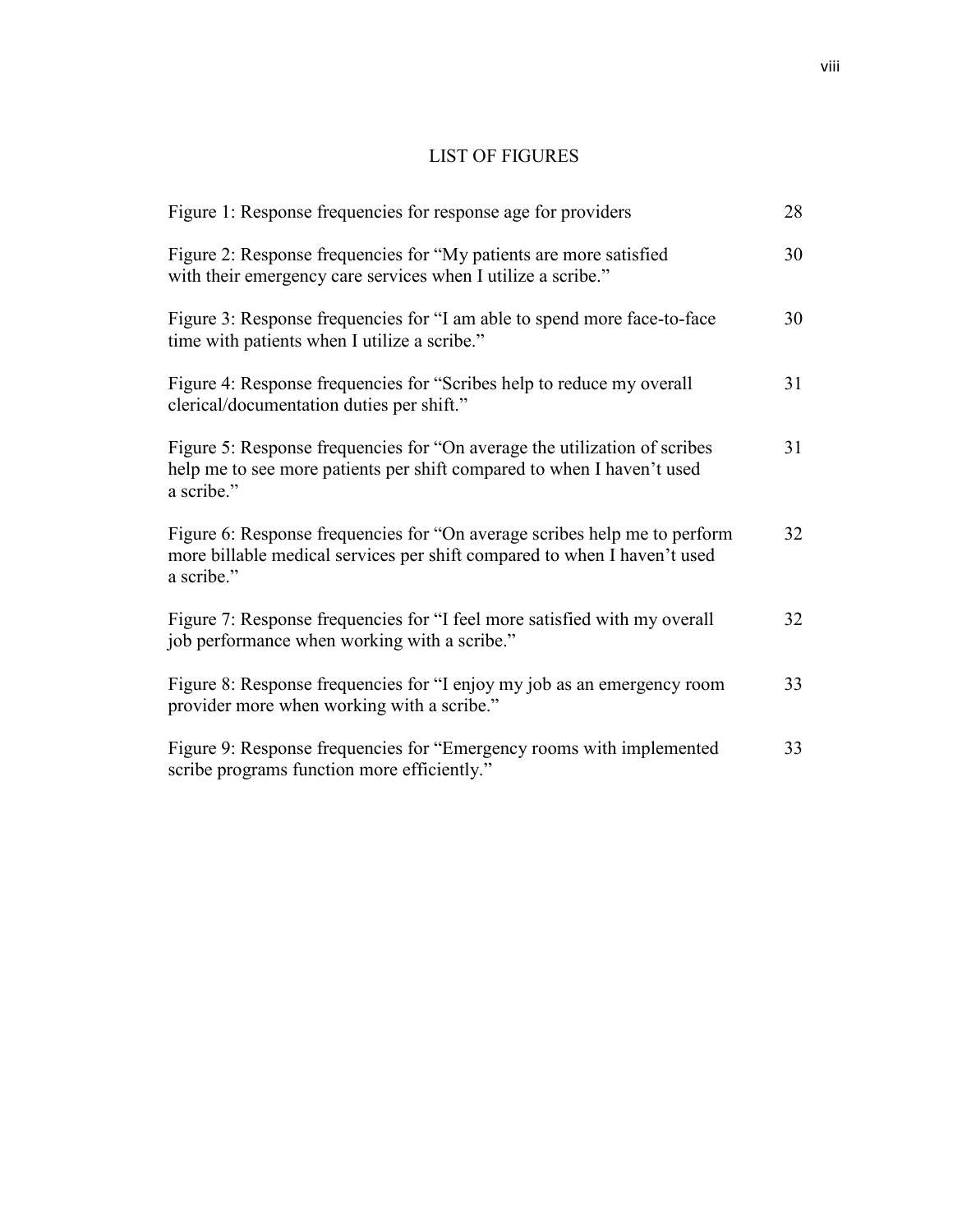# LIST OF FIGURES

| | |
|---|---|
| Figure 1: Response frequencies for response age for providers | 28 |
| Figure 2: Response frequencies for "My patients are more satisfied with their emergency care services when I utilize a scribe." | 30 |
| Figure 3: Response frequencies for "I am able to spend more face-to-face time with patients when I utilize a scribe." | 30 |
| Figure 4: Response frequencies for "Scribes help to reduce my overall clerical/documentation duties per shift." | 31 |
| Figure 5: Response frequencies for "On average the utilization of scribes help me to see more patients per shift compared to when I haven't used a scribe." | 31 |
| Figure 6: Response frequencies for "On average scribes help me to perform more billable medical services per shift compared to when I haven't used a scribe." | 32 |
| Figure 7: Response frequencies for "I feel more satisfied with my overall job performance when working with a scribe." | 32 |
| Figure 8: Response frequencies for "I enjoy my job as an emergency room provider more when working with a scribe." | 33 |
| Figure 9: Response frequencies for "Emergency rooms with implemented scribe programs function more efficiently." | 33 |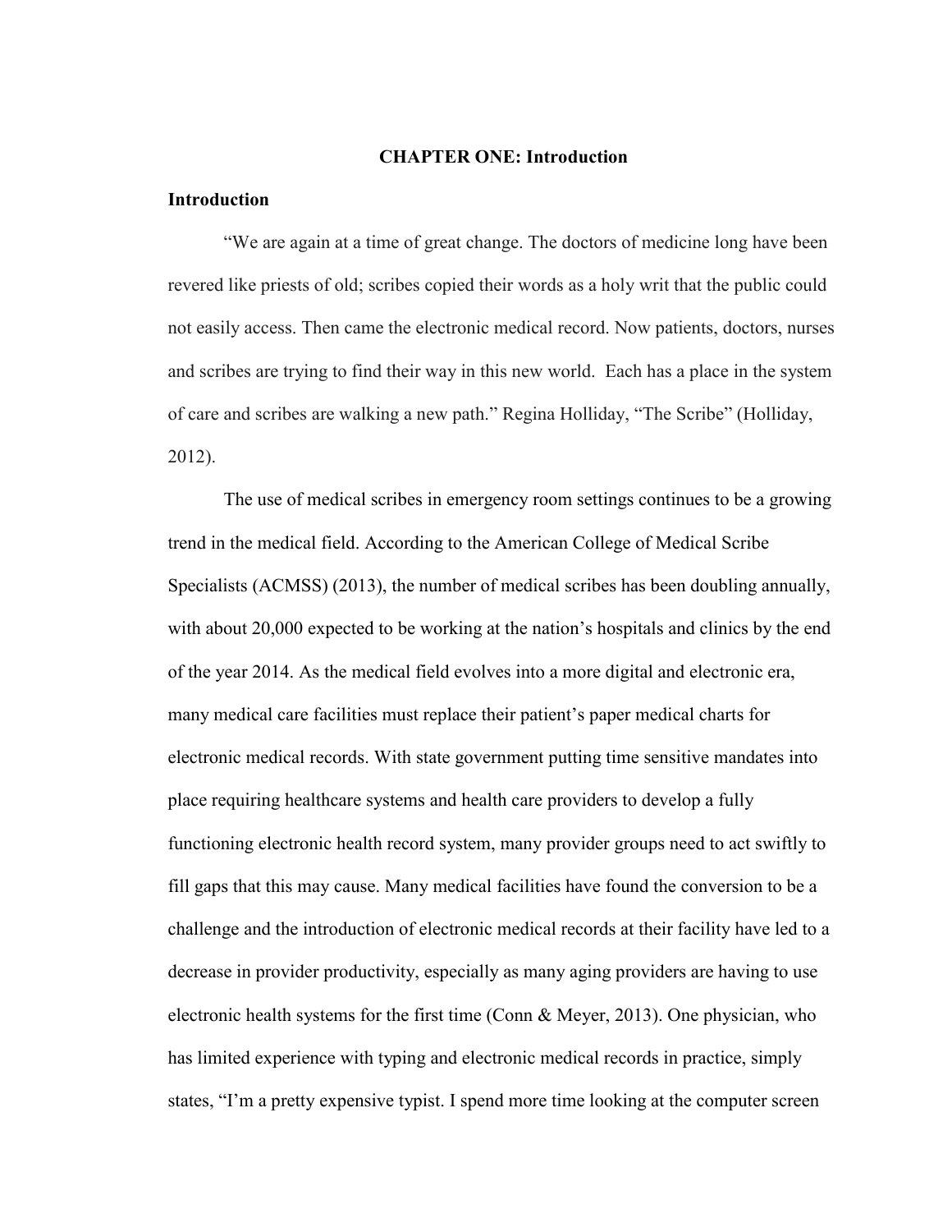# CHAPTER ONE: Introduction

## Introduction

"We are again at a time of great change. The doctors of medicine long have been revered like priests of old; scribes copied their words as a holy writ that the public could not easily access. Then came the electronic medical record. Now patients, doctors, nurses and scribes are trying to find their way in this new world. Each has a place in the system of care and scribes are walking a new path." Regina Holliday, "The Scribe" (Holliday, 2012).

The use of medical scribes in emergency room settings continues to be a growing trend in the medical field. According to the American College of Medical Scribe Specialists (ACMSS) (2013), the number of medical scribes has been doubling annually, with about 20,000 expected to be working at the nation's hospitals and clinics by the end of the year 2014. As the medical field evolves into a more digital and electronic era, many medical care facilities must replace their patient's paper medical charts for electronic medical records. With state government putting time sensitive mandates into place requiring healthcare systems and health care providers to develop a fully functioning electronic health record system, many provider groups need to act swiftly to fill gaps that this may cause. Many medical facilities have found the conversion to be a challenge and the introduction of electronic medical records at their facility have led to a decrease in provider productivity, especially as many aging providers are having to use electronic health systems for the first time (Conn & Meyer, 2013). One physician, who has limited experience with typing and electronic medical records in practice, simply states, "I'm a pretty expensive typist. I spend more time looking at the computer screen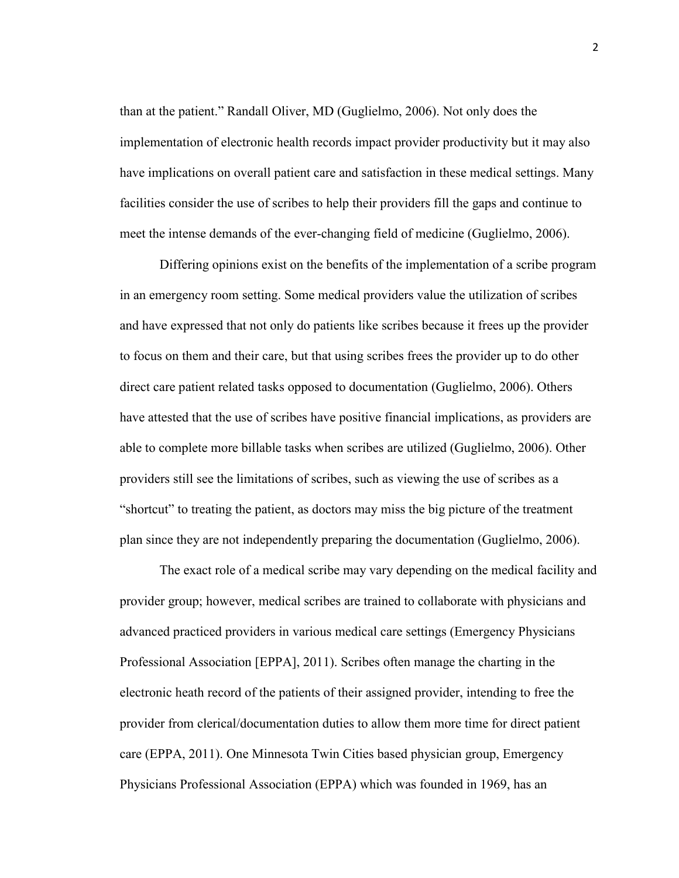than at the patient." Randall Oliver, MD (Guglielmo, 2006). Not only does the implementation of electronic health records impact provider productivity but it may also have implications on overall patient care and satisfaction in these medical settings. Many facilities consider the use of scribes to help their providers fill the gaps and continue to meet the intense demands of the ever-changing field of medicine (Guglielmo, 2006).

Differing opinions exist on the benefits of the implementation of a scribe program in an emergency room setting. Some medical providers value the utilization of scribes and have expressed that not only do patients like scribes because it frees up the provider to focus on them and their care, but that using scribes frees the provider up to do other direct care patient related tasks opposed to documentation (Guglielmo, 2006). Others have attested that the use of scribes have positive financial implications, as providers are able to complete more billable tasks when scribes are utilized (Guglielmo, 2006). Other providers still see the limitations of scribes, such as viewing the use of scribes as a "shortcut" to treating the patient, as doctors may miss the big picture of the treatment plan since they are not independently preparing the documentation (Guglielmo, 2006).

The exact role of a medical scribe may vary depending on the medical facility and provider group; however, medical scribes are trained to collaborate with physicians and advanced practiced providers in various medical care settings (Emergency Physicians Professional Association [EPPA], 2011). Scribes often manage the charting in the electronic heath record of the patients of their assigned provider, intending to free the provider from clerical/documentation duties to allow them more time for direct patient care (EPPA, 2011). One Minnesota Twin Cities based physician group, Emergency Physicians Professional Association (EPPA) which was founded in 1969, has an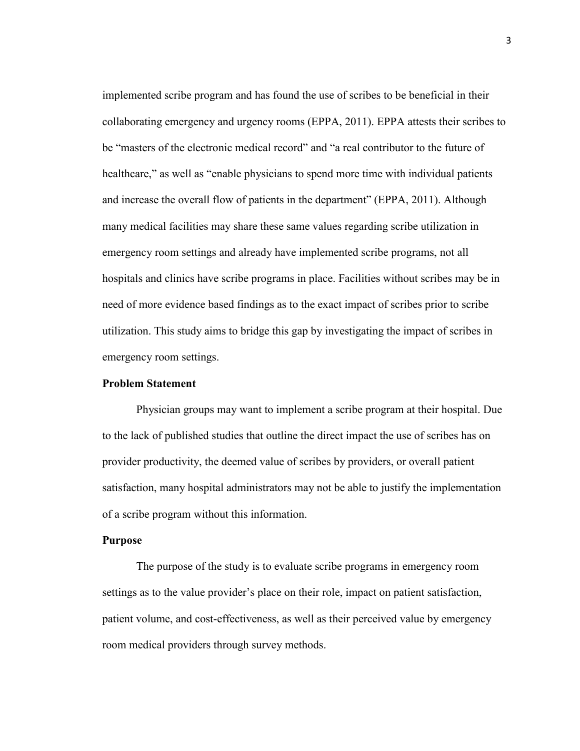implemented scribe program and has found the use of scribes to be beneficial in their collaborating emergency and urgency rooms (EPPA, 2011). EPPA attests their scribes to be "masters of the electronic medical record" and "a real contributor to the future of healthcare," as well as "enable physicians to spend more time with individual patients and increase the overall flow of patients in the department" (EPPA, 2011). Although many medical facilities may share these same values regarding scribe utilization in emergency room settings and already have implemented scribe programs, not all hospitals and clinics have scribe programs in place. Facilities without scribes may be in need of more evidence based findings as to the exact impact of scribes prior to scribe utilization. This study aims to bridge this gap by investigating the impact of scribes in emergency room settings.

**Problem Statement**

Physician groups may want to implement a scribe program at their hospital. Due to the lack of published studies that outline the direct impact the use of scribes has on provider productivity, the deemed value of scribes by providers, or overall patient satisfaction, many hospital administrators may not be able to justify the implementation of a scribe program without this information.

**Purpose**

The purpose of the study is to evaluate scribe programs in emergency room settings as to the value provider's place on their role, impact on patient satisfaction, patient volume, and cost-effectiveness, as well as their perceived value by emergency room medical providers through survey methods.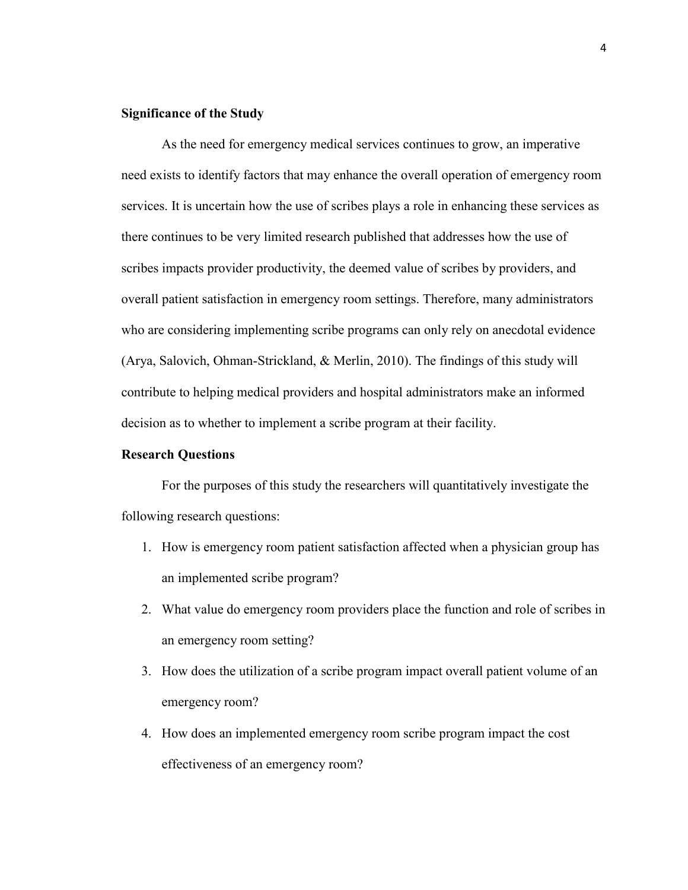## Significance of the Study

As the need for emergency medical services continues to grow, an imperative need exists to identify factors that may enhance the overall operation of emergency room services. It is uncertain how the use of scribes plays a role in enhancing these services as there continues to be very limited research published that addresses how the use of scribes impacts provider productivity, the deemed value of scribes by providers, and overall patient satisfaction in emergency room settings. Therefore, many administrators who are considering implementing scribe programs can only rely on anecdotal evidence (Arya, Salovich, Ohman-Strickland, & Merlin, 2010). The findings of this study will contribute to helping medical providers and hospital administrators make an informed decision as to whether to implement a scribe program at their facility.

## Research Questions

For the purposes of this study the researchers will quantitatively investigate the following research questions:

1. How is emergency room patient satisfaction affected when a physician group has an implemented scribe program?
2. What value do emergency room providers place the function and role of scribes in an emergency room setting?
3. How does the utilization of a scribe program impact overall patient volume of an emergency room?
4. How does an implemented emergency room scribe program impact the cost effectiveness of an emergency room?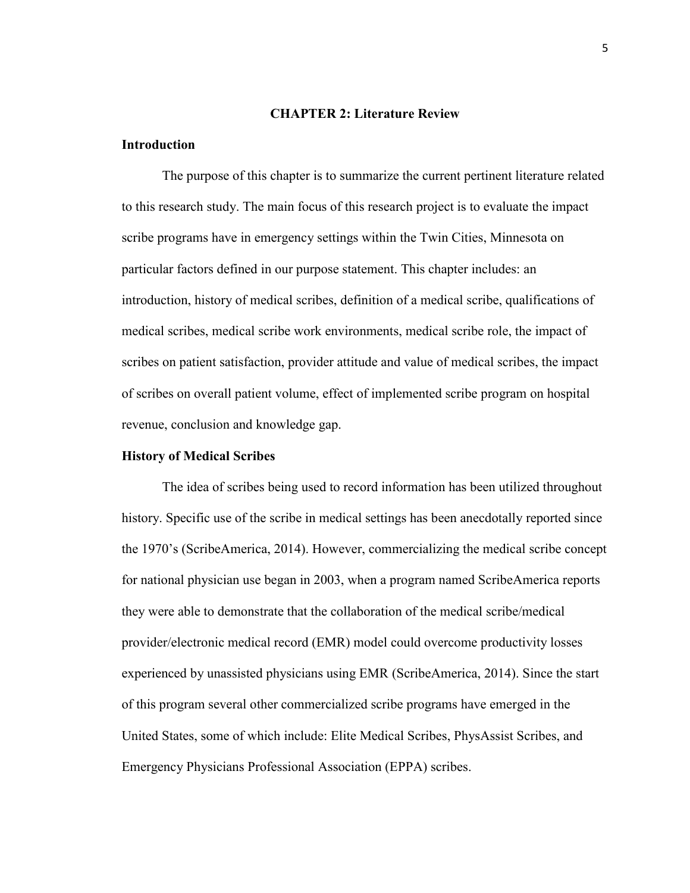# CHAPTER 2: Literature Review

## Introduction

The purpose of this chapter is to summarize the current pertinent literature related to this research study. The main focus of this research project is to evaluate the impact scribe programs have in emergency settings within the Twin Cities, Minnesota on particular factors defined in our purpose statement. This chapter includes: an introduction, history of medical scribes, definition of a medical scribe, qualifications of medical scribes, medical scribe work environments, medical scribe role, the impact of scribes on patient satisfaction, provider attitude and value of medical scribes, the impact of scribes on overall patient volume, effect of implemented scribe program on hospital revenue, conclusion and knowledge gap.

## History of Medical Scribes

The idea of scribes being used to record information has been utilized throughout history. Specific use of the scribe in medical settings has been anecdotally reported since the 1970's (ScribeAmerica, 2014). However, commercializing the medical scribe concept for national physician use began in 2003, when a program named ScribeAmerica reports they were able to demonstrate that the collaboration of the medical scribe/medical provider/electronic medical record (EMR) model could overcome productivity losses experienced by unassisted physicians using EMR (ScribeAmerica, 2014). Since the start of this program several other commercialized scribe programs have emerged in the United States, some of which include: Elite Medical Scribes, PhysAssist Scribes, and Emergency Physicians Professional Association (EPPA) scribes.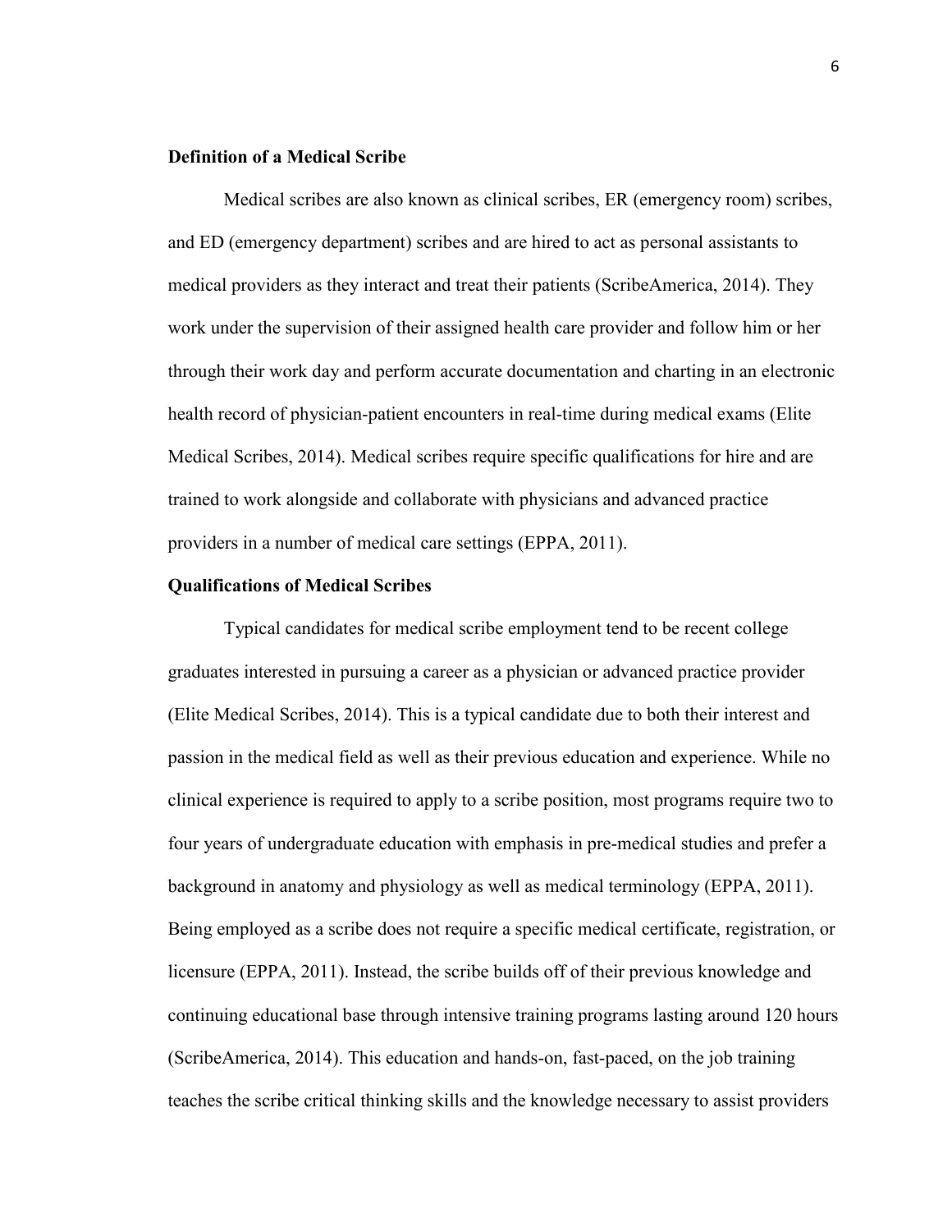**Definition of a Medical Scribe**

Medical scribes are also known as clinical scribes, ER (emergency room) scribes, and ED (emergency department) scribes and are hired to act as personal assistants to medical providers as they interact and treat their patients (ScribeAmerica, 2014). They work under the supervision of their assigned health care provider and follow him or her through their work day and perform accurate documentation and charting in an electronic health record of physician-patient encounters in real-time during medical exams (Elite Medical Scribes, 2014). Medical scribes require specific qualifications for hire and are trained to work alongside and collaborate with physicians and advanced practice providers in a number of medical care settings (EPPA, 2011).

**Qualifications of Medical Scribes**

Typical candidates for medical scribe employment tend to be recent college graduates interested in pursuing a career as a physician or advanced practice provider (Elite Medical Scribes, 2014). This is a typical candidate due to both their interest and passion in the medical field as well as their previous education and experience. While no clinical experience is required to apply to a scribe position, most programs require two to four years of undergraduate education with emphasis in pre-medical studies and prefer a background in anatomy and physiology as well as medical terminology (EPPA, 2011). Being employed as a scribe does not require a specific medical certificate, registration, or licensure (EPPA, 2011). Instead, the scribe builds off of their previous knowledge and continuing educational base through intensive training programs lasting around 120 hours (ScribeAmerica, 2014). This education and hands-on, fast-paced, on the job training teaches the scribe critical thinking skills and the knowledge necessary to assist providers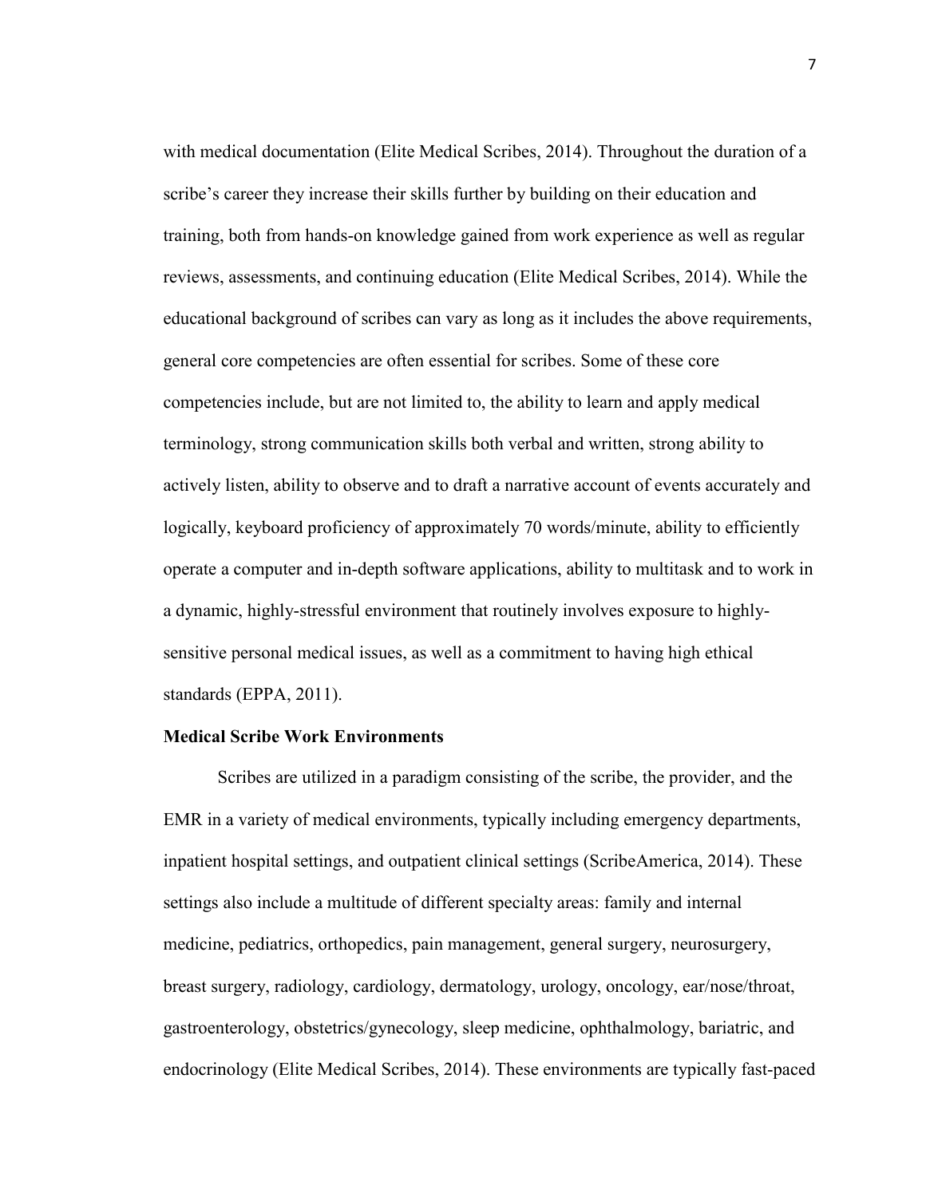with medical documentation (Elite Medical Scribes, 2014). Throughout the duration of a scribe's career they increase their skills further by building on their education and training, both from hands-on knowledge gained from work experience as well as regular reviews, assessments, and continuing education (Elite Medical Scribes, 2014). While the educational background of scribes can vary as long as it includes the above requirements, general core competencies are often essential for scribes. Some of these core competencies include, but are not limited to, the ability to learn and apply medical terminology, strong communication skills both verbal and written, strong ability to actively listen, ability to observe and to draft a narrative account of events accurately and logically, keyboard proficiency of approximately 70 words/minute, ability to efficiently operate a computer and in-depth software applications, ability to multitask and to work in a dynamic, highly-stressful environment that routinely involves exposure to highly-sensitive personal medical issues, as well as a commitment to having high ethical standards (EPPA, 2011).

**Medical Scribe Work Environments**

Scribes are utilized in a paradigm consisting of the scribe, the provider, and the EMR in a variety of medical environments, typically including emergency departments, inpatient hospital settings, and outpatient clinical settings (ScribeAmerica, 2014). These settings also include a multitude of different specialty areas: family and internal medicine, pediatrics, orthopedics, pain management, general surgery, neurosurgery, breast surgery, radiology, cardiology, dermatology, urology, oncology, ear/nose/throat, gastroenterology, obstetrics/gynecology, sleep medicine, ophthalmology, bariatric, and endocrinology (Elite Medical Scribes, 2014). These environments are typically fast-paced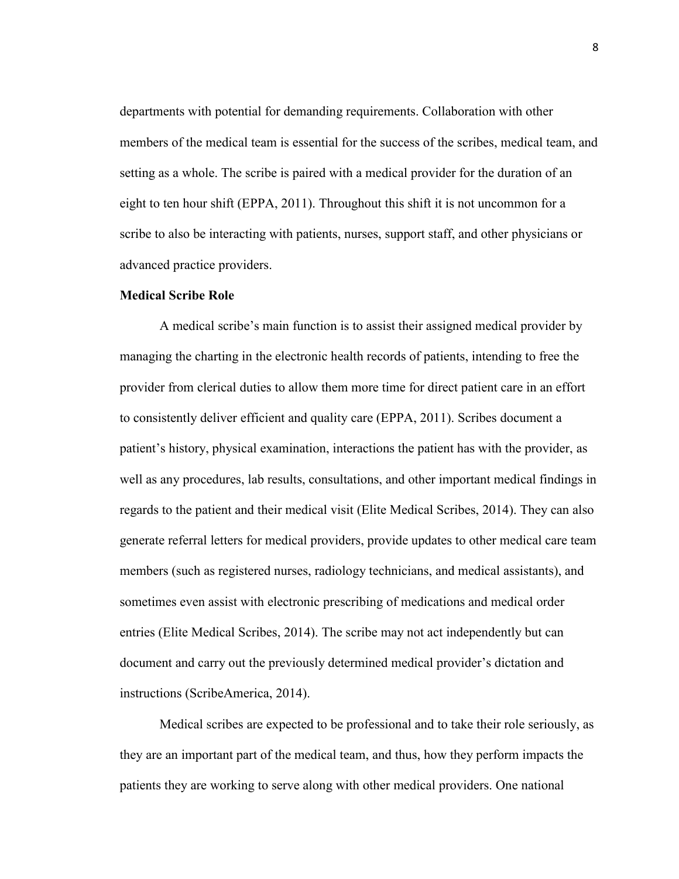departments with potential for demanding requirements. Collaboration with other members of the medical team is essential for the success of the scribes, medical team, and setting as a whole. The scribe is paired with a medical provider for the duration of an eight to ten hour shift (EPPA, 2011). Throughout this shift it is not uncommon for a scribe to also be interacting with patients, nurses, support staff, and other physicians or advanced practice providers.

**Medical Scribe Role**

A medical scribe's main function is to assist their assigned medical provider by managing the charting in the electronic health records of patients, intending to free the provider from clerical duties to allow them more time for direct patient care in an effort to consistently deliver efficient and quality care (EPPA, 2011). Scribes document a patient's history, physical examination, interactions the patient has with the provider, as well as any procedures, lab results, consultations, and other important medical findings in regards to the patient and their medical visit (Elite Medical Scribes, 2014). They can also generate referral letters for medical providers, provide updates to other medical care team members (such as registered nurses, radiology technicians, and medical assistants), and sometimes even assist with electronic prescribing of medications and medical order entries (Elite Medical Scribes, 2014). The scribe may not act independently but can document and carry out the previously determined medical provider's dictation and instructions (ScribeAmerica, 2014).

Medical scribes are expected to be professional and to take their role seriously, as they are an important part of the medical team, and thus, how they perform impacts the patients they are working to serve along with other medical providers. One national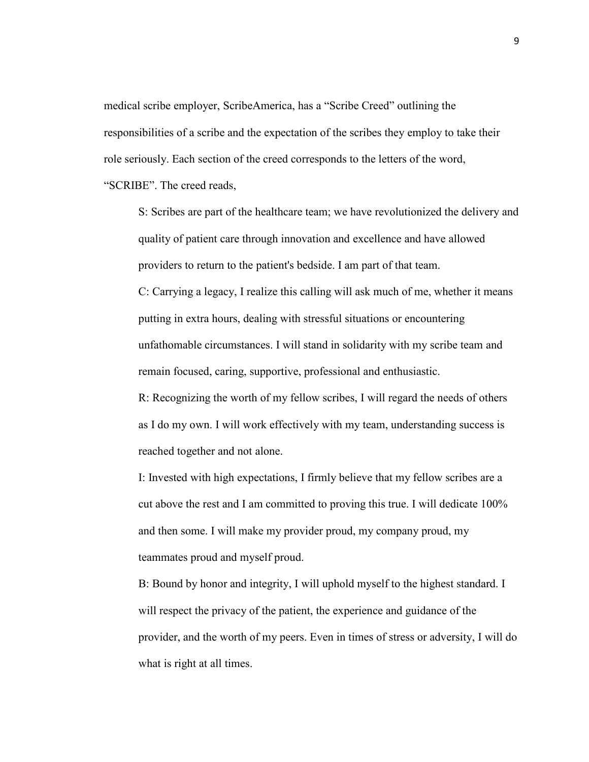medical scribe employer, ScribeAmerica, has a "Scribe Creed" outlining the responsibilities of a scribe and the expectation of the scribes they employ to take their role seriously. Each section of the creed corresponds to the letters of the word, "SCRIBE". The creed reads,

> S: Scribes are part of the healthcare team; we have revolutionized the delivery and quality of patient care through innovation and excellence and have allowed providers to return to the patient's bedside. I am part of that team.
>
> C: Carrying a legacy, I realize this calling will ask much of me, whether it means putting in extra hours, dealing with stressful situations or encountering unfathomable circumstances. I will stand in solidarity with my scribe team and remain focused, caring, supportive, professional and enthusiastic.
>
> R: Recognizing the worth of my fellow scribes, I will regard the needs of others as I do my own. I will work effectively with my team, understanding success is reached together and not alone.
>
> I: Invested with high expectations, I firmly believe that my fellow scribes are a cut above the rest and I am committed to proving this true. I will dedicate 100% and then some. I will make my provider proud, my company proud, my teammates proud and myself proud.
>
> B: Bound by honor and integrity, I will uphold myself to the highest standard. I will respect the privacy of the patient, the experience and guidance of the provider, and the worth of my peers. Even in times of stress or adversity, I will do what is right at all times.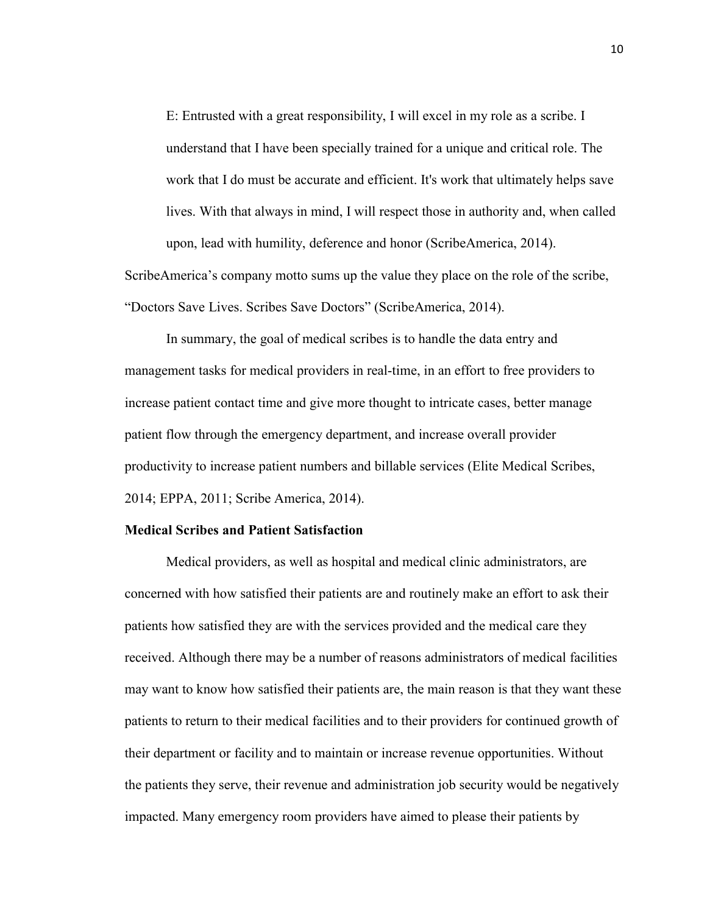> E: Entrusted with a great responsibility, I will excel in my role as a scribe. I understand that I have been specially trained for a unique and critical role. The work that I do must be accurate and efficient. It's work that ultimately helps save lives. With that always in mind, I will respect those in authority and, when called upon, lead with humility, deference and honor (ScribeAmerica, 2014).

ScribeAmerica's company motto sums up the value they place on the role of the scribe, "Doctors Save Lives. Scribes Save Doctors" (ScribeAmerica, 2014).

In summary, the goal of medical scribes is to handle the data entry and management tasks for medical providers in real-time, in an effort to free providers to increase patient contact time and give more thought to intricate cases, better manage patient flow through the emergency department, and increase overall provider productivity to increase patient numbers and billable services (Elite Medical Scribes, 2014; EPPA, 2011; Scribe America, 2014).

**Medical Scribes and Patient Satisfaction**

Medical providers, as well as hospital and medical clinic administrators, are concerned with how satisfied their patients are and routinely make an effort to ask their patients how satisfied they are with the services provided and the medical care they received. Although there may be a number of reasons administrators of medical facilities may want to know how satisfied their patients are, the main reason is that they want these patients to return to their medical facilities and to their providers for continued growth of their department or facility and to maintain or increase revenue opportunities. Without the patients they serve, their revenue and administration job security would be negatively impacted. Many emergency room providers have aimed to please their patients by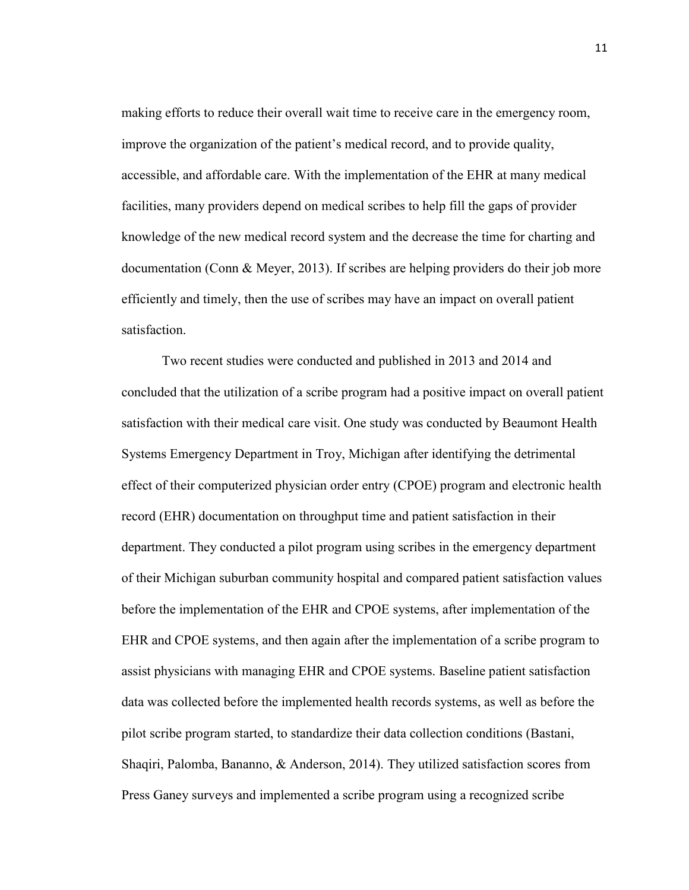making efforts to reduce their overall wait time to receive care in the emergency room, improve the organization of the patient's medical record, and to provide quality, accessible, and affordable care. With the implementation of the EHR at many medical facilities, many providers depend on medical scribes to help fill the gaps of provider knowledge of the new medical record system and the decrease the time for charting and documentation (Conn & Meyer, 2013). If scribes are helping providers do their job more efficiently and timely, then the use of scribes may have an impact on overall patient satisfaction.

Two recent studies were conducted and published in 2013 and 2014 and concluded that the utilization of a scribe program had a positive impact on overall patient satisfaction with their medical care visit. One study was conducted by Beaumont Health Systems Emergency Department in Troy, Michigan after identifying the detrimental effect of their computerized physician order entry (CPOE) program and electronic health record (EHR) documentation on throughput time and patient satisfaction in their department. They conducted a pilot program using scribes in the emergency department of their Michigan suburban community hospital and compared patient satisfaction values before the implementation of the EHR and CPOE systems, after implementation of the EHR and CPOE systems, and then again after the implementation of a scribe program to assist physicians with managing EHR and CPOE systems. Baseline patient satisfaction data was collected before the implemented health records systems, as well as before the pilot scribe program started, to standardize their data collection conditions (Bastani, Shaqiri, Palomba, Bananno, & Anderson, 2014). They utilized satisfaction scores from Press Ganey surveys and implemented a scribe program using a recognized scribe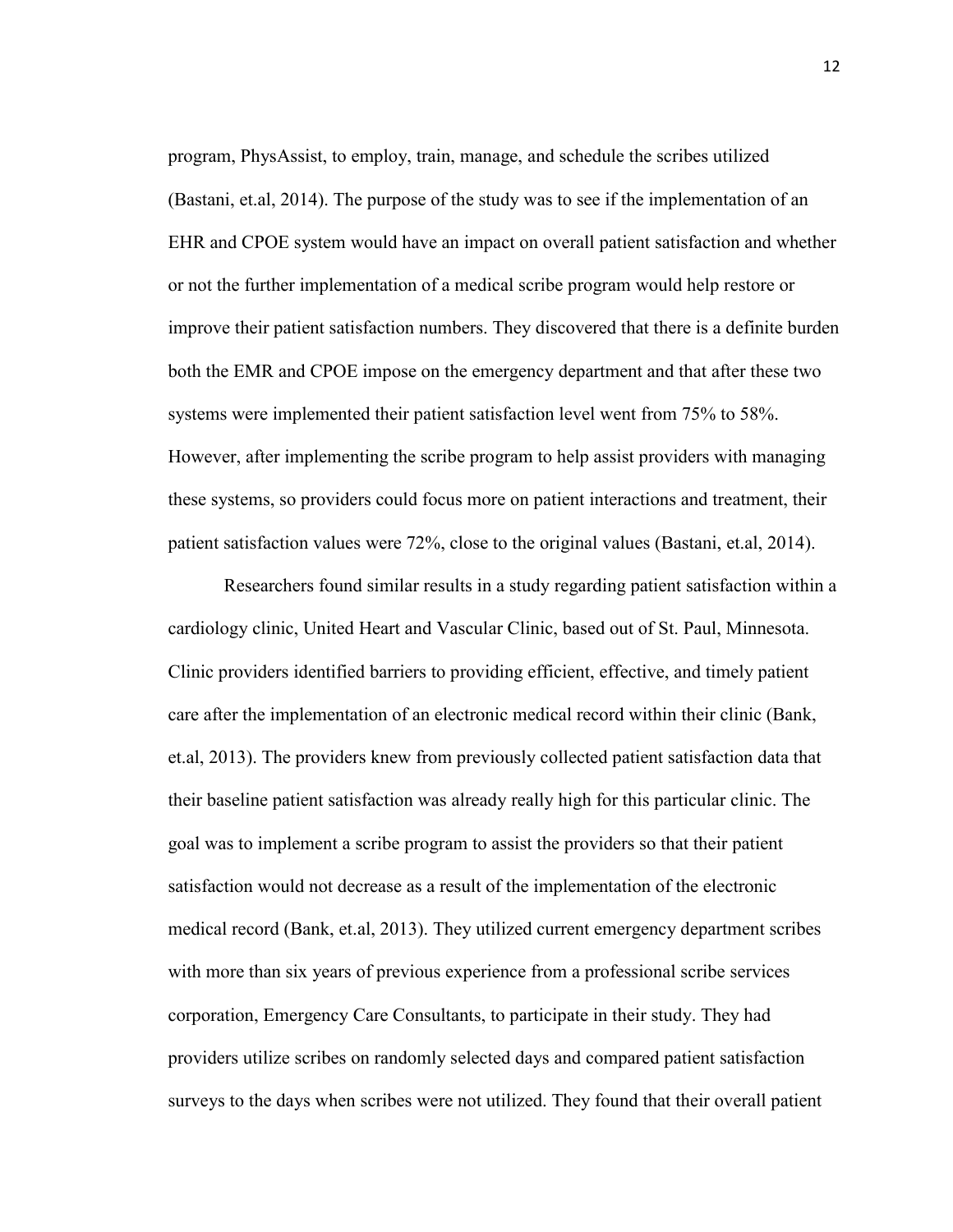program, PhysAssist, to employ, train, manage, and schedule the scribes utilized (Bastani, et.al, 2014). The purpose of the study was to see if the implementation of an EHR and CPOE system would have an impact on overall patient satisfaction and whether or not the further implementation of a medical scribe program would help restore or improve their patient satisfaction numbers. They discovered that there is a definite burden both the EMR and CPOE impose on the emergency department and that after these two systems were implemented their patient satisfaction level went from 75% to 58%. However, after implementing the scribe program to help assist providers with managing these systems, so providers could focus more on patient interactions and treatment, their patient satisfaction values were 72%, close to the original values (Bastani, et.al, 2014).

Researchers found similar results in a study regarding patient satisfaction within a cardiology clinic, United Heart and Vascular Clinic, based out of St. Paul, Minnesota. Clinic providers identified barriers to providing efficient, effective, and timely patient care after the implementation of an electronic medical record within their clinic (Bank, et.al, 2013). The providers knew from previously collected patient satisfaction data that their baseline patient satisfaction was already really high for this particular clinic. The goal was to implement a scribe program to assist the providers so that their patient satisfaction would not decrease as a result of the implementation of the electronic medical record (Bank, et.al, 2013). They utilized current emergency department scribes with more than six years of previous experience from a professional scribe services corporation, Emergency Care Consultants, to participate in their study. They had providers utilize scribes on randomly selected days and compared patient satisfaction surveys to the days when scribes were not utilized. They found that their overall patient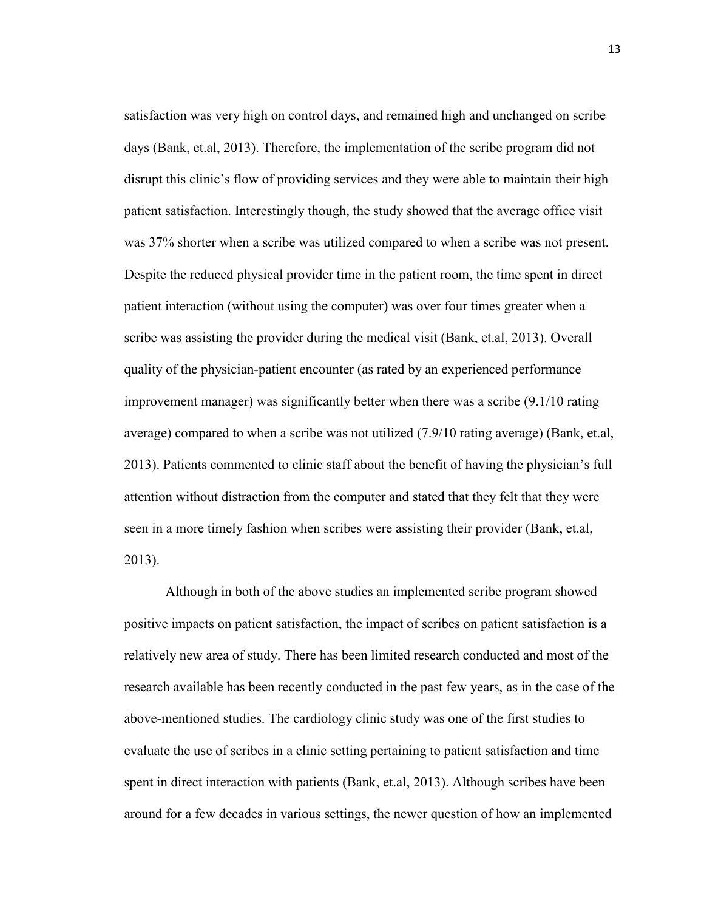satisfaction was very high on control days, and remained high and unchanged on scribe days (Bank, et.al, 2013). Therefore, the implementation of the scribe program did not disrupt this clinic's flow of providing services and they were able to maintain their high patient satisfaction. Interestingly though, the study showed that the average office visit was 37% shorter when a scribe was utilized compared to when a scribe was not present. Despite the reduced physical provider time in the patient room, the time spent in direct patient interaction (without using the computer) was over four times greater when a scribe was assisting the provider during the medical visit (Bank, et.al, 2013). Overall quality of the physician-patient encounter (as rated by an experienced performance improvement manager) was significantly better when there was a scribe (9.1/10 rating average) compared to when a scribe was not utilized (7.9/10 rating average) (Bank, et.al, 2013). Patients commented to clinic staff about the benefit of having the physician's full attention without distraction from the computer and stated that they felt that they were seen in a more timely fashion when scribes were assisting their provider (Bank, et.al, 2013).

Although in both of the above studies an implemented scribe program showed positive impacts on patient satisfaction, the impact of scribes on patient satisfaction is a relatively new area of study. There has been limited research conducted and most of the research available has been recently conducted in the past few years, as in the case of the above-mentioned studies. The cardiology clinic study was one of the first studies to evaluate the use of scribes in a clinic setting pertaining to patient satisfaction and time spent in direct interaction with patients (Bank, et.al, 2013). Although scribes have been around for a few decades in various settings, the newer question of how an implemented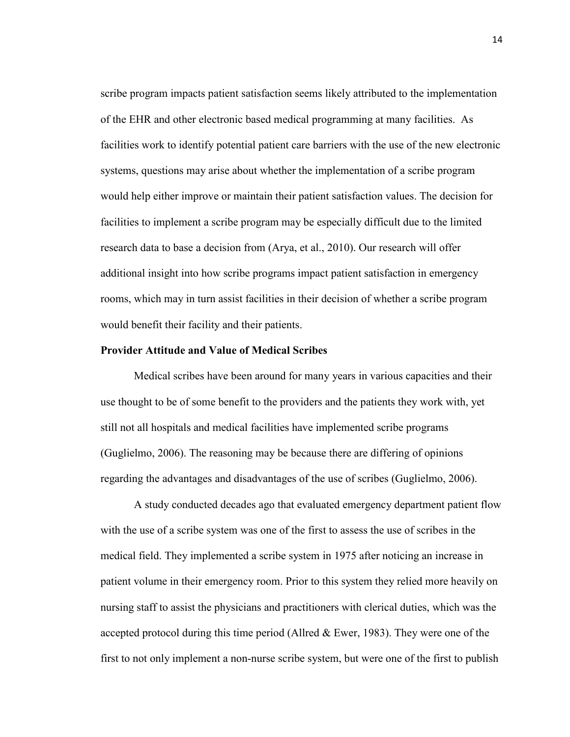scribe program impacts patient satisfaction seems likely attributed to the implementation of the EHR and other electronic based medical programming at many facilities. As facilities work to identify potential patient care barriers with the use of the new electronic systems, questions may arise about whether the implementation of a scribe program would help either improve or maintain their patient satisfaction values. The decision for facilities to implement a scribe program may be especially difficult due to the limited research data to base a decision from (Arya, et al., 2010). Our research will offer additional insight into how scribe programs impact patient satisfaction in emergency rooms, which may in turn assist facilities in their decision of whether a scribe program would benefit their facility and their patients.

**Provider Attitude and Value of Medical Scribes**

Medical scribes have been around for many years in various capacities and their use thought to be of some benefit to the providers and the patients they work with, yet still not all hospitals and medical facilities have implemented scribe programs (Guglielmo, 2006). The reasoning may be because there are differing of opinions regarding the advantages and disadvantages of the use of scribes (Guglielmo, 2006).

A study conducted decades ago that evaluated emergency department patient flow with the use of a scribe system was one of the first to assess the use of scribes in the medical field. They implemented a scribe system in 1975 after noticing an increase in patient volume in their emergency room. Prior to this system they relied more heavily on nursing staff to assist the physicians and practitioners with clerical duties, which was the accepted protocol during this time period (Allred & Ewer, 1983). They were one of the first to not only implement a non-nurse scribe system, but were one of the first to publish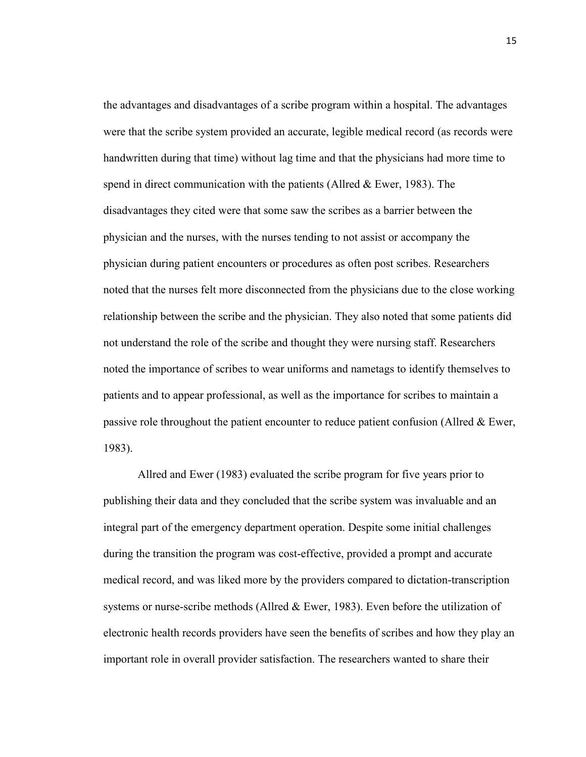the advantages and disadvantages of a scribe program within a hospital. The advantages were that the scribe system provided an accurate, legible medical record (as records were handwritten during that time) without lag time and that the physicians had more time to spend in direct communication with the patients (Allred & Ewer, 1983). The disadvantages they cited were that some saw the scribes as a barrier between the physician and the nurses, with the nurses tending to not assist or accompany the physician during patient encounters or procedures as often post scribes. Researchers noted that the nurses felt more disconnected from the physicians due to the close working relationship between the scribe and the physician. They also noted that some patients did not understand the role of the scribe and thought they were nursing staff. Researchers noted the importance of scribes to wear uniforms and nametags to identify themselves to patients and to appear professional, as well as the importance for scribes to maintain a passive role throughout the patient encounter to reduce patient confusion (Allred & Ewer, 1983).

Allred and Ewer (1983) evaluated the scribe program for five years prior to publishing their data and they concluded that the scribe system was invaluable and an integral part of the emergency department operation. Despite some initial challenges during the transition the program was cost-effective, provided a prompt and accurate medical record, and was liked more by the providers compared to dictation-transcription systems or nurse-scribe methods (Allred & Ewer, 1983). Even before the utilization of electronic health records providers have seen the benefits of scribes and how they play an important role in overall provider satisfaction. The researchers wanted to share their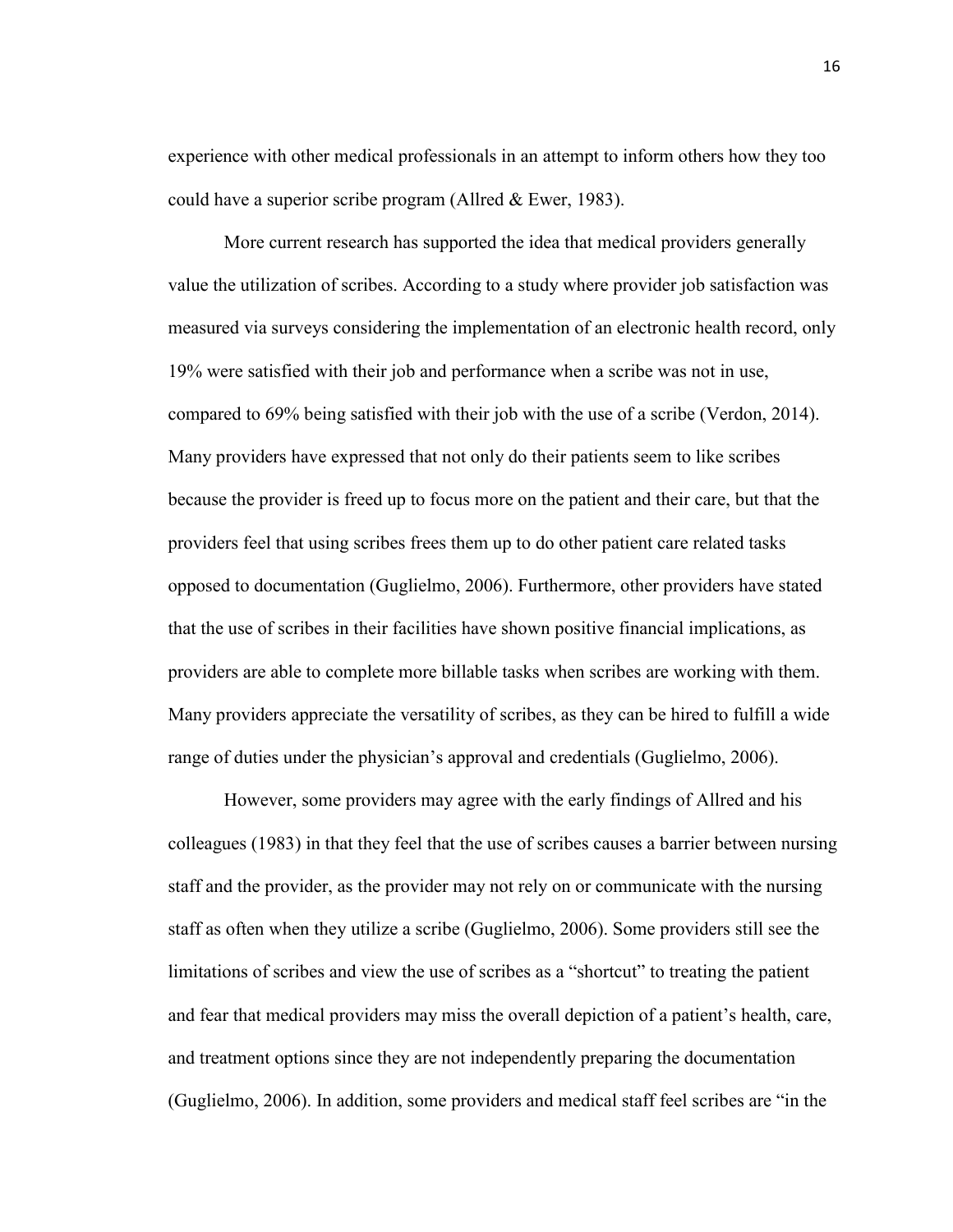experience with other medical professionals in an attempt to inform others how they too could have a superior scribe program (Allred & Ewer, 1983).

More current research has supported the idea that medical providers generally value the utilization of scribes. According to a study where provider job satisfaction was measured via surveys considering the implementation of an electronic health record, only 19% were satisfied with their job and performance when a scribe was not in use, compared to 69% being satisfied with their job with the use of a scribe (Verdon, 2014). Many providers have expressed that not only do their patients seem to like scribes because the provider is freed up to focus more on the patient and their care, but that the providers feel that using scribes frees them up to do other patient care related tasks opposed to documentation (Guglielmo, 2006). Furthermore, other providers have stated that the use of scribes in their facilities have shown positive financial implications, as providers are able to complete more billable tasks when scribes are working with them. Many providers appreciate the versatility of scribes, as they can be hired to fulfill a wide range of duties under the physician's approval and credentials (Guglielmo, 2006).

However, some providers may agree with the early findings of Allred and his colleagues (1983) in that they feel that the use of scribes causes a barrier between nursing staff and the provider, as the provider may not rely on or communicate with the nursing staff as often when they utilize a scribe (Guglielmo, 2006). Some providers still see the limitations of scribes and view the use of scribes as a "shortcut" to treating the patient and fear that medical providers may miss the overall depiction of a patient's health, care, and treatment options since they are not independently preparing the documentation (Guglielmo, 2006). In addition, some providers and medical staff feel scribes are "in the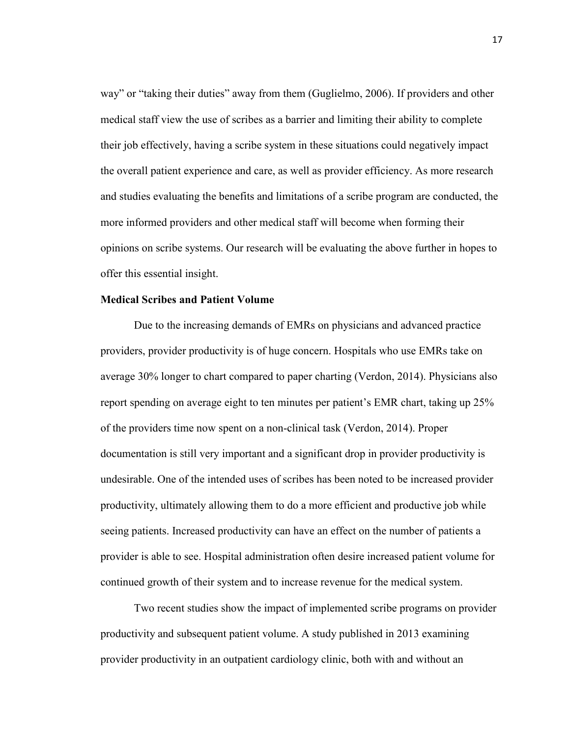way" or "taking their duties" away from them (Guglielmo, 2006). If providers and other medical staff view the use of scribes as a barrier and limiting their ability to complete their job effectively, having a scribe system in these situations could negatively impact the overall patient experience and care, as well as provider efficiency. As more research and studies evaluating the benefits and limitations of a scribe program are conducted, the more informed providers and other medical staff will become when forming their opinions on scribe systems. Our research will be evaluating the above further in hopes to offer this essential insight.

**Medical Scribes and Patient Volume**

Due to the increasing demands of EMRs on physicians and advanced practice providers, provider productivity is of huge concern. Hospitals who use EMRs take on average 30% longer to chart compared to paper charting (Verdon, 2014). Physicians also report spending on average eight to ten minutes per patient's EMR chart, taking up 25% of the providers time now spent on a non-clinical task (Verdon, 2014). Proper documentation is still very important and a significant drop in provider productivity is undesirable. One of the intended uses of scribes has been noted to be increased provider productivity, ultimately allowing them to do a more efficient and productive job while seeing patients. Increased productivity can have an effect on the number of patients a provider is able to see. Hospital administration often desire increased patient volume for continued growth of their system and to increase revenue for the medical system.

Two recent studies show the impact of implemented scribe programs on provider productivity and subsequent patient volume. A study published in 2013 examining provider productivity in an outpatient cardiology clinic, both with and without an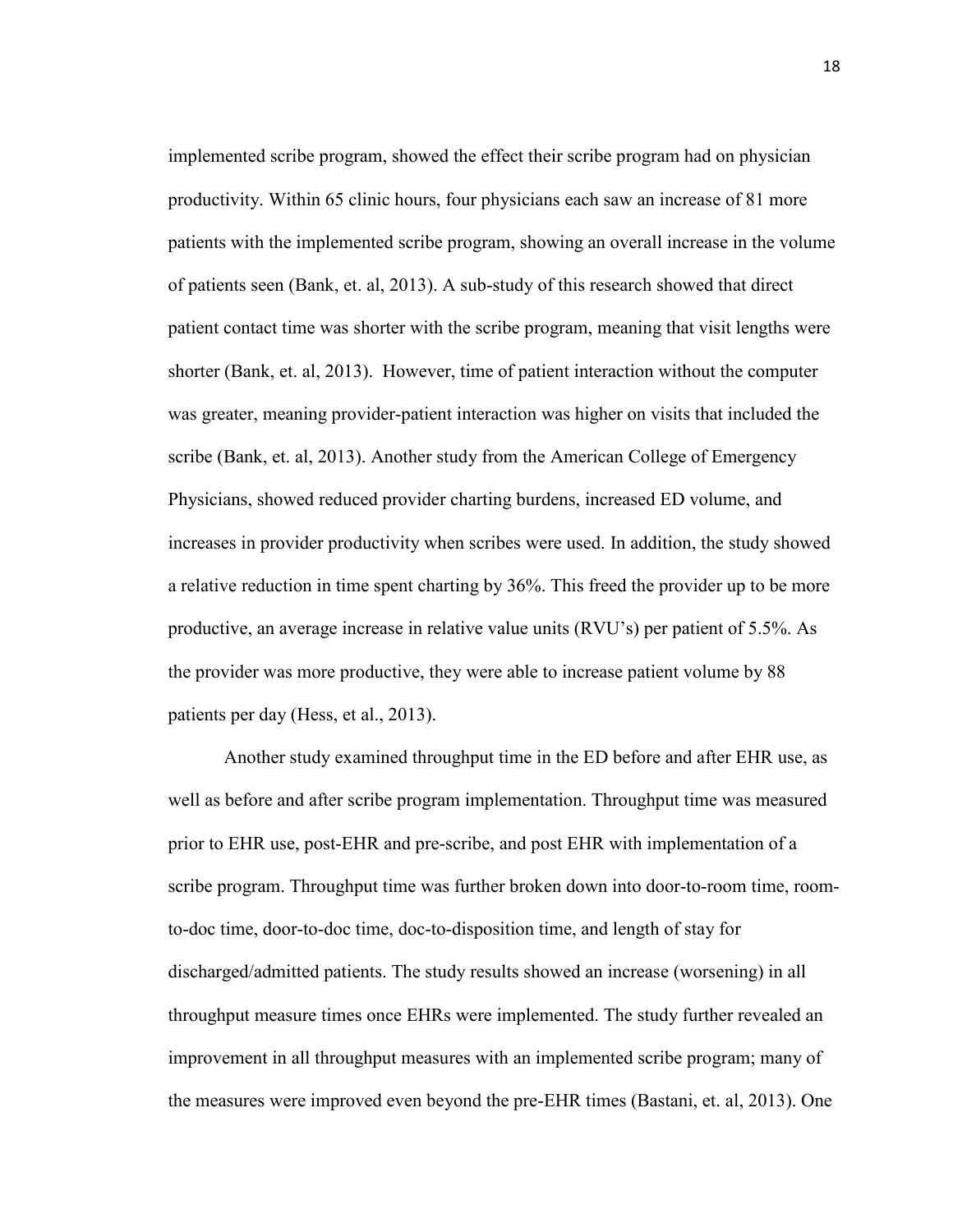implemented scribe program, showed the effect their scribe program had on physician productivity. Within 65 clinic hours, four physicians each saw an increase of 81 more patients with the implemented scribe program, showing an overall increase in the volume of patients seen (Bank, et. al, 2013). A sub-study of this research showed that direct patient contact time was shorter with the scribe program, meaning that visit lengths were shorter (Bank, et. al, 2013). However, time of patient interaction without the computer was greater, meaning provider-patient interaction was higher on visits that included the scribe (Bank, et. al, 2013). Another study from the American College of Emergency Physicians, showed reduced provider charting burdens, increased ED volume, and increases in provider productivity when scribes were used. In addition, the study showed a relative reduction in time spent charting by 36%. This freed the provider up to be more productive, an average increase in relative value units (RVU's) per patient of 5.5%. As the provider was more productive, they were able to increase patient volume by 88 patients per day (Hess, et al., 2013).

Another study examined throughput time in the ED before and after EHR use, as well as before and after scribe program implementation. Throughput time was measured prior to EHR use, post-EHR and pre-scribe, and post EHR with implementation of a scribe program. Throughput time was further broken down into door-to-room time, room-to-doc time, door-to-doc time, doc-to-disposition time, and length of stay for discharged/admitted patients. The study results showed an increase (worsening) in all throughput measure times once EHRs were implemented. The study further revealed an improvement in all throughput measures with an implemented scribe program; many of the measures were improved even beyond the pre-EHR times (Bastani, et. al, 2013). One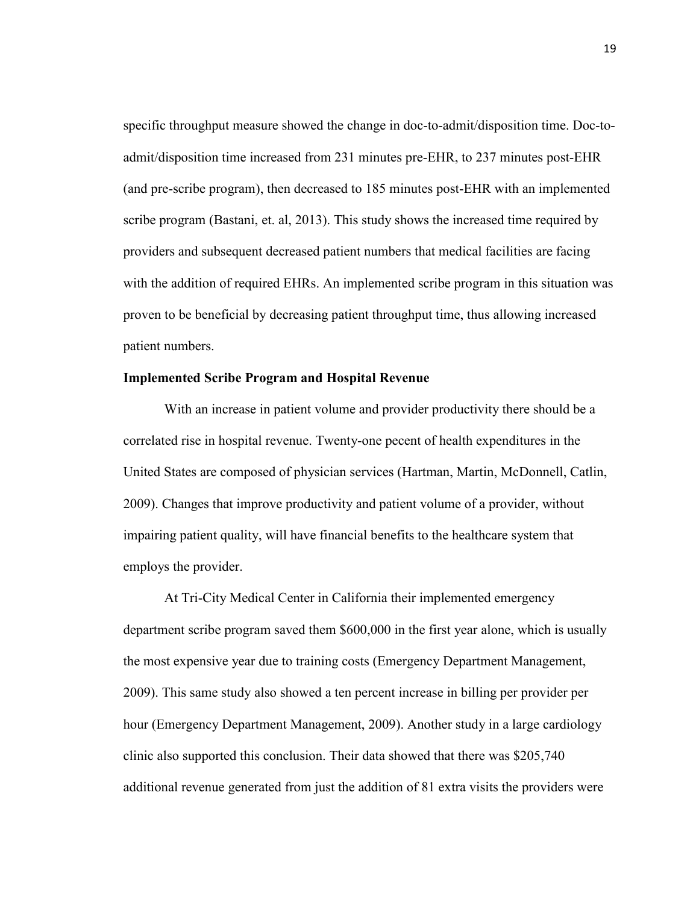specific throughput measure showed the change in doc-to-admit/disposition time. Doc-to-admit/disposition time increased from 231 minutes pre-EHR, to 237 minutes post-EHR (and pre-scribe program), then decreased to 185 minutes post-EHR with an implemented scribe program (Bastani, et. al, 2013). This study shows the increased time required by providers and subsequent decreased patient numbers that medical facilities are facing with the addition of required EHRs. An implemented scribe program in this situation was proven to be beneficial by decreasing patient throughput time, thus allowing increased patient numbers.

**Implemented Scribe Program and Hospital Revenue**

With an increase in patient volume and provider productivity there should be a correlated rise in hospital revenue. Twenty-one pecent of health expenditures in the United States are composed of physician services (Hartman, Martin, McDonnell, Catlin, 2009). Changes that improve productivity and patient volume of a provider, without impairing patient quality, will have financial benefits to the healthcare system that employs the provider.

At Tri-City Medical Center in California their implemented emergency department scribe program saved them $600,000 in the first year alone, which is usually the most expensive year due to training costs (Emergency Department Management, 2009). This same study also showed a ten percent increase in billing per provider per hour (Emergency Department Management, 2009). Another study in a large cardiology clinic also supported this conclusion. Their data showed that there was $205,740 additional revenue generated from just the addition of 81 extra visits the providers were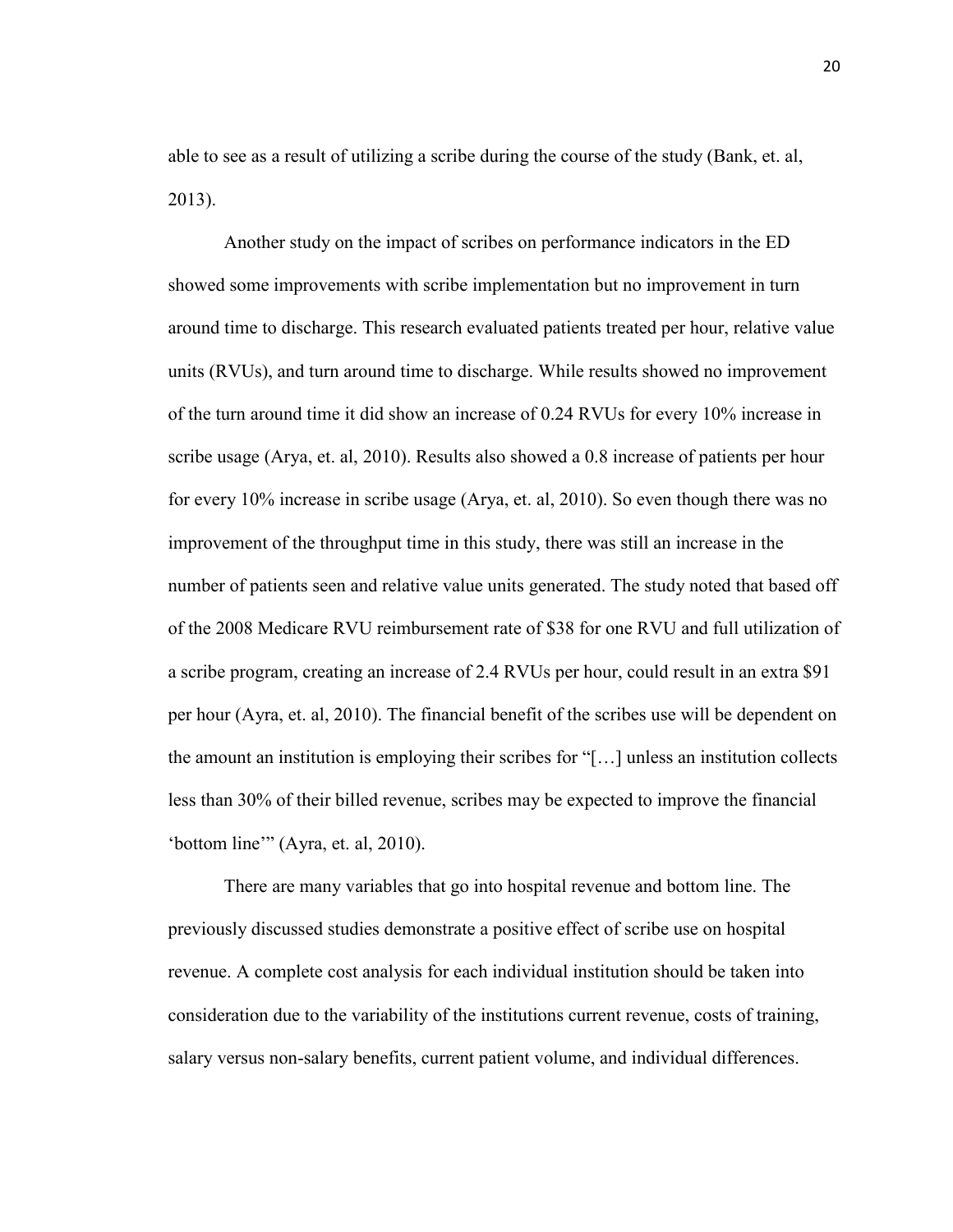able to see as a result of utilizing a scribe during the course of the study (Bank, et. al, 2013).

Another study on the impact of scribes on performance indicators in the ED showed some improvements with scribe implementation but no improvement in turn around time to discharge. This research evaluated patients treated per hour, relative value units (RVUs), and turn around time to discharge. While results showed no improvement of the turn around time it did show an increase of 0.24 RVUs for every 10% increase in scribe usage (Arya, et. al, 2010). Results also showed a 0.8 increase of patients per hour for every 10% increase in scribe usage (Arya, et. al, 2010). So even though there was no improvement of the throughput time in this study, there was still an increase in the number of patients seen and relative value units generated. The study noted that based off of the 2008 Medicare RVU reimbursement rate of $38 for one RVU and full utilization of a scribe program, creating an increase of 2.4 RVUs per hour, could result in an extra $91 per hour (Ayra, et. al, 2010). The financial benefit of the scribes use will be dependent on the amount an institution is employing their scribes for "[…] unless an institution collects less than 30% of their billed revenue, scribes may be expected to improve the financial 'bottom line'" (Ayra, et. al, 2010).

There are many variables that go into hospital revenue and bottom line. The previously discussed studies demonstrate a positive effect of scribe use on hospital revenue. A complete cost analysis for each individual institution should be taken into consideration due to the variability of the institutions current revenue, costs of training, salary versus non-salary benefits, current patient volume, and individual differences.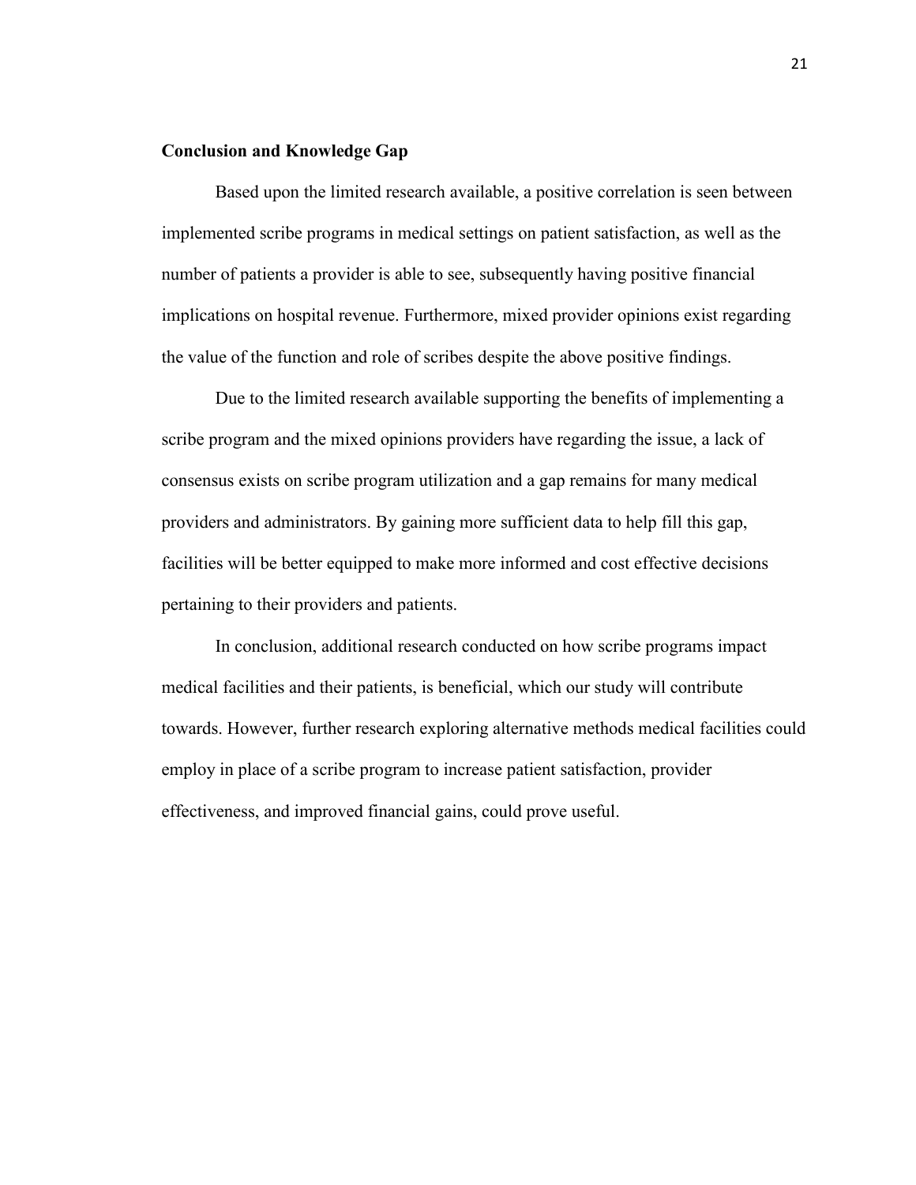## Conclusion and Knowledge Gap

Based upon the limited research available, a positive correlation is seen between implemented scribe programs in medical settings on patient satisfaction, as well as the number of patients a provider is able to see, subsequently having positive financial implications on hospital revenue. Furthermore, mixed provider opinions exist regarding the value of the function and role of scribes despite the above positive findings.

Due to the limited research available supporting the benefits of implementing a scribe program and the mixed opinions providers have regarding the issue, a lack of consensus exists on scribe program utilization and a gap remains for many medical providers and administrators. By gaining more sufficient data to help fill this gap, facilities will be better equipped to make more informed and cost effective decisions pertaining to their providers and patients.

In conclusion, additional research conducted on how scribe programs impact medical facilities and their patients, is beneficial, which our study will contribute towards. However, further research exploring alternative methods medical facilities could employ in place of a scribe program to increase patient satisfaction, provider effectiveness, and improved financial gains, could prove useful.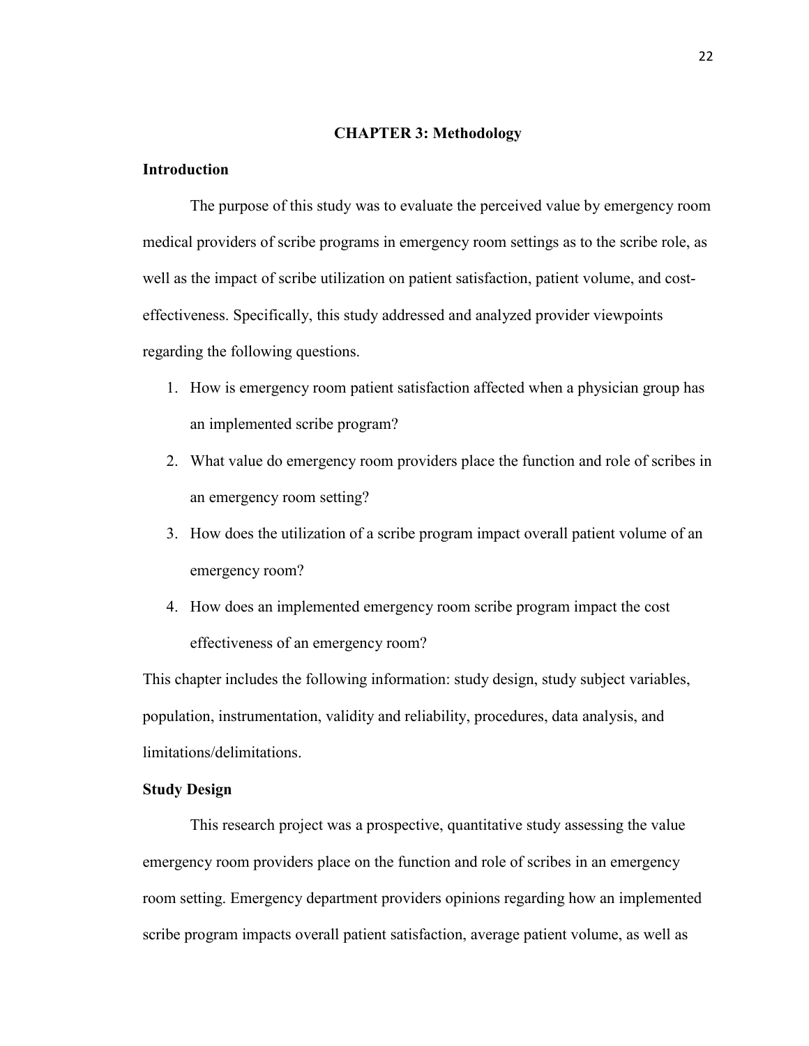# CHAPTER 3: Methodology

## Introduction

The purpose of this study was to evaluate the perceived value by emergency room medical providers of scribe programs in emergency room settings as to the scribe role, as well as the impact of scribe utilization on patient satisfaction, patient volume, and cost-effectiveness. Specifically, this study addressed and analyzed provider viewpoints regarding the following questions.

1. How is emergency room patient satisfaction affected when a physician group has an implemented scribe program?
2. What value do emergency room providers place the function and role of scribes in an emergency room setting?
3. How does the utilization of a scribe program impact overall patient volume of an emergency room?
4. How does an implemented emergency room scribe program impact the cost effectiveness of an emergency room?

This chapter includes the following information: study design, study subject variables, population, instrumentation, validity and reliability, procedures, data analysis, and limitations/delimitations.

## Study Design

This research project was a prospective, quantitative study assessing the value emergency room providers place on the function and role of scribes in an emergency room setting. Emergency department providers opinions regarding how an implemented scribe program impacts overall patient satisfaction, average patient volume, as well as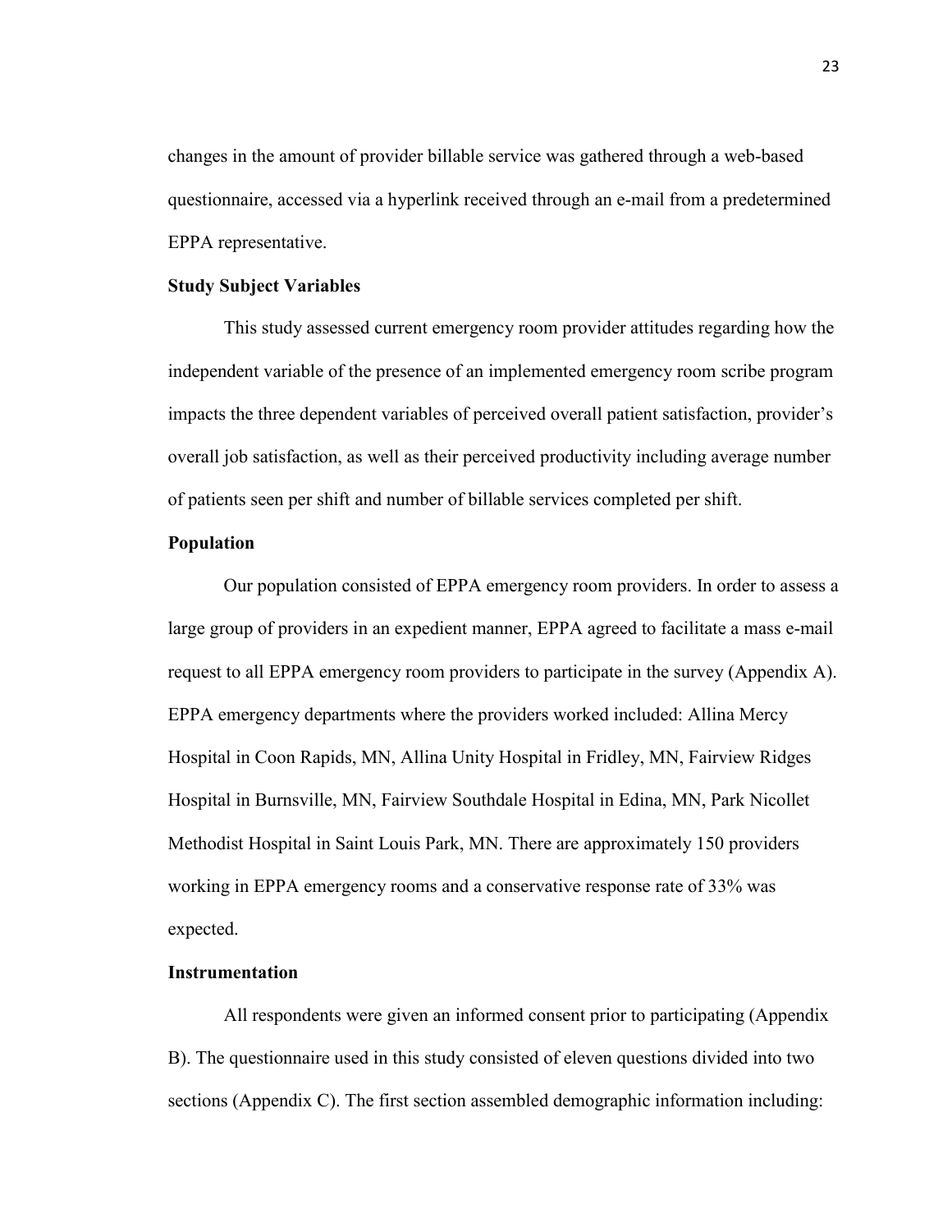changes in the amount of provider billable service was gathered through a web-based questionnaire, accessed via a hyperlink received through an e-mail from a predetermined EPPA representative.

**Study Subject Variables**

This study assessed current emergency room provider attitudes regarding how the independent variable of the presence of an implemented emergency room scribe program impacts the three dependent variables of perceived overall patient satisfaction, provider's overall job satisfaction, as well as their perceived productivity including average number of patients seen per shift and number of billable services completed per shift.

**Population**

Our population consisted of EPPA emergency room providers. In order to assess a large group of providers in an expedient manner, EPPA agreed to facilitate a mass e-mail request to all EPPA emergency room providers to participate in the survey (Appendix A). EPPA emergency departments where the providers worked included: Allina Mercy Hospital in Coon Rapids, MN, Allina Unity Hospital in Fridley, MN, Fairview Ridges Hospital in Burnsville, MN, Fairview Southdale Hospital in Edina, MN, Park Nicollet Methodist Hospital in Saint Louis Park, MN. There are approximately 150 providers working in EPPA emergency rooms and a conservative response rate of 33% was expected.

**Instrumentation**

All respondents were given an informed consent prior to participating (Appendix B). The questionnaire used in this study consisted of eleven questions divided into two sections (Appendix C). The first section assembled demographic information including: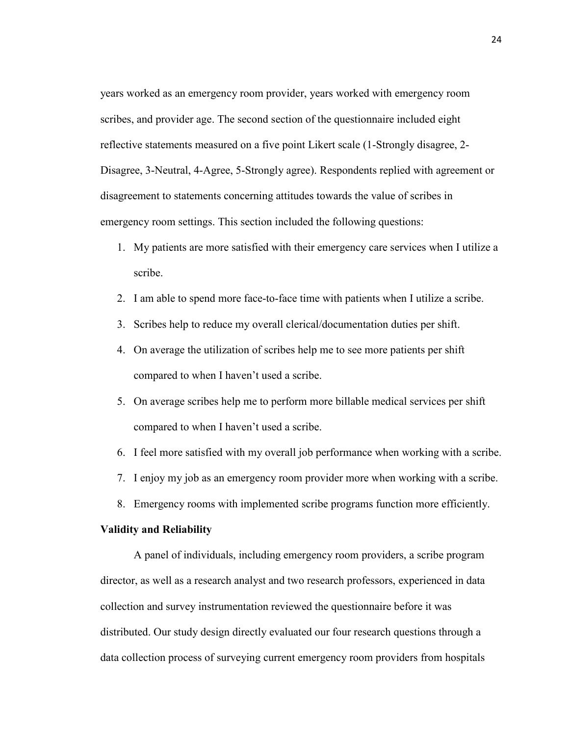years worked as an emergency room provider, years worked with emergency room scribes, and provider age. The second section of the questionnaire included eight reflective statements measured on a five point Likert scale (1-Strongly disagree, 2-Disagree, 3-Neutral, 4-Agree, 5-Strongly agree). Respondents replied with agreement or disagreement to statements concerning attitudes towards the value of scribes in emergency room settings. This section included the following questions:

1. My patients are more satisfied with their emergency care services when I utilize a scribe.
2. I am able to spend more face-to-face time with patients when I utilize a scribe.
3. Scribes help to reduce my overall clerical/documentation duties per shift.
4. On average the utilization of scribes help me to see more patients per shift compared to when I haven't used a scribe.
5. On average scribes help me to perform more billable medical services per shift compared to when I haven't used a scribe.
6. I feel more satisfied with my overall job performance when working with a scribe.
7. I enjoy my job as an emergency room provider more when working with a scribe.
8. Emergency rooms with implemented scribe programs function more efficiently.

**Validity and Reliability**

A panel of individuals, including emergency room providers, a scribe program director, as well as a research analyst and two research professors, experienced in data collection and survey instrumentation reviewed the questionnaire before it was distributed. Our study design directly evaluated our four research questions through a data collection process of surveying current emergency room providers from hospitals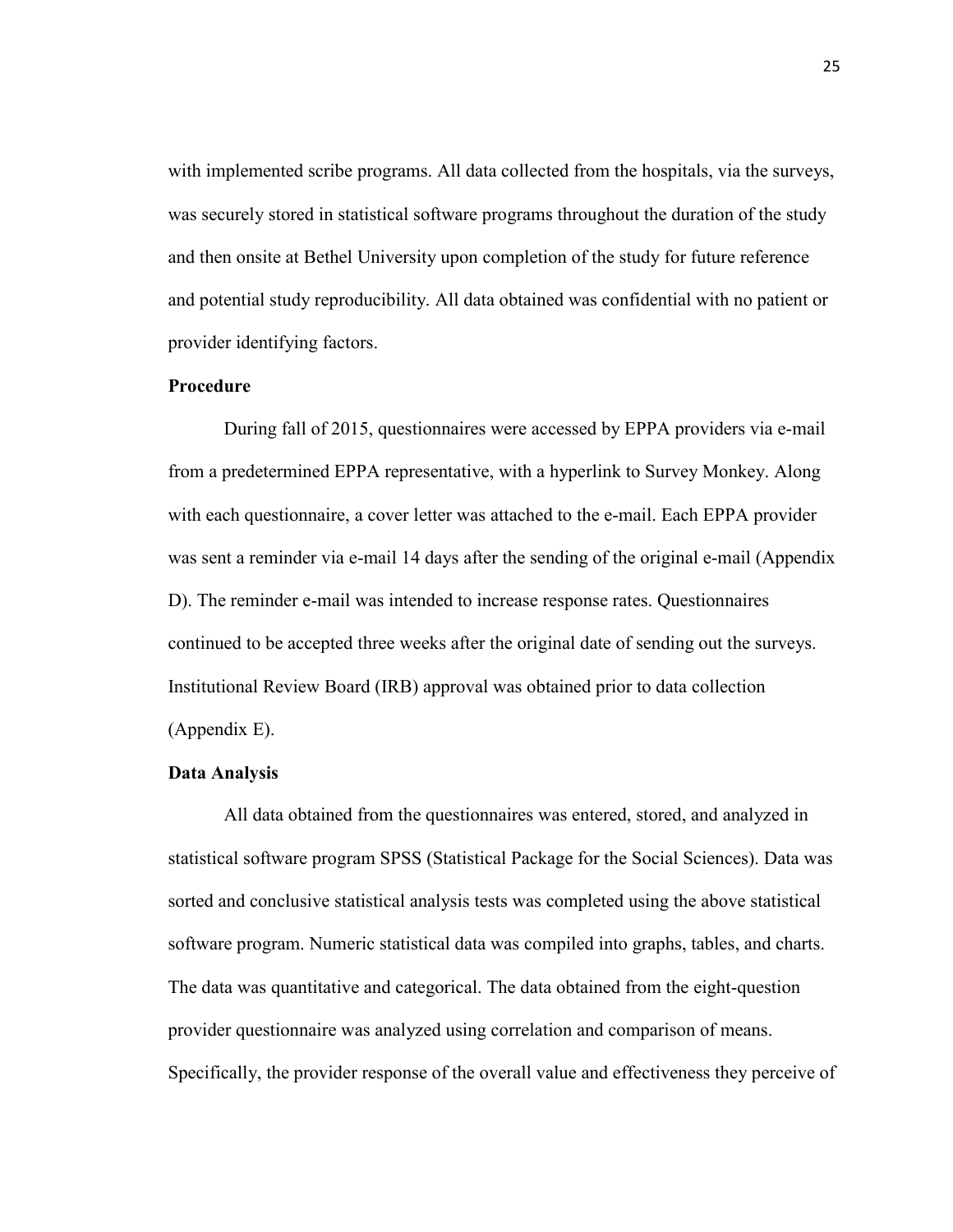with implemented scribe programs. All data collected from the hospitals, via the surveys, was securely stored in statistical software programs throughout the duration of the study and then onsite at Bethel University upon completion of the study for future reference and potential study reproducibility. All data obtained was confidential with no patient or provider identifying factors.

### Procedure

During fall of 2015, questionnaires were accessed by EPPA providers via e-mail from a predetermined EPPA representative, with a hyperlink to Survey Monkey. Along with each questionnaire, a cover letter was attached to the e-mail. Each EPPA provider was sent a reminder via e-mail 14 days after the sending of the original e-mail (Appendix D). The reminder e-mail was intended to increase response rates. Questionnaires continued to be accepted three weeks after the original date of sending out the surveys. Institutional Review Board (IRB) approval was obtained prior to data collection (Appendix E).

### Data Analysis

All data obtained from the questionnaires was entered, stored, and analyzed in statistical software program SPSS (Statistical Package for the Social Sciences). Data was sorted and conclusive statistical analysis tests was completed using the above statistical software program. Numeric statistical data was compiled into graphs, tables, and charts. The data was quantitative and categorical. The data obtained from the eight-question provider questionnaire was analyzed using correlation and comparison of means. Specifically, the provider response of the overall value and effectiveness they perceive of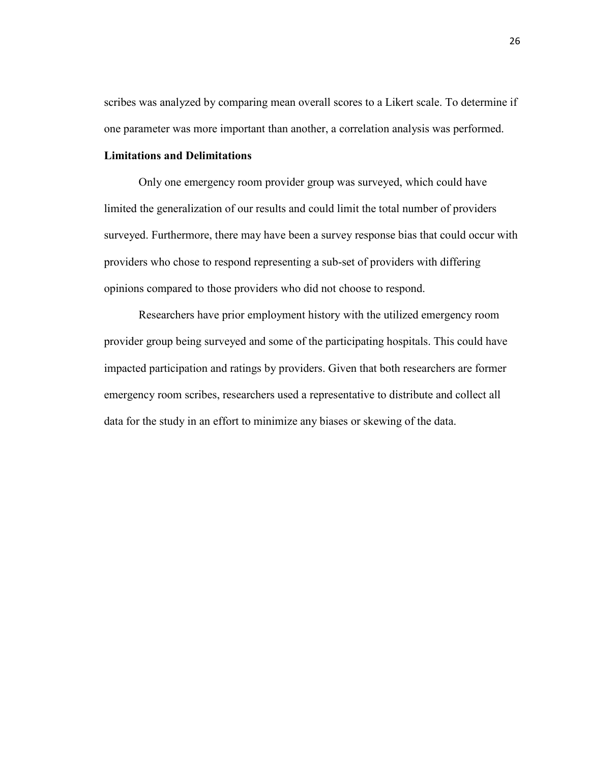scribes was analyzed by comparing mean overall scores to a Likert scale. To determine if one parameter was more important than another, a correlation analysis was performed.

**Limitations and Delimitations**

Only one emergency room provider group was surveyed, which could have limited the generalization of our results and could limit the total number of providers surveyed. Furthermore, there may have been a survey response bias that could occur with providers who chose to respond representing a sub-set of providers with differing opinions compared to those providers who did not choose to respond.

Researchers have prior employment history with the utilized emergency room provider group being surveyed and some of the participating hospitals. This could have impacted participation and ratings by providers. Given that both researchers are former emergency room scribes, researchers used a representative to distribute and collect all data for the study in an effort to minimize any biases or skewing of the data.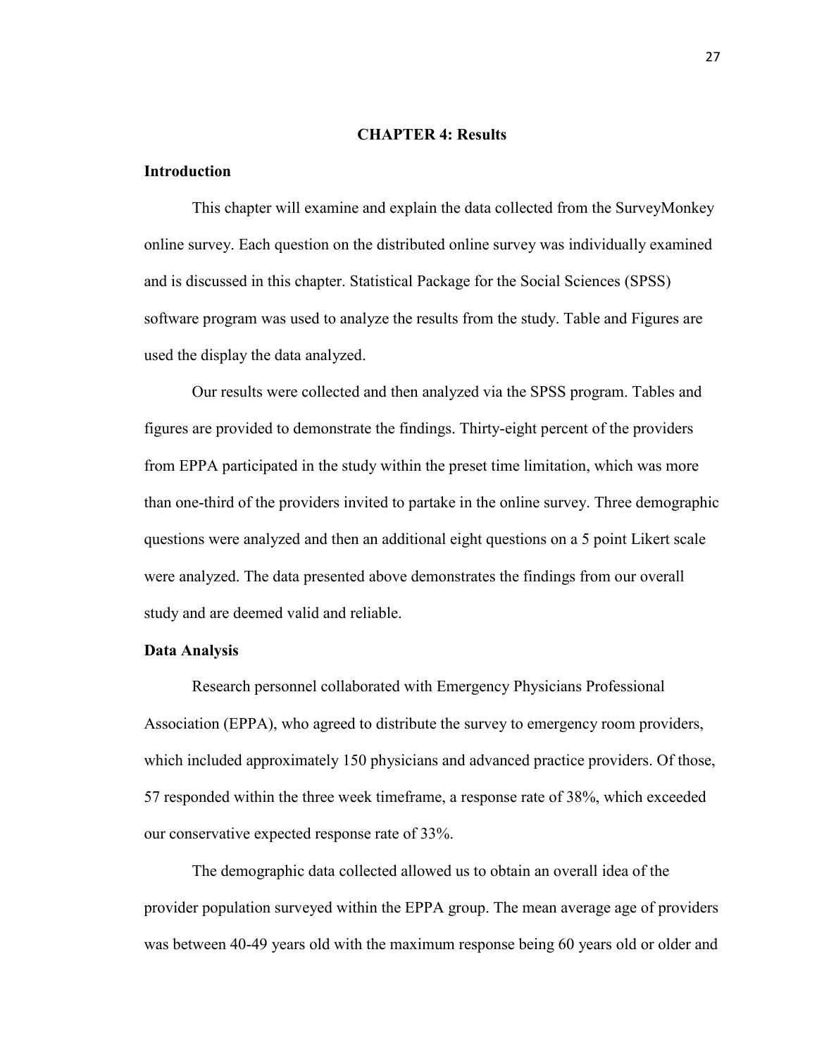# CHAPTER 4: Results

## Introduction

This chapter will examine and explain the data collected from the SurveyMonkey online survey. Each question on the distributed online survey was individually examined and is discussed in this chapter. Statistical Package for the Social Sciences (SPSS) software program was used to analyze the results from the study. Table and Figures are used the display the data analyzed.

Our results were collected and then analyzed via the SPSS program. Tables and figures are provided to demonstrate the findings. Thirty-eight percent of the providers from EPPA participated in the study within the preset time limitation, which was more than one-third of the providers invited to partake in the online survey. Three demographic questions were analyzed and then an additional eight questions on a 5 point Likert scale were analyzed. The data presented above demonstrates the findings from our overall study and are deemed valid and reliable.

## Data Analysis

Research personnel collaborated with Emergency Physicians Professional Association (EPPA), who agreed to distribute the survey to emergency room providers, which included approximately 150 physicians and advanced practice providers. Of those, 57 responded within the three week timeframe, a response rate of 38%, which exceeded our conservative expected response rate of 33%.

The demographic data collected allowed us to obtain an overall idea of the provider population surveyed within the EPPA group. The mean average age of providers was between 40-49 years old with the maximum response being 60 years old or older and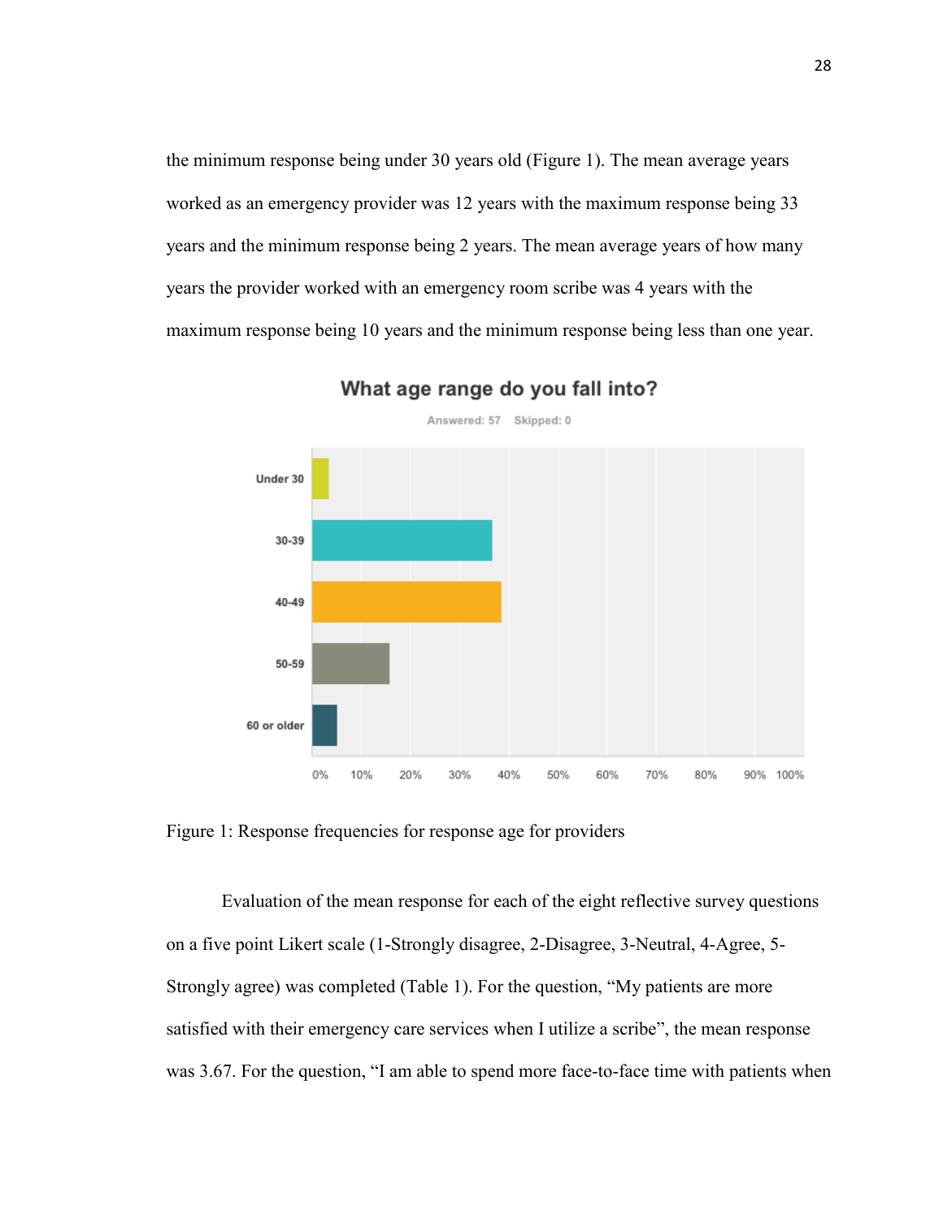the minimum response being under 30 years old (Figure 1). The mean average years worked as an emergency provider was 12 years with the maximum response being 33 years and the minimum response being 2 years. The mean average years of how many years the provider worked with an emergency room scribe was 4 years with the maximum response being 10 years and the minimum response being less than one year.

Figure 1: Response frequencies for response age for providers

Evaluation of the mean response for each of the eight reflective survey questions on a five point Likert scale (1-Strongly disagree, 2-Disagree, 3-Neutral, 4-Agree, 5-Strongly agree) was completed (Table 1). For the question, "My patients are more satisfied with their emergency care services when I utilize a scribe", the mean response was 3.67. For the question, "I am able to spend more face-to-face time with patients when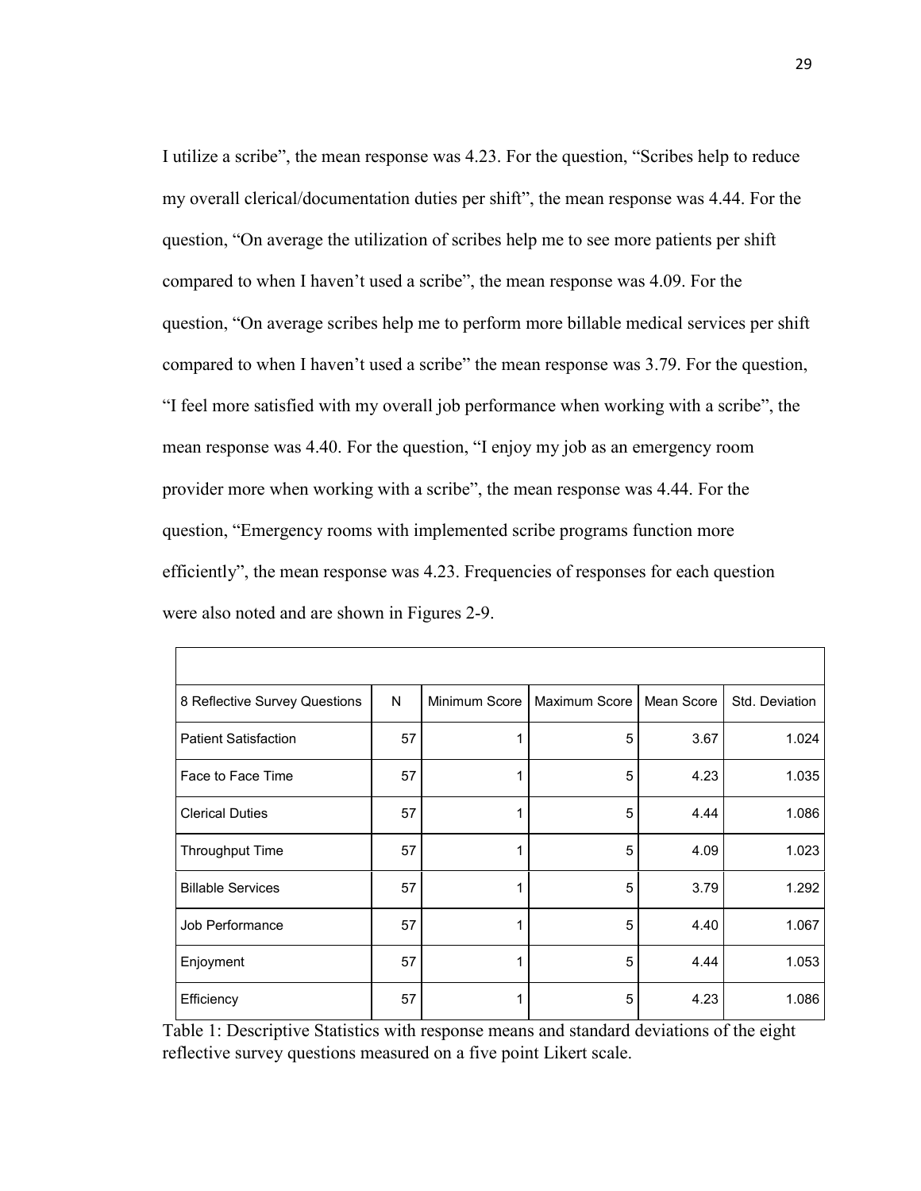I utilize a scribe", the mean response was 4.23. For the question, "Scribes help to reduce my overall clerical/documentation duties per shift", the mean response was 4.44. For the question, "On average the utilization of scribes help me to see more patients per shift compared to when I haven't used a scribe", the mean response was 4.09. For the question, "On average scribes help me to perform more billable medical services per shift compared to when I haven't used a scribe" the mean response was 3.79. For the question, "I feel more satisfied with my overall job performance when working with a scribe", the mean response was 4.40. For the question, "I enjoy my job as an emergency room provider more when working with a scribe", the mean response was 4.44. For the question, "Emergency rooms with implemented scribe programs function more efficiently", the mean response was 4.23. Frequencies of responses for each question were also noted and are shown in Figures 2-9.

| 8 Reflective Survey Questions | N | Minimum Score | Maximum Score | Mean Score | Std. Deviation |
|---|---|---|---|---|---|
| Patient Satisfaction | 57 | 1 | 5 | 3.67 | 1.024 |
| Face to Face Time | 57 | 1 | 5 | 4.23 | 1.035 |
| Clerical Duties | 57 | 1 | 5 | 4.44 | 1.086 |
| Throughput Time | 57 | 1 | 5 | 4.09 | 1.023 |
| Billable Services | 57 | 1 | 5 | 3.79 | 1.292 |
| Job Performance | 57 | 1 | 5 | 4.40 | 1.067 |
| Enjoyment | 57 | 1 | 5 | 4.44 | 1.053 |
| Efficiency | 57 | 1 | 5 | 4.23 | 1.086 |

Table 1: Descriptive Statistics with response means and standard deviations of the eight reflective survey questions measured on a five point Likert scale.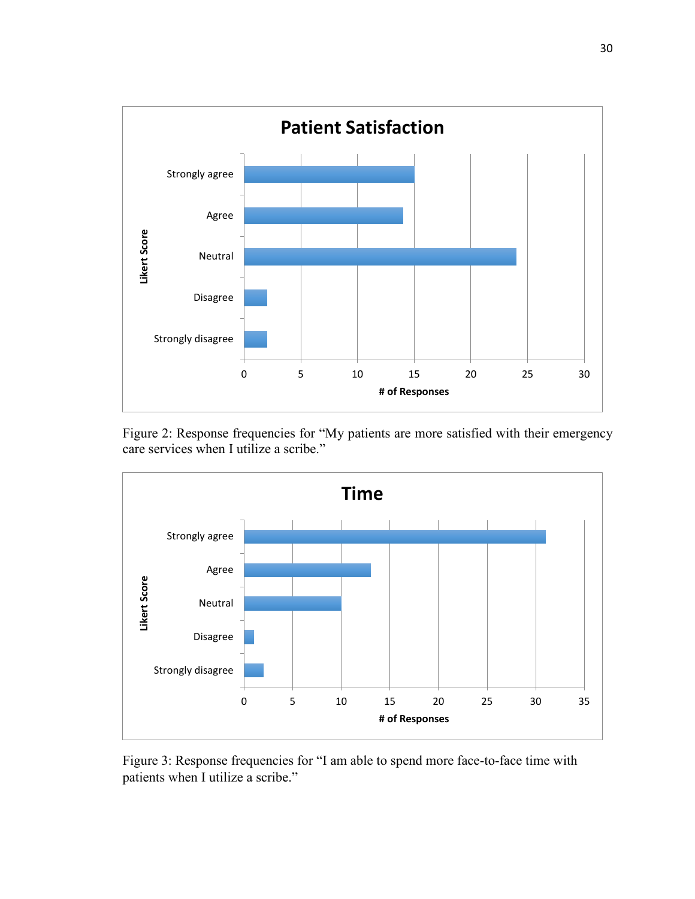Figure 2: Response frequencies for “My patients are more satisfied with their emergency care services when I utilize a scribe.”

Figure 3: Response frequencies for “I am able to spend more face-to-face time with patients when I utilize a scribe.”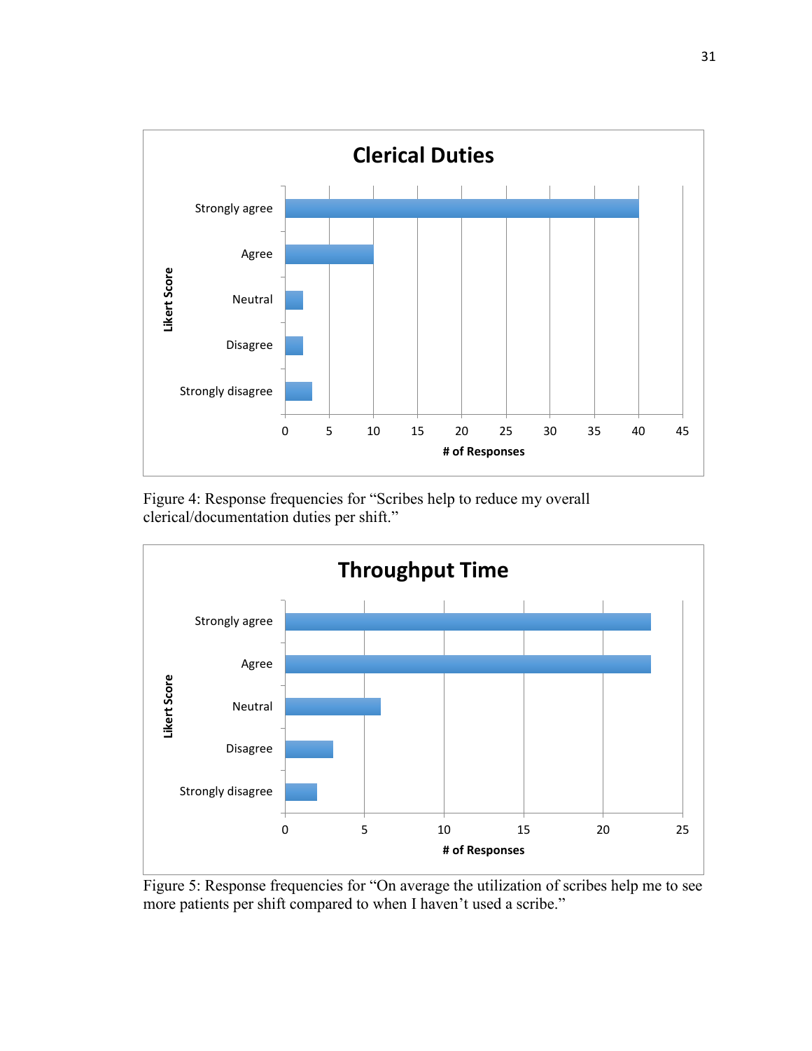Figure 4: Response frequencies for "Scribes help to reduce my overall clerical/documentation duties per shift."

Figure 5: Response frequencies for "On average the utilization of scribes help me to see more patients per shift compared to when I haven't used a scribe."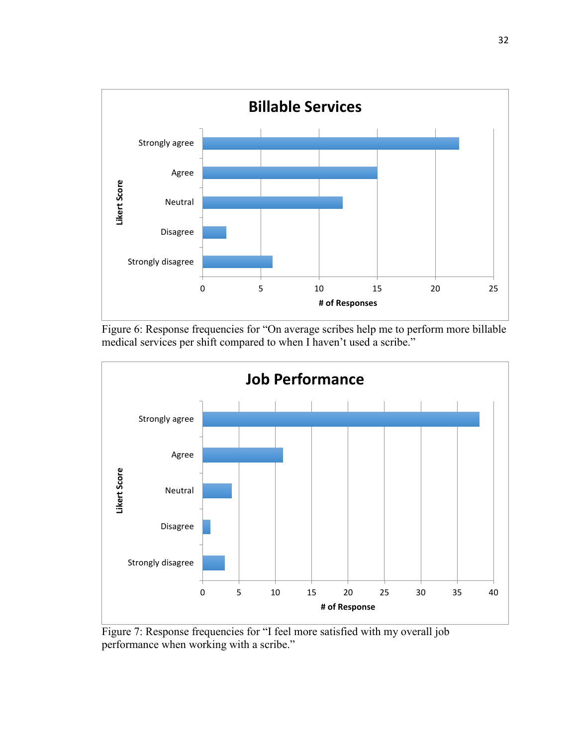Figure 6: Response frequencies for "On average scribes help me to perform more billable medical services per shift compared to when I haven't used a scribe."

Figure 7: Response frequencies for "I feel more satisfied with my overall job performance when working with a scribe."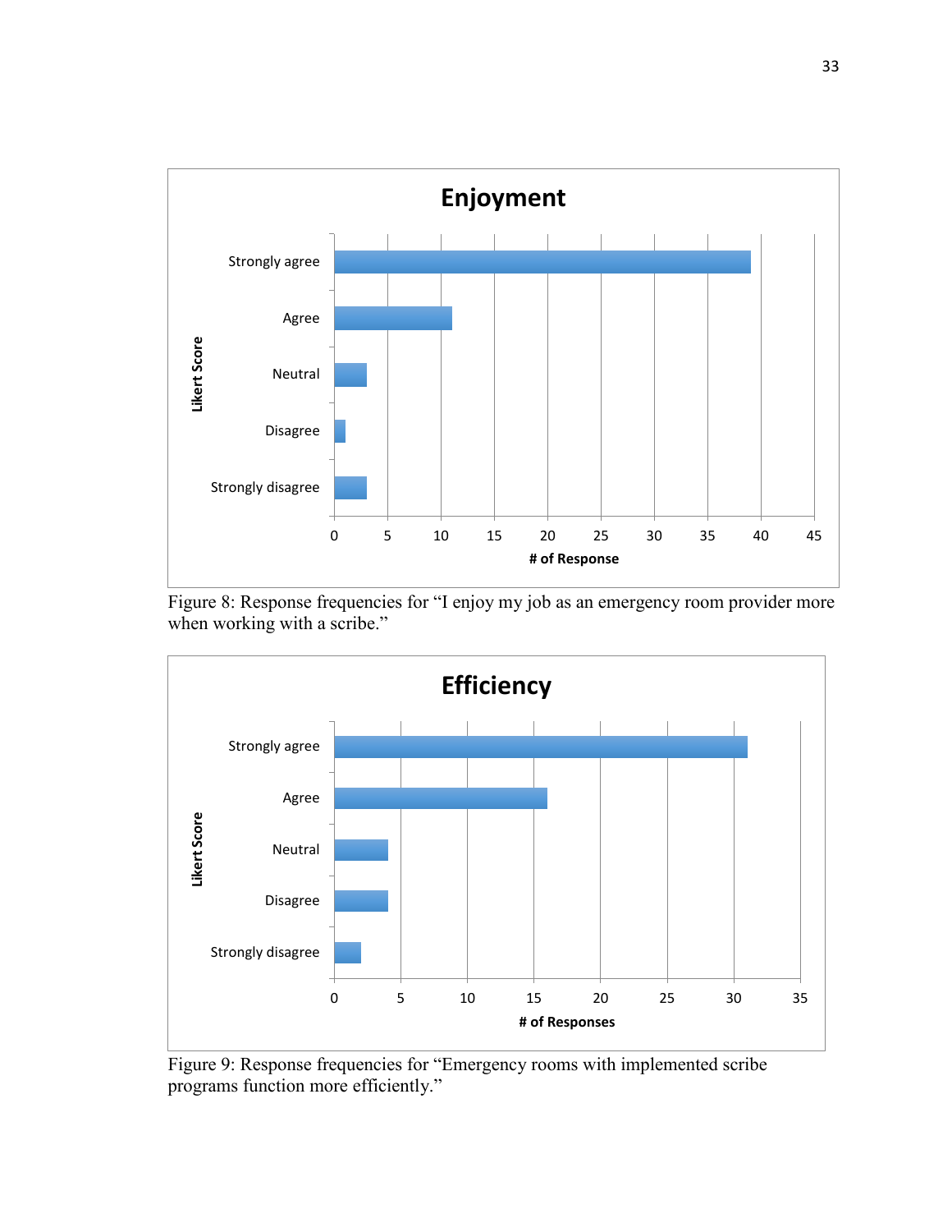**Enjoyment**

| Likert Score | # of Response |
|---|---|
| Strongly agree | 39 |
| Agree | 11 |
| Neutral | 3 |
| Disagree | 1 |
| Strongly disagree | 3 |

Figure 8: Response frequencies for “I enjoy my job as an emergency room provider more when working with a scribe.”

**Efficiency**

| Likert Score | # of Responses |
|---|---|
| Strongly agree | 31 |
| Agree | 16 |
| Neutral | 4 |
| Disagree | 4 |
| Strongly disagree | 2 |

Figure 9: Response frequencies for “Emergency rooms with implemented scribe programs function more efficiently.”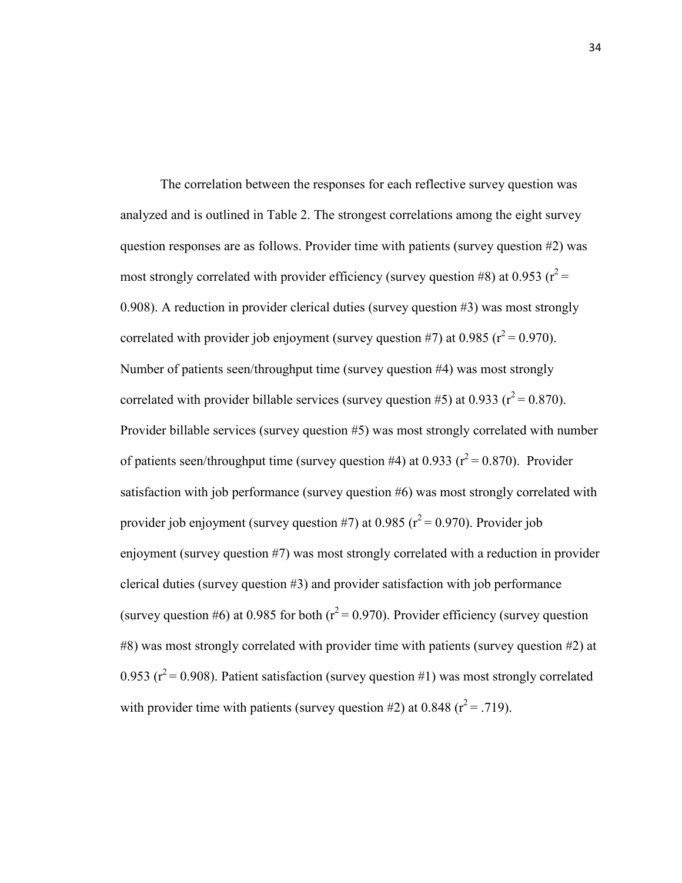The correlation between the responses for each reflective survey question was analyzed and is outlined in Table 2. The strongest correlations among the eight survey question responses are as follows. Provider time with patients (survey question #2) was most strongly correlated with provider efficiency (survey question #8) at 0.953 ($r^2$ = 0.908). A reduction in provider clerical duties (survey question #3) was most strongly correlated with provider job enjoyment (survey question #7) at 0.985 ($r^2$ = 0.970). Number of patients seen/throughput time (survey question #4) was most strongly correlated with provider billable services (survey question #5) at 0.933 ($r^2$ = 0.870). Provider billable services (survey question #5) was most strongly correlated with number of patients seen/throughput time (survey question #4) at 0.933 ($r^2$ = 0.870). Provider satisfaction with job performance (survey question #6) was most strongly correlated with provider job enjoyment (survey question #7) at 0.985 ($r^2$ = 0.970). Provider job enjoyment (survey question #7) was most strongly correlated with a reduction in provider clerical duties (survey question #3) and provider satisfaction with job performance (survey question #6) at 0.985 for both ($r^2$ = 0.970). Provider efficiency (survey question #8) was most strongly correlated with provider time with patients (survey question #2) at 0.953 ($r^2$ = 0.908). Patient satisfaction (survey question #1) was most strongly correlated with provider time with patients (survey question #2) at 0.848 ($r^2$ = .719).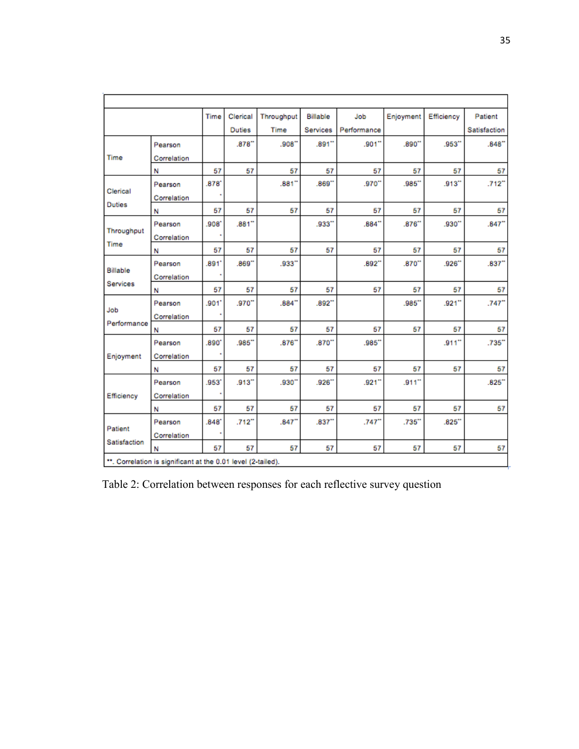| | | Time | Clerical Duties | Throughput Time | Billable Services | Job Performance | Enjoyment | Efficiency | Patient Satisfaction |
|---|---|---|---|---|---|---|---|---|---|
| Time | Pearson Correlation | | .878** | .908** | .891** | .901** | .890** | .953** | .848** |
| | N | 57 | 57 | 57 | 57 | 57 | 57 | 57 | 57 |
| Clerical Duties | Pearson Correlation | .878** | | .881** | .869** | .970** | .985** | .913** | .712** |
| | N | 57 | 57 | 57 | 57 | 57 | 57 | 57 | 57 |
| Throughput Time | Pearson Correlation | .908** | .881** | | .933** | .884** | .876** | .930** | .847** |
| | N | 57 | 57 | 57 | 57 | 57 | 57 | 57 | 57 |
| Billable Services | Pearson Correlation | .891** | .869** | .933** | | .892** | .870** | .926** | .837** |
| | N | 57 | 57 | 57 | 57 | 57 | 57 | 57 | 57 |
| Job Performance | Pearson Correlation | .901** | .970** | .884** | .892** | | .985** | .921** | .747** |
| | N | 57 | 57 | 57 | 57 | 57 | 57 | 57 | 57 |
| Enjoyment | Pearson Correlation | .890** | .985** | .876** | .870** | .985** | | .911** | .735** |
| | N | 57 | 57 | 57 | 57 | 57 | 57 | 57 | 57 |
| Efficiency | Pearson Correlation | .953** | .913** | .930** | .926** | .921** | .911** | | .825** |
| | N | 57 | 57 | 57 | 57 | 57 | 57 | 57 | 57 |
| Patient Satisfaction | Pearson Correlation | .848** | .712** | .847** | .837** | .747** | .735** | .825** | |
| | N | 57 | 57 | 57 | 57 | 57 | 57 | 57 | 57 |

**. Correlation is significant at the 0.01 level (2-tailed).

Table 2: Correlation between responses for each reflective survey question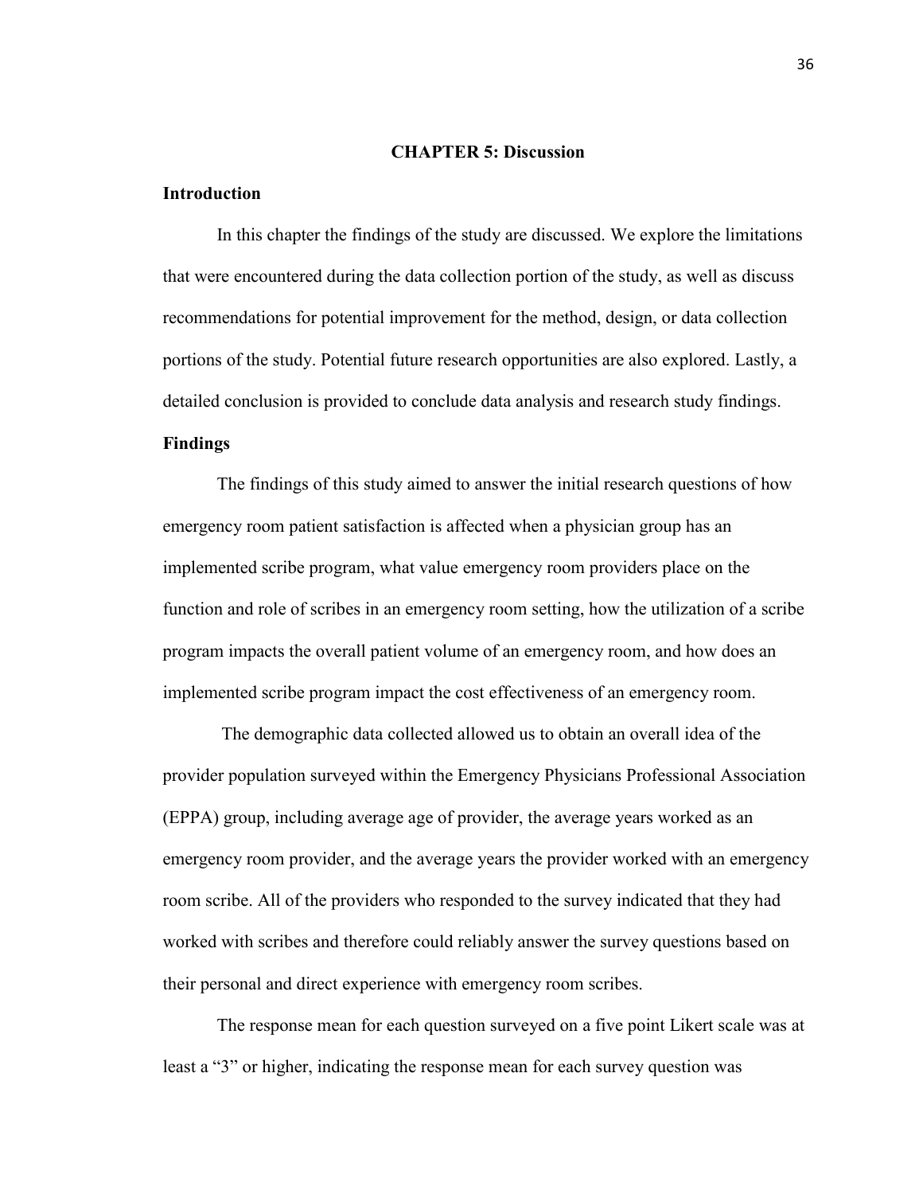# CHAPTER 5: Discussion

## Introduction

In this chapter the findings of the study are discussed. We explore the limitations that were encountered during the data collection portion of the study, as well as discuss recommendations for potential improvement for the method, design, or data collection portions of the study. Potential future research opportunities are also explored. Lastly, a detailed conclusion is provided to conclude data analysis and research study findings.

## Findings

The findings of this study aimed to answer the initial research questions of how emergency room patient satisfaction is affected when a physician group has an implemented scribe program, what value emergency room providers place on the function and role of scribes in an emergency room setting, how the utilization of a scribe program impacts the overall patient volume of an emergency room, and how does an implemented scribe program impact the cost effectiveness of an emergency room.

The demographic data collected allowed us to obtain an overall idea of the provider population surveyed within the Emergency Physicians Professional Association (EPPA) group, including average age of provider, the average years worked as an emergency room provider, and the average years the provider worked with an emergency room scribe. All of the providers who responded to the survey indicated that they had worked with scribes and therefore could reliably answer the survey questions based on their personal and direct experience with emergency room scribes.

The response mean for each question surveyed on a five point Likert scale was at least a "3" or higher, indicating the response mean for each survey question was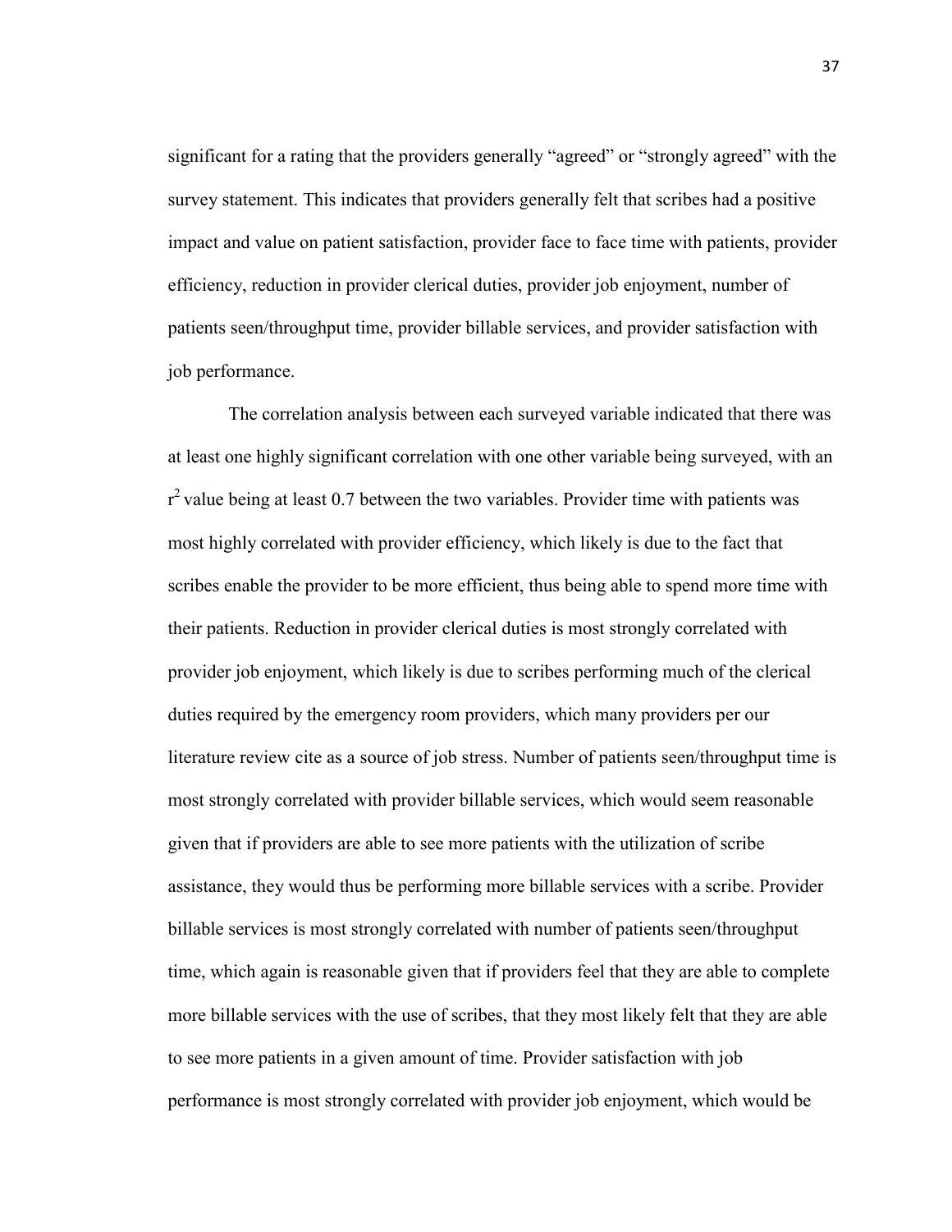significant for a rating that the providers generally "agreed" or "strongly agreed" with the survey statement. This indicates that providers generally felt that scribes had a positive impact and value on patient satisfaction, provider face to face time with patients, provider efficiency, reduction in provider clerical duties, provider job enjoyment, number of patients seen/throughput time, provider billable services, and provider satisfaction with job performance.

The correlation analysis between each surveyed variable indicated that there was at least one highly significant correlation with one other variable being surveyed, with an $r^2$ value being at least 0.7 between the two variables. Provider time with patients was most highly correlated with provider efficiency, which likely is due to the fact that scribes enable the provider to be more efficient, thus being able to spend more time with their patients. Reduction in provider clerical duties is most strongly correlated with provider job enjoyment, which likely is due to scribes performing much of the clerical duties required by the emergency room providers, which many providers per our literature review cite as a source of job stress. Number of patients seen/throughput time is most strongly correlated with provider billable services, which would seem reasonable given that if providers are able to see more patients with the utilization of scribe assistance, they would thus be performing more billable services with a scribe. Provider billable services is most strongly correlated with number of patients seen/throughput time, which again is reasonable given that if providers feel that they are able to complete more billable services with the use of scribes, that they most likely felt that they are able to see more patients in a given amount of time. Provider satisfaction with job performance is most strongly correlated with provider job enjoyment, which would be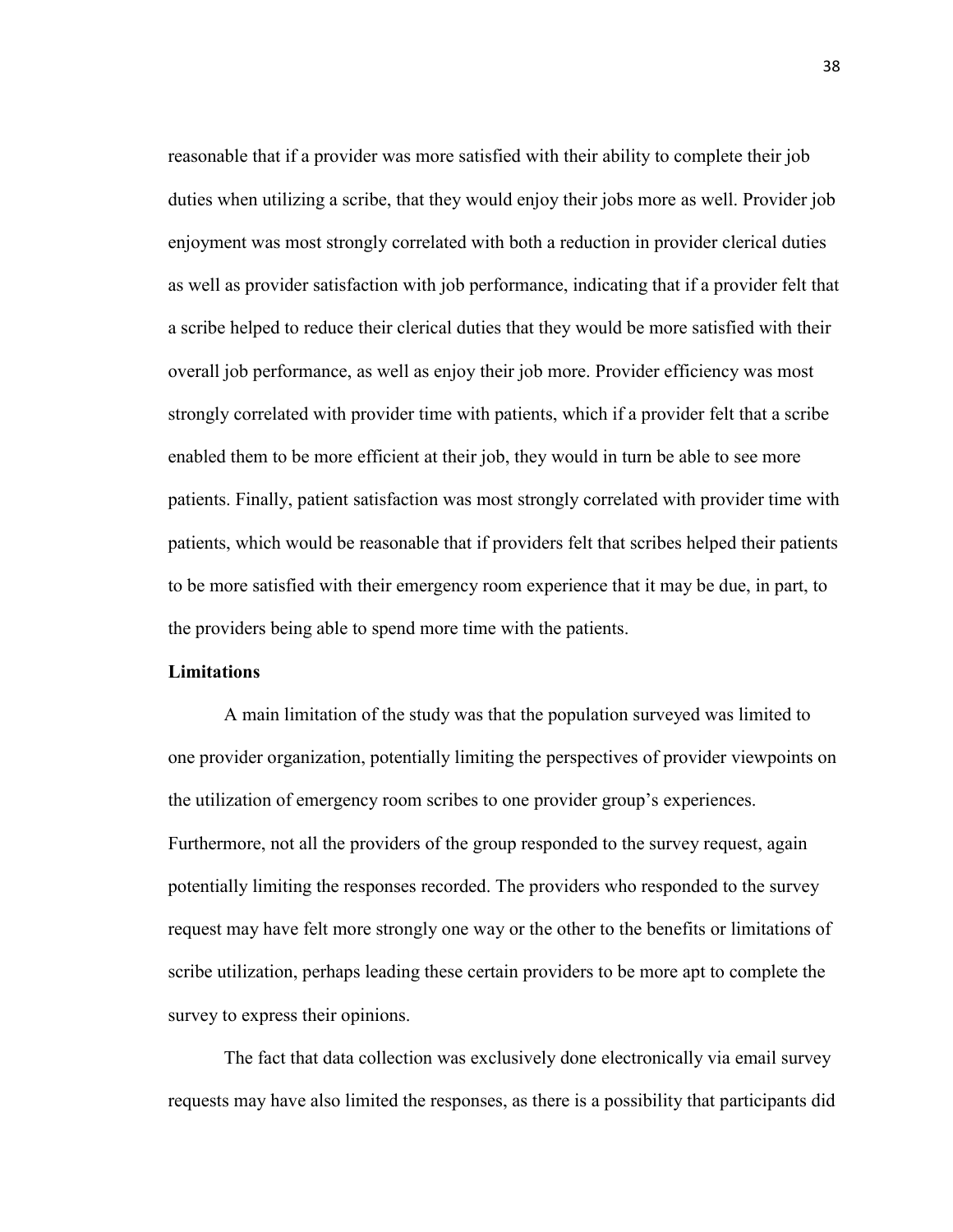reasonable that if a provider was more satisfied with their ability to complete their job duties when utilizing a scribe, that they would enjoy their jobs more as well. Provider job enjoyment was most strongly correlated with both a reduction in provider clerical duties as well as provider satisfaction with job performance, indicating that if a provider felt that a scribe helped to reduce their clerical duties that they would be more satisfied with their overall job performance, as well as enjoy their job more. Provider efficiency was most strongly correlated with provider time with patients, which if a provider felt that a scribe enabled them to be more efficient at their job, they would in turn be able to see more patients. Finally, patient satisfaction was most strongly correlated with provider time with patients, which would be reasonable that if providers felt that scribes helped their patients to be more satisfied with their emergency room experience that it may be due, in part, to the providers being able to spend more time with the patients.

**Limitations**

A main limitation of the study was that the population surveyed was limited to one provider organization, potentially limiting the perspectives of provider viewpoints on the utilization of emergency room scribes to one provider group's experiences. Furthermore, not all the providers of the group responded to the survey request, again potentially limiting the responses recorded. The providers who responded to the survey request may have felt more strongly one way or the other to the benefits or limitations of scribe utilization, perhaps leading these certain providers to be more apt to complete the survey to express their opinions.

The fact that data collection was exclusively done electronically via email survey requests may have also limited the responses, as there is a possibility that participants did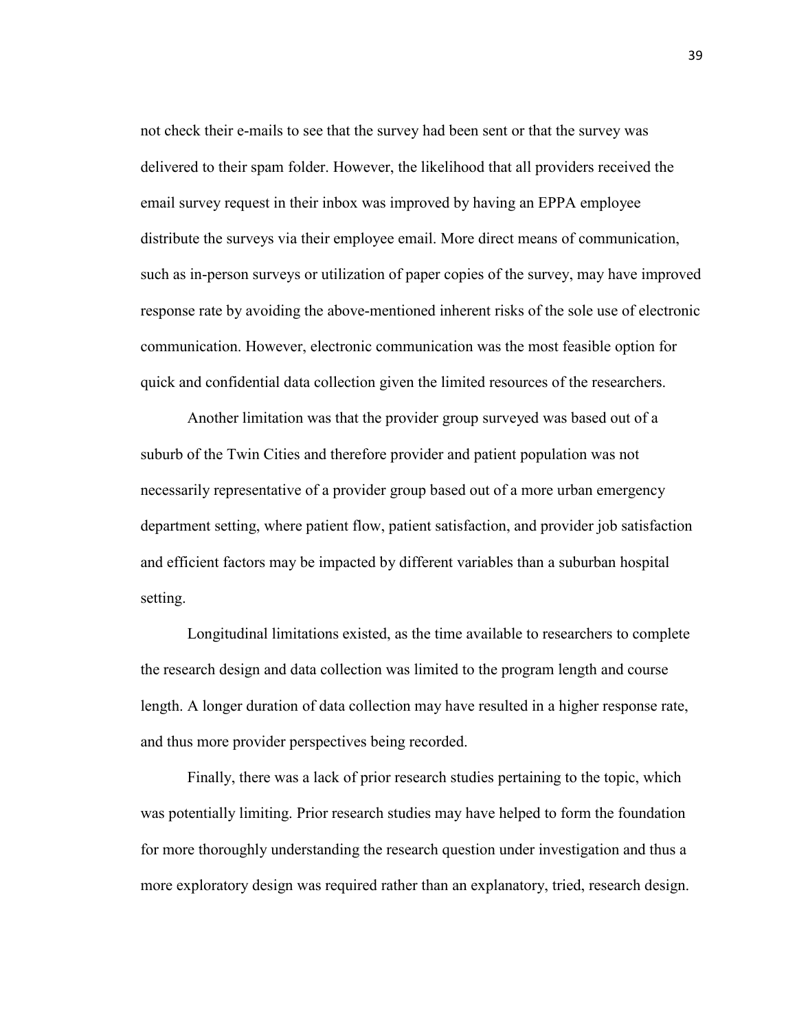not check their e-mails to see that the survey had been sent or that the survey was delivered to their spam folder. However, the likelihood that all providers received the email survey request in their inbox was improved by having an EPPA employee distribute the surveys via their employee email. More direct means of communication, such as in-person surveys or utilization of paper copies of the survey, may have improved response rate by avoiding the above-mentioned inherent risks of the sole use of electronic communication. However, electronic communication was the most feasible option for quick and confidential data collection given the limited resources of the researchers.

Another limitation was that the provider group surveyed was based out of a suburb of the Twin Cities and therefore provider and patient population was not necessarily representative of a provider group based out of a more urban emergency department setting, where patient flow, patient satisfaction, and provider job satisfaction and efficient factors may be impacted by different variables than a suburban hospital setting.

Longitudinal limitations existed, as the time available to researchers to complete the research design and data collection was limited to the program length and course length. A longer duration of data collection may have resulted in a higher response rate, and thus more provider perspectives being recorded.

Finally, there was a lack of prior research studies pertaining to the topic, which was potentially limiting. Prior research studies may have helped to form the foundation for more thoroughly understanding the research question under investigation and thus a more exploratory design was required rather than an explanatory, tried, research design.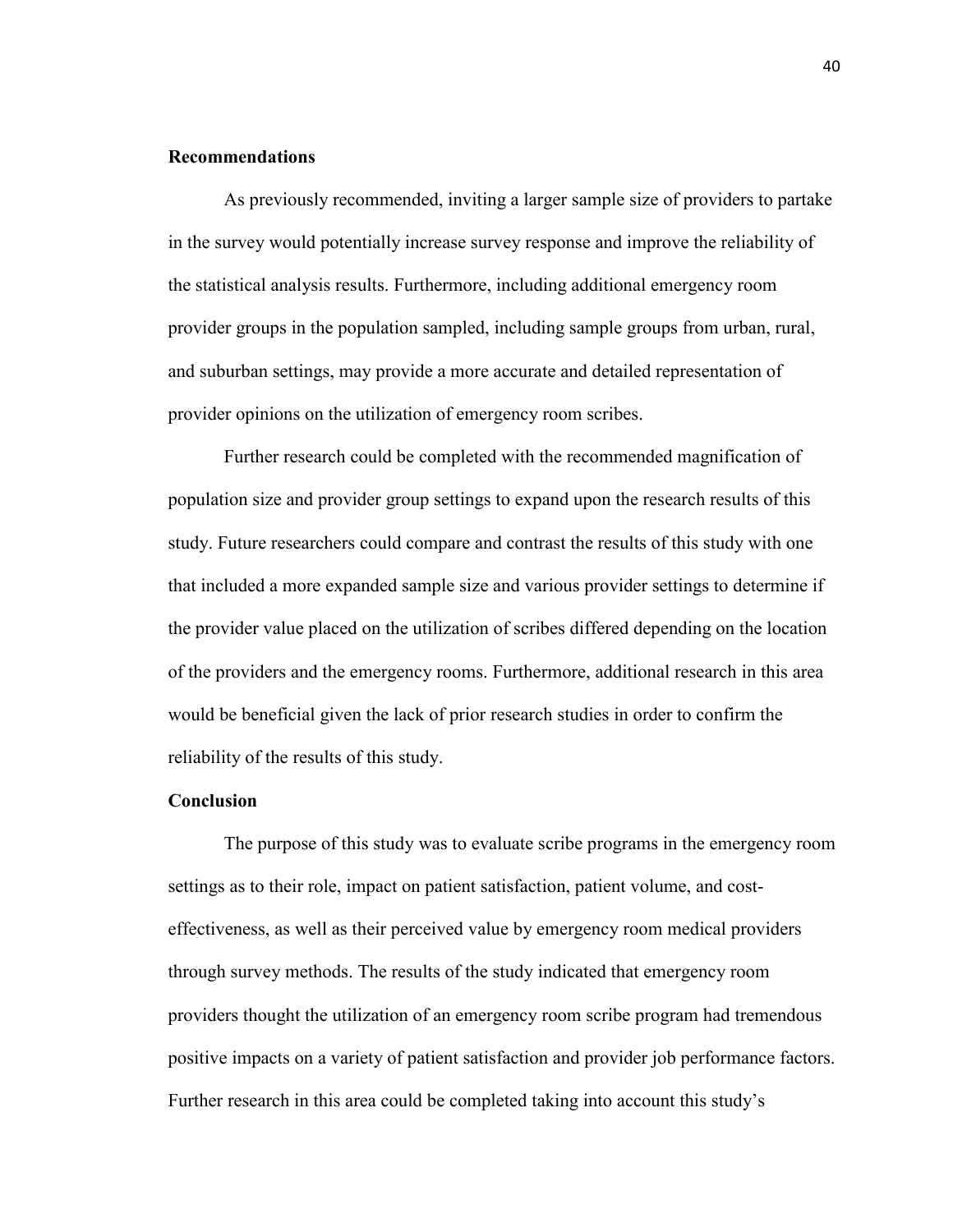## Recommendations

As previously recommended, inviting a larger sample size of providers to partake in the survey would potentially increase survey response and improve the reliability of the statistical analysis results. Furthermore, including additional emergency room provider groups in the population sampled, including sample groups from urban, rural, and suburban settings, may provide a more accurate and detailed representation of provider opinions on the utilization of emergency room scribes.

Further research could be completed with the recommended magnification of population size and provider group settings to expand upon the research results of this study. Future researchers could compare and contrast the results of this study with one that included a more expanded sample size and various provider settings to determine if the provider value placed on the utilization of scribes differed depending on the location of the providers and the emergency rooms. Furthermore, additional research in this area would be beneficial given the lack of prior research studies in order to confirm the reliability of the results of this study.

## Conclusion

The purpose of this study was to evaluate scribe programs in the emergency room settings as to their role, impact on patient satisfaction, patient volume, and cost-effectiveness, as well as their perceived value by emergency room medical providers through survey methods. The results of the study indicated that emergency room providers thought the utilization of an emergency room scribe program had tremendous positive impacts on a variety of patient satisfaction and provider job performance factors. Further research in this area could be completed taking into account this study's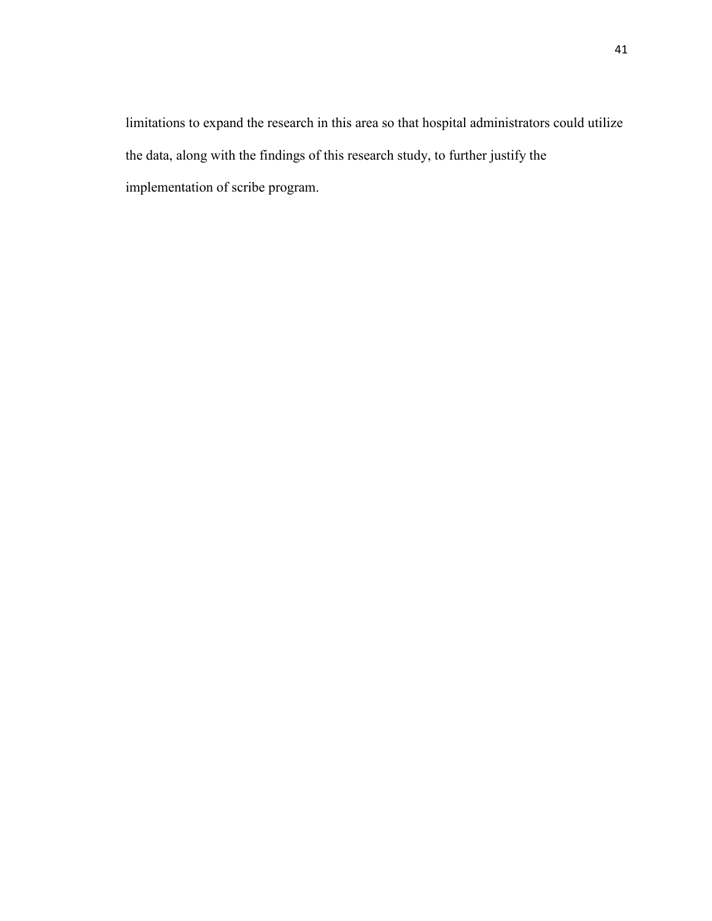limitations to expand the research in this area so that hospital administrators could utilize the data, along with the findings of this research study, to further justify the implementation of scribe program.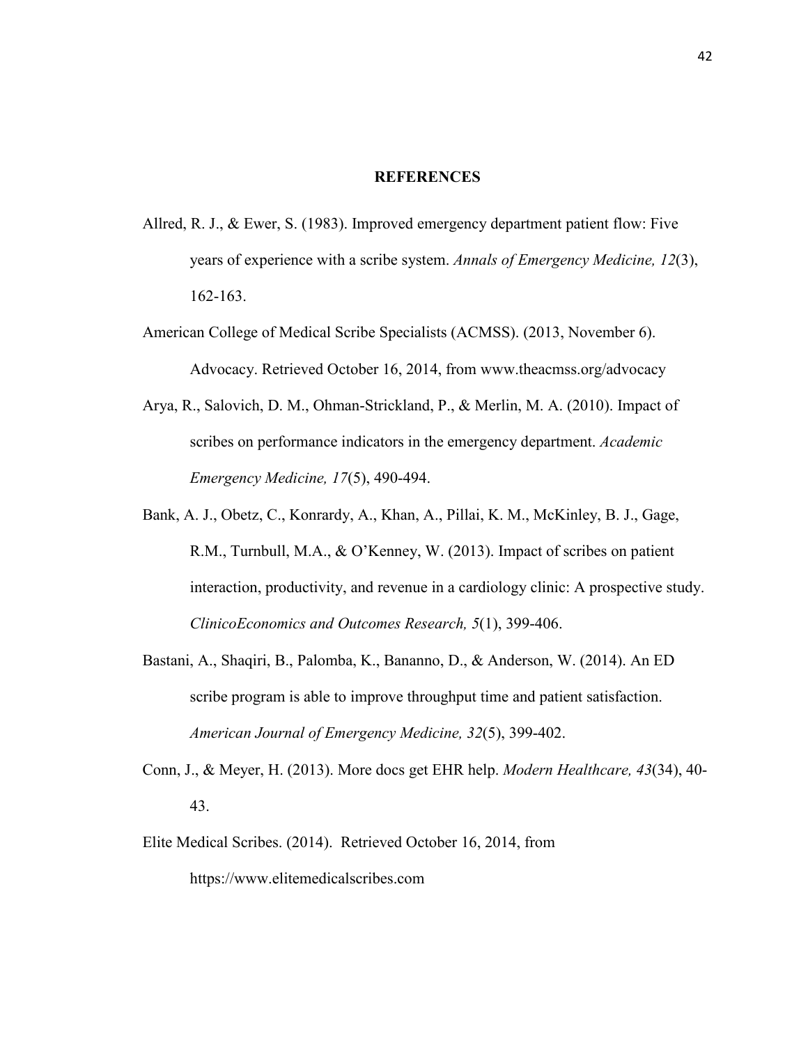## REFERENCES

Allred, R. J., & Ewer, S. (1983). Improved emergency department patient flow: Five years of experience with a scribe system. *Annals of Emergency Medicine, 12*(3), 162-163.

American College of Medical Scribe Specialists (ACMSS). (2013, November 6). Advocacy. Retrieved October 16, 2014, from www.theacmss.org/advocacy

Arya, R., Salovich, D. M., Ohman-Strickland, P., & Merlin, M. A. (2010). Impact of scribes on performance indicators in the emergency department. *Academic Emergency Medicine, 17*(5), 490-494.

Bank, A. J., Obetz, C., Konrardy, A., Khan, A., Pillai, K. M., McKinley, B. J., Gage, R.M., Turnbull, M.A., & O'Kenney, W. (2013). Impact of scribes on patient interaction, productivity, and revenue in a cardiology clinic: A prospective study. *ClinicoEconomics and Outcomes Research, 5*(1), 399-406.

Bastani, A., Shaqiri, B., Palomba, K., Bananno, D., & Anderson, W. (2014). An ED scribe program is able to improve throughput time and patient satisfaction. *American Journal of Emergency Medicine, 32*(5), 399-402.

Conn, J., & Meyer, H. (2013). More docs get EHR help. *Modern Healthcare, 43*(34), 40-43.

Elite Medical Scribes. (2014). Retrieved October 16, 2014, from https://www.elitemedicalscribes.com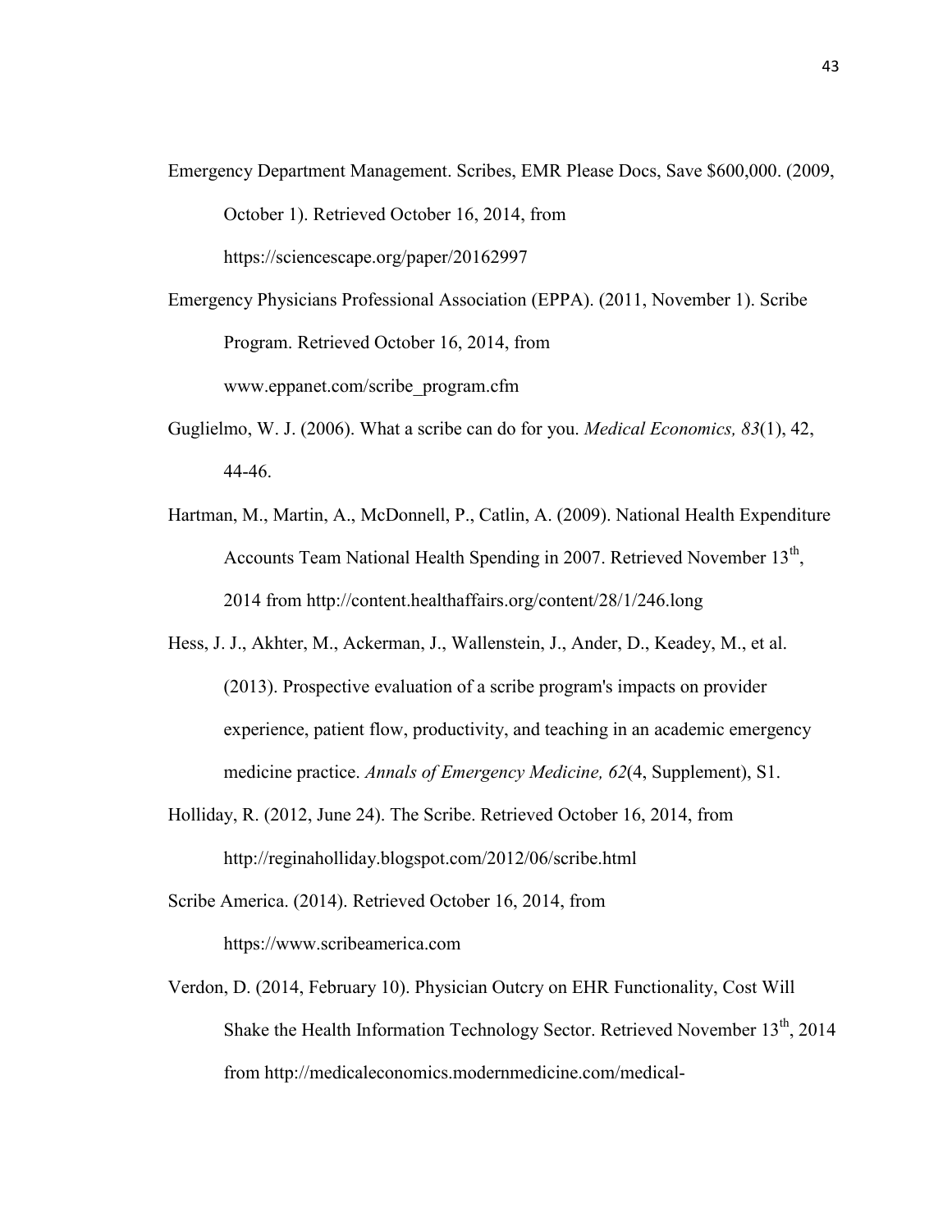Emergency Department Management. Scribes, EMR Please Docs, Save $600,000. (2009, October 1). Retrieved October 16, 2014, from https://sciencescape.org/paper/20162997

Emergency Physicians Professional Association (EPPA). (2011, November 1). Scribe Program. Retrieved October 16, 2014, from www.eppanet.com/scribe_program.cfm

Guglielmo, W. J. (2006). What a scribe can do for you. *Medical Economics, 83*(1), 42, 44-46.

Hartman, M., Martin, A., McDonnell, P., Catlin, A. (2009). National Health Expenditure Accounts Team National Health Spending in 2007. Retrieved November 13th, 2014 from http://content.healthaffairs.org/content/28/1/246.long

Hess, J. J., Akhter, M., Ackerman, J., Wallenstein, J., Ander, D., Keadey, M., et al. (2013). Prospective evaluation of a scribe program's impacts on provider experience, patient flow, productivity, and teaching in an academic emergency medicine practice. *Annals of Emergency Medicine, 62*(4, Supplement), S1.

Holliday, R. (2012, June 24). The Scribe. Retrieved October 16, 2014, from http://reginaholliday.blogspot.com/2012/06/scribe.html

Scribe America. (2014). Retrieved October 16, 2014, from https://www.scribeamerica.com

Verdon, D. (2014, February 10). Physician Outcry on EHR Functionality, Cost Will Shake the Health Information Technology Sector. Retrieved November 13th, 2014 from http://medicaleconomics.modernmedicine.com/medical-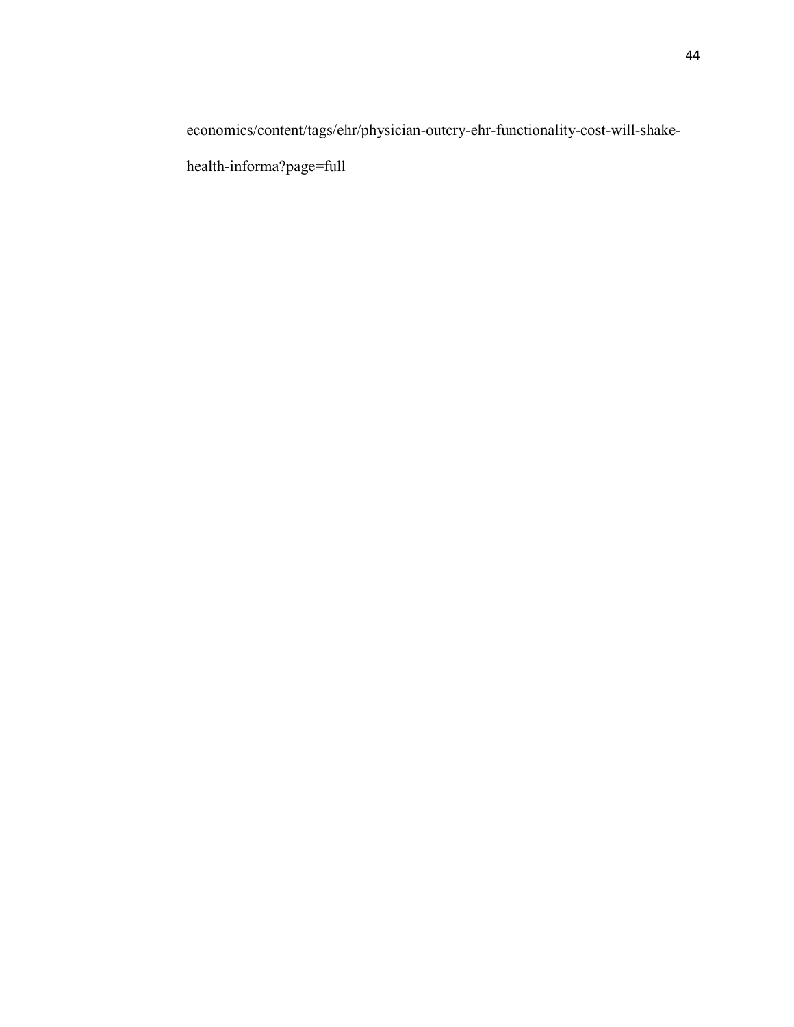economics/content/tags/ehr/physician-outcry-ehr-functionality-cost-will-shake-health-informa?page=full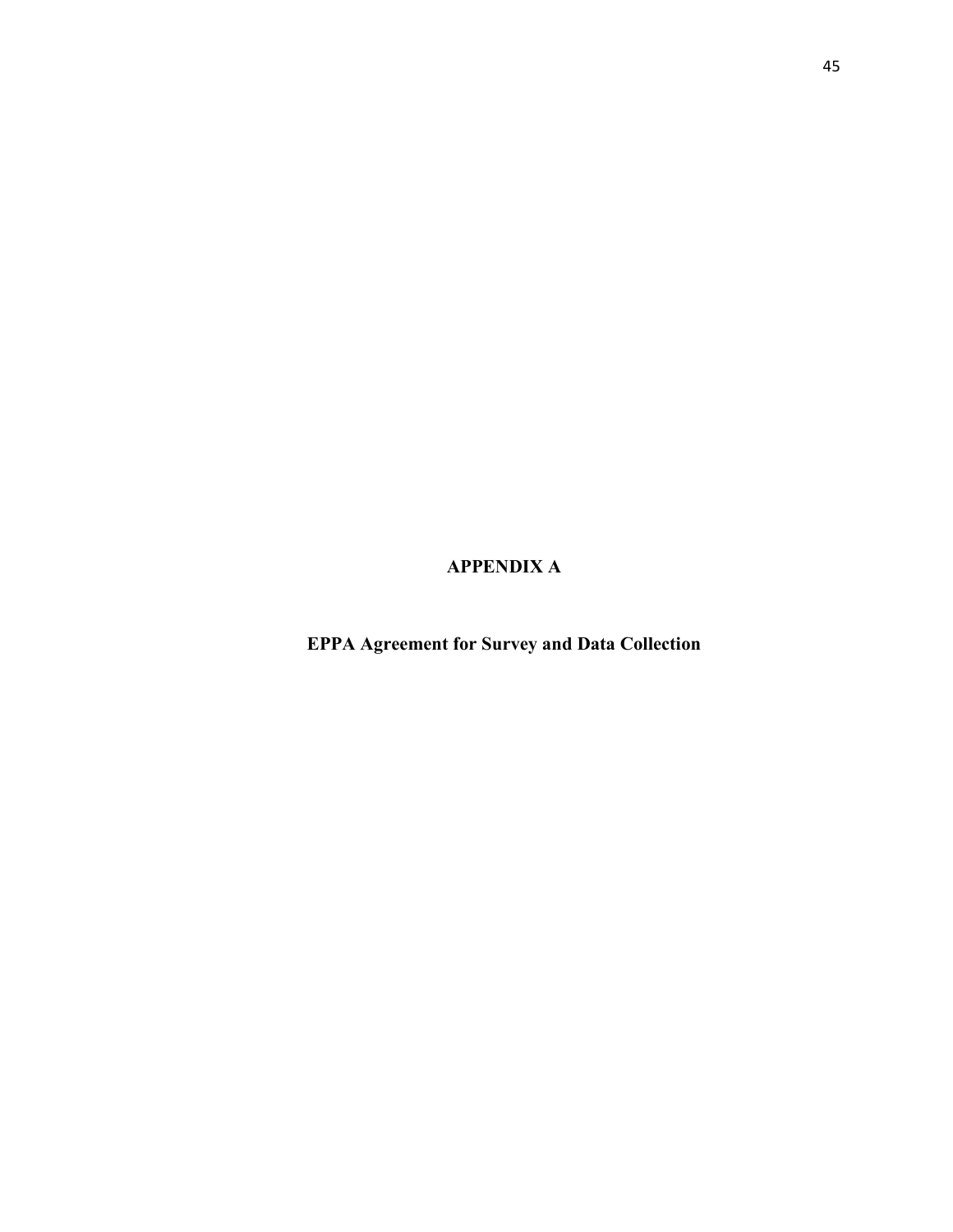# APPENDIX A

## EPPA Agreement for Survey and Data Collection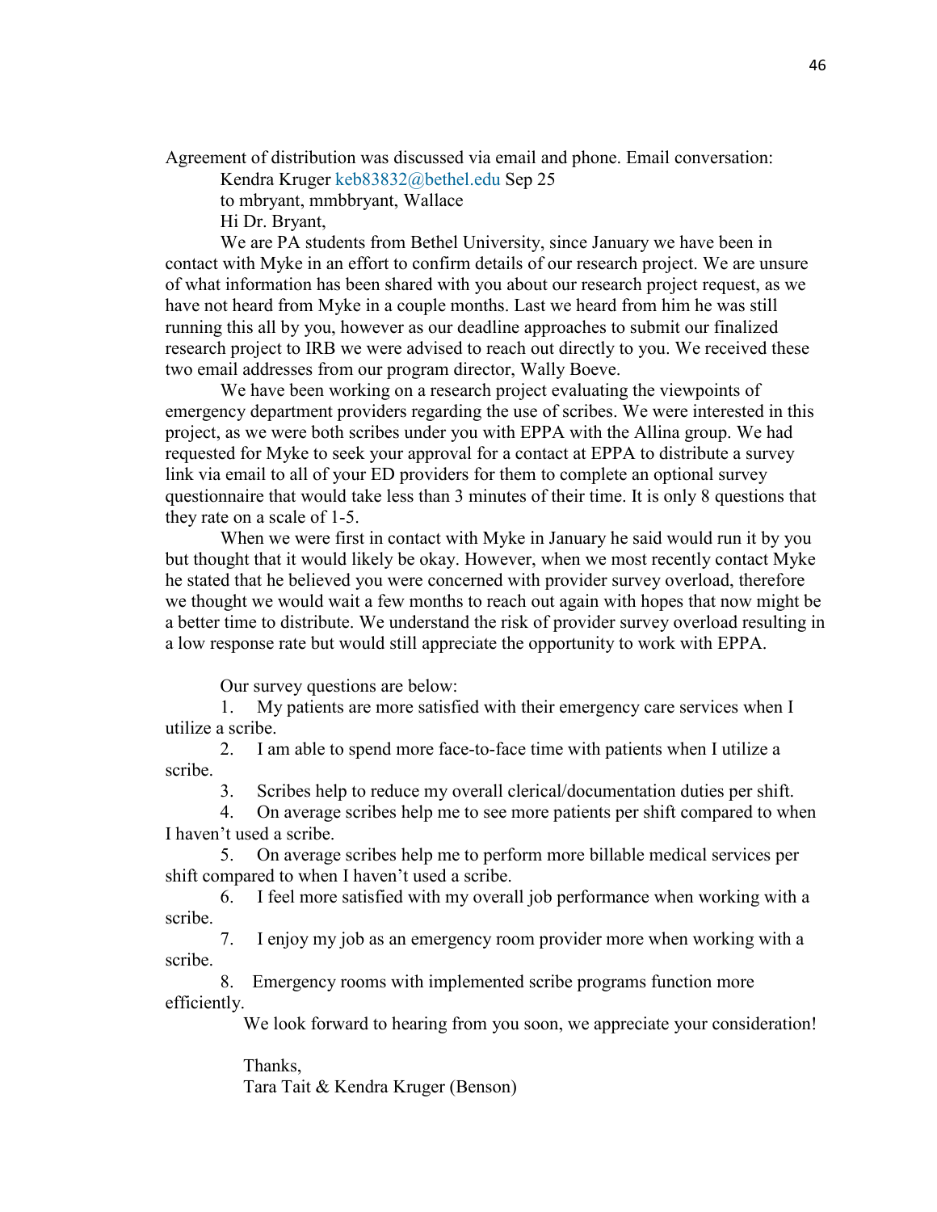Agreement of distribution was discussed via email and phone. Email conversation:

Kendra Kruger keb83832@bethel.edu Sep 25

to mbryant, mmbbryant, Wallace

Hi Dr. Bryant,

We are PA students from Bethel University, since January we have been in contact with Myke in an effort to confirm details of our research project. We are unsure of what information has been shared with you about our research project request, as we have not heard from Myke in a couple months. Last we heard from him he was still running this all by you, however as our deadline approaches to submit our finalized research project to IRB we were advised to reach out directly to you. We received these two email addresses from our program director, Wally Boeve.

We have been working on a research project evaluating the viewpoints of emergency department providers regarding the use of scribes. We were interested in this project, as we were both scribes under you with EPPA with the Allina group. We had requested for Myke to seek your approval for a contact at EPPA to distribute a survey link via email to all of your ED providers for them to complete an optional survey questionnaire that would take less than 3 minutes of their time. It is only 8 questions that they rate on a scale of 1-5.

When we were first in contact with Myke in January he said would run it by you but thought that it would likely be okay. However, when we most recently contact Myke he stated that he believed you were concerned with provider survey overload, therefore we thought we would wait a few months to reach out again with hopes that now might be a better time to distribute. We understand the risk of provider survey overload resulting in a low response rate but would still appreciate the opportunity to work with EPPA.

Our survey questions are below:

1. My patients are more satisfied with their emergency care services when I utilize a scribe.
2. I am able to spend more face-to-face time with patients when I utilize a scribe.
3. Scribes help to reduce my overall clerical/documentation duties per shift.
4. On average scribes help me to see more patients per shift compared to when I haven't used a scribe.
5. On average scribes help me to perform more billable medical services per shift compared to when I haven't used a scribe.
6. I feel more satisfied with my overall job performance when working with a scribe.
7. I enjoy my job as an emergency room provider more when working with a scribe.
8. Emergency rooms with implemented scribe programs function more efficiently.

We look forward to hearing from you soon, we appreciate your consideration!

Thanks,
Tara Tait & Kendra Kruger (Benson)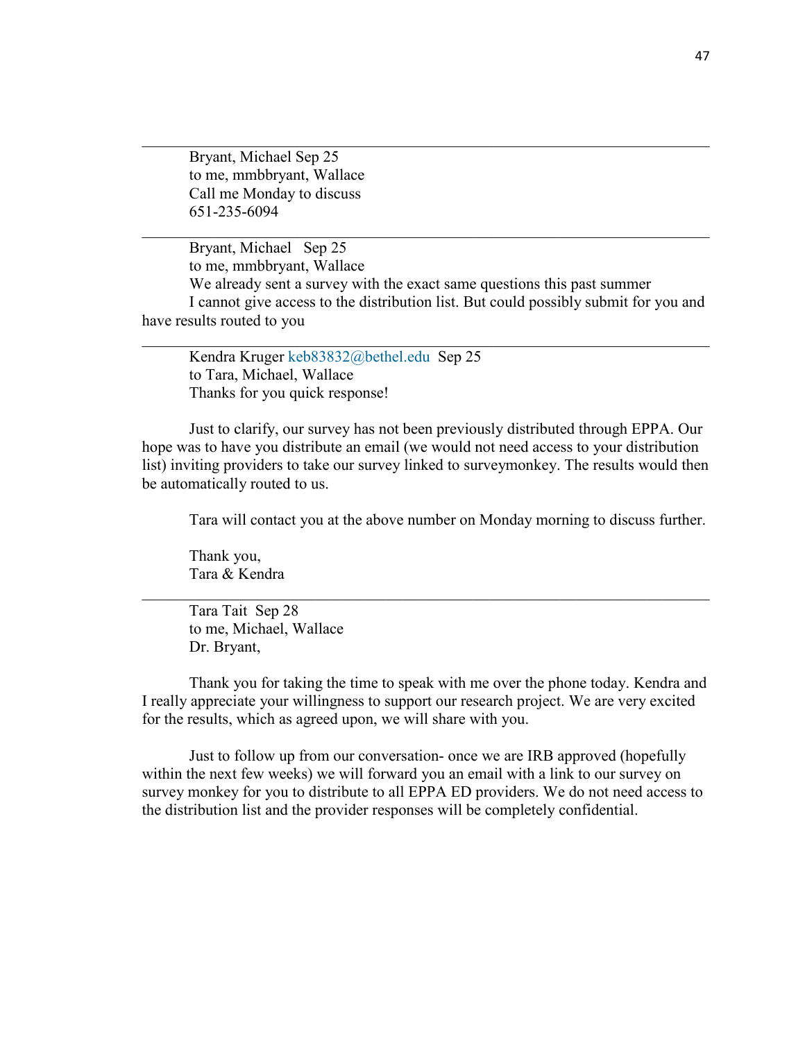---

Bryant, Michael Sep 25
to me, mmbbryant, Wallace
Call me Monday to discuss
651-235-6094

---

Bryant, Michael Sep 25
to me, mmbbryant, Wallace
We already sent a survey with the exact same questions this past summer
I cannot give access to the distribution list. But could possibly submit for you and have results routed to you

---

Kendra Kruger keb83832@bethel.edu Sep 25
to Tara, Michael, Wallace
Thanks for you quick response!

Just to clarify, our survey has not been previously distributed through EPPA. Our hope was to have you distribute an email (we would not need access to your distribution list) inviting providers to take our survey linked to surveymonkey. The results would then be automatically routed to us.

Tara will contact you at the above number on Monday morning to discuss further.

Thank you,
Tara & Kendra

---

Tara Tait Sep 28
to me, Michael, Wallace
Dr. Bryant,

Thank you for taking the time to speak with me over the phone today. Kendra and I really appreciate your willingness to support our research project. We are very excited for the results, which as agreed upon, we will share with you.

Just to follow up from our conversation- once we are IRB approved (hopefully within the next few weeks) we will forward you an email with a link to our survey on survey monkey for you to distribute to all EPPA ED providers. We do not need access to the distribution list and the provider responses will be completely confidential.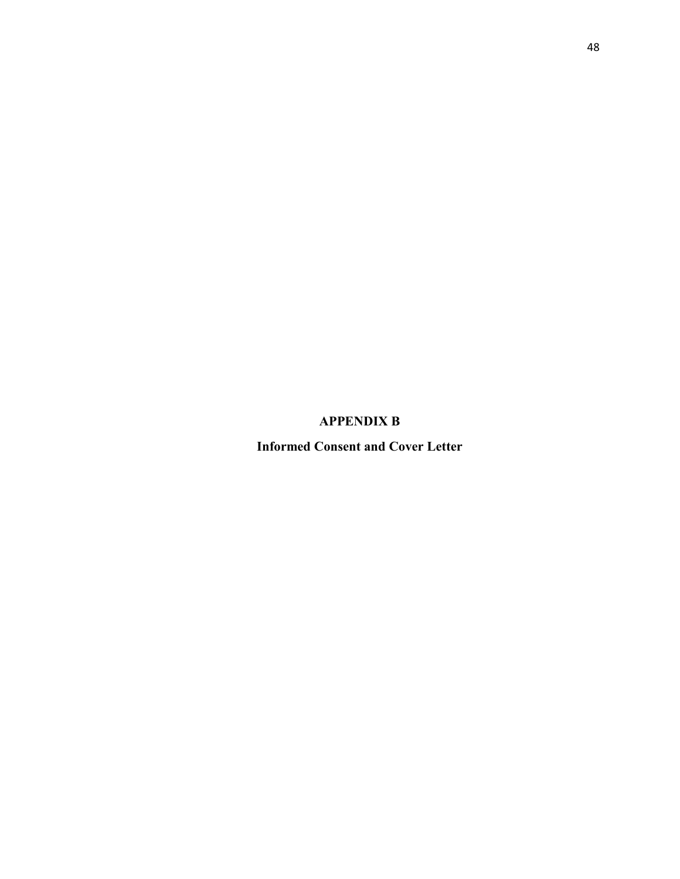# APPENDIX B

## Informed Consent and Cover Letter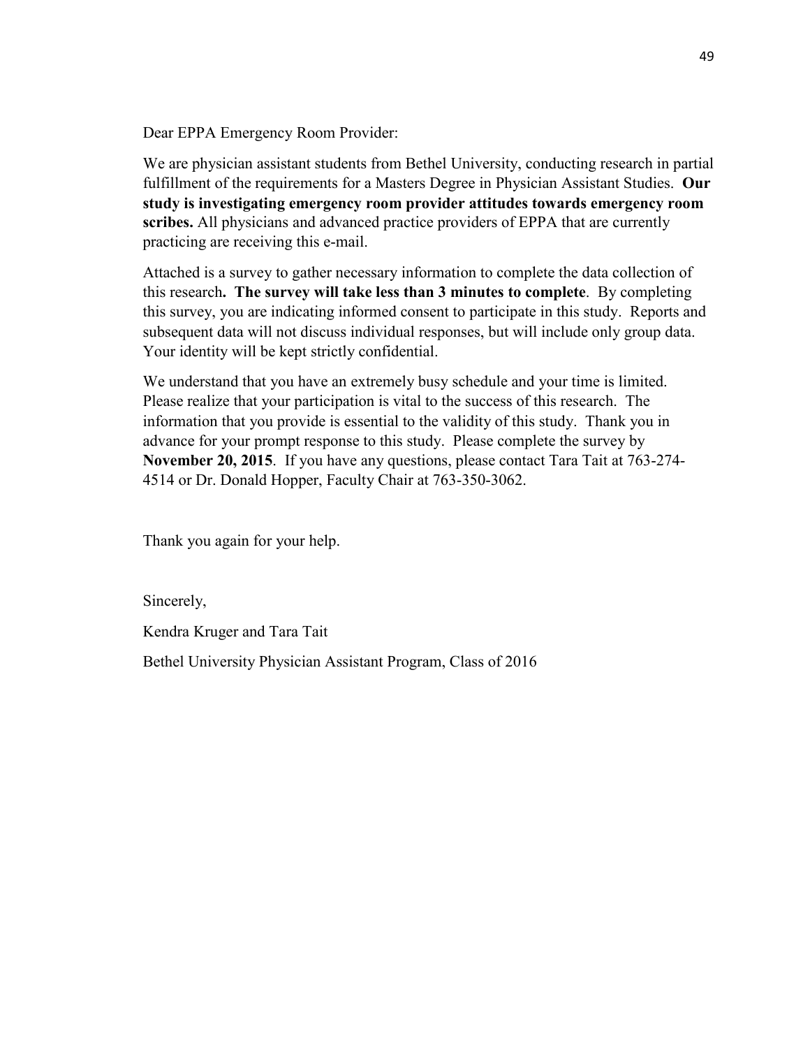Dear EPPA Emergency Room Provider:

We are physician assistant students from Bethel University, conducting research in partial fulfillment of the requirements for a Masters Degree in Physician Assistant Studies. **Our study is investigating emergency room provider attitudes towards emergency room scribes.** All physicians and advanced practice providers of EPPA that are currently practicing are receiving this e-mail.

Attached is a survey to gather necessary information to complete the data collection of this research**. The survey will take less than 3 minutes to complete**. By completing this survey, you are indicating informed consent to participate in this study. Reports and subsequent data will not discuss individual responses, but will include only group data. Your identity will be kept strictly confidential.

We understand that you have an extremely busy schedule and your time is limited. Please realize that your participation is vital to the success of this research. The information that you provide is essential to the validity of this study. Thank you in advance for your prompt response to this study. Please complete the survey by **November 20, 2015**. If you have any questions, please contact Tara Tait at 763-274-4514 or Dr. Donald Hopper, Faculty Chair at 763-350-3062.

Thank you again for your help.

Sincerely,

Kendra Kruger and Tara Tait

Bethel University Physician Assistant Program, Class of 2016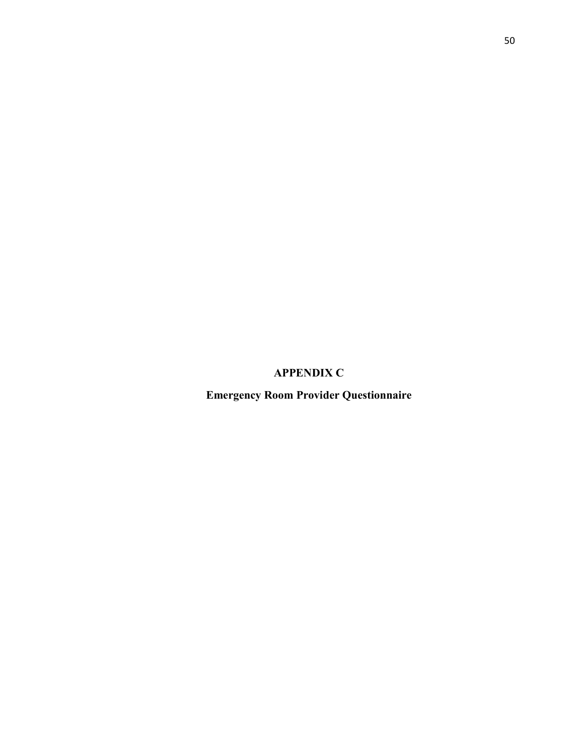# APPENDIX C

## Emergency Room Provider Questionnaire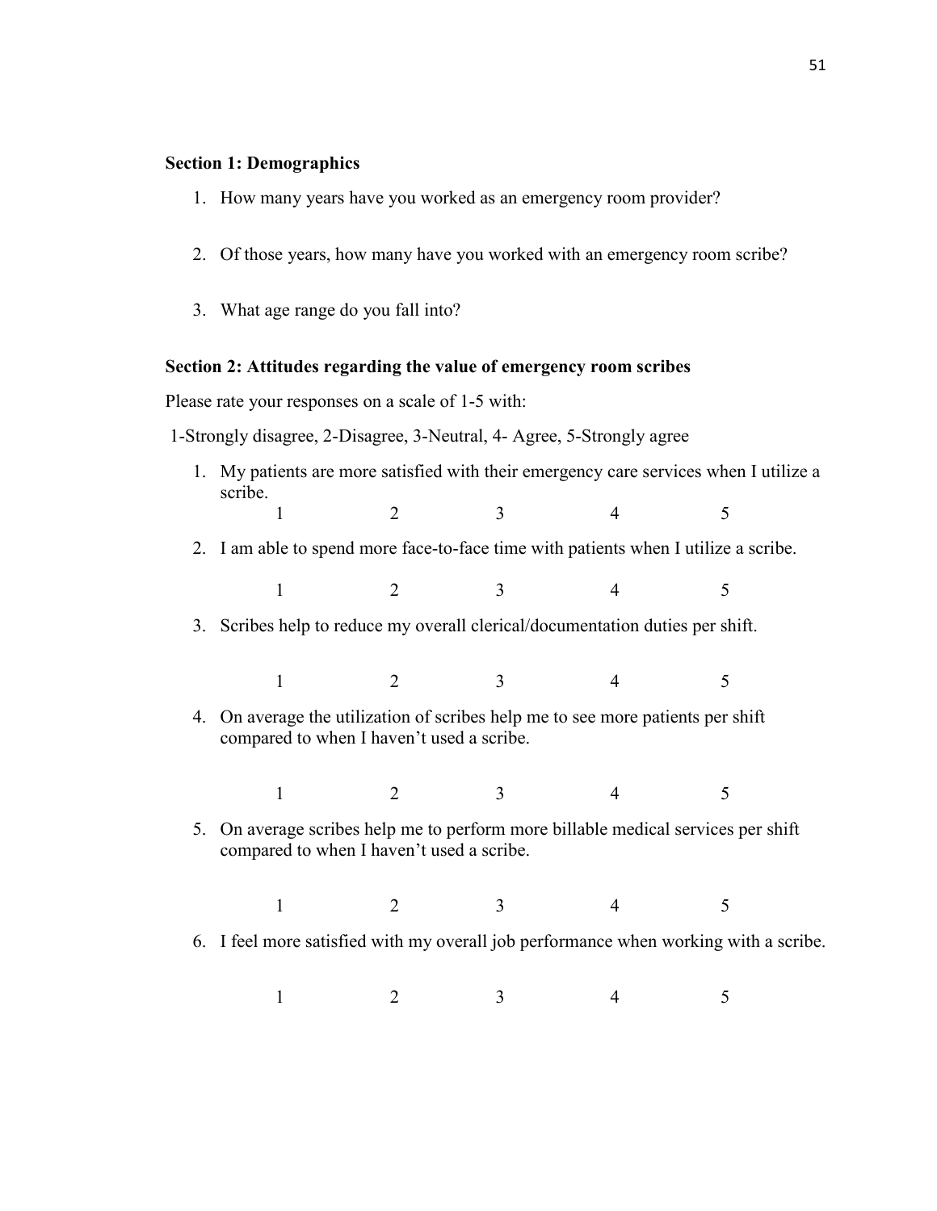**Section 1: Demographics**

1. How many years have you worked as an emergency room provider?

2. Of those years, how many have you worked with an emergency room scribe?

3. What age range do you fall into?

**Section 2: Attitudes regarding the value of emergency room scribes**

Please rate your responses on a scale of 1-5 with:

1-Strongly disagree, 2-Disagree, 3-Neutral, 4- Agree, 5-Strongly agree

1. My patients are more satisfied with their emergency care services when I utilize a scribe.

   1 2 3 4 5

2. I am able to spend more face-to-face time with patients when I utilize a scribe.

   1 2 3 4 5

3. Scribes help to reduce my overall clerical/documentation duties per shift.

   1 2 3 4 5

4. On average the utilization of scribes help me to see more patients per shift compared to when I haven't used a scribe.

   1 2 3 4 5

5. On average scribes help me to perform more billable medical services per shift compared to when I haven't used a scribe.

   1 2 3 4 5

6. I feel more satisfied with my overall job performance when working with a scribe.

   1 2 3 4 5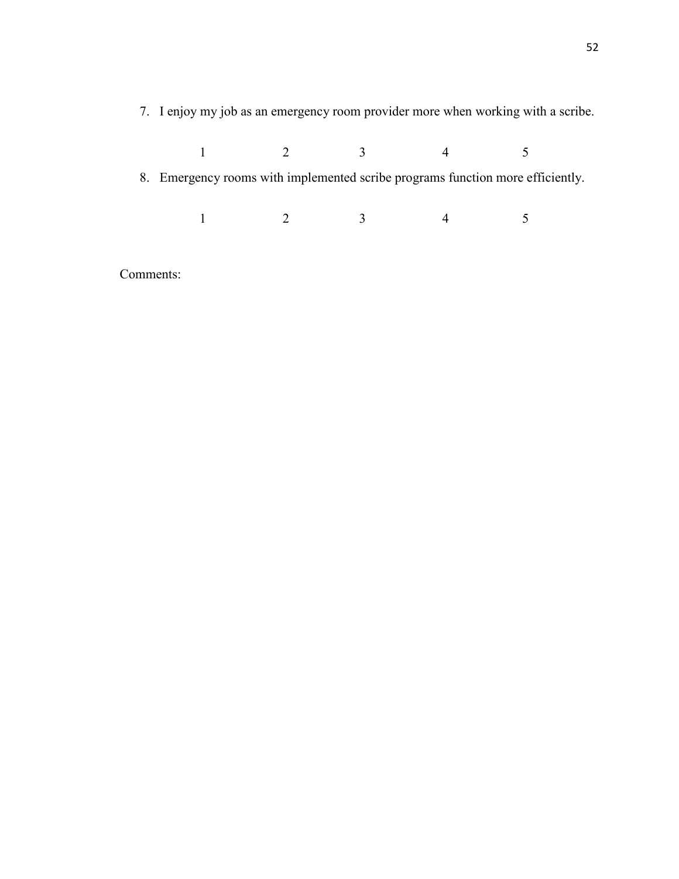7. I enjoy my job as an emergency room provider more when working with a scribe.

   1 2 3 4 5

8. Emergency rooms with implemented scribe programs function more efficiently.

   1 2 3 4 5

Comments: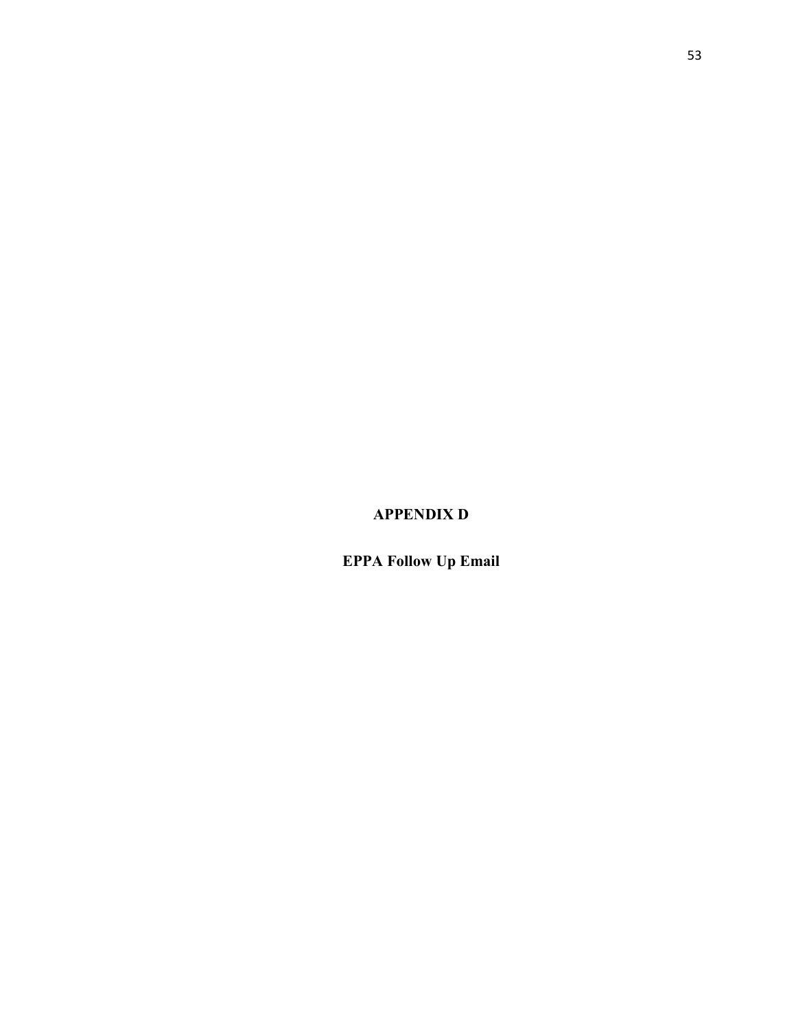# APPENDIX D

## EPPA Follow Up Email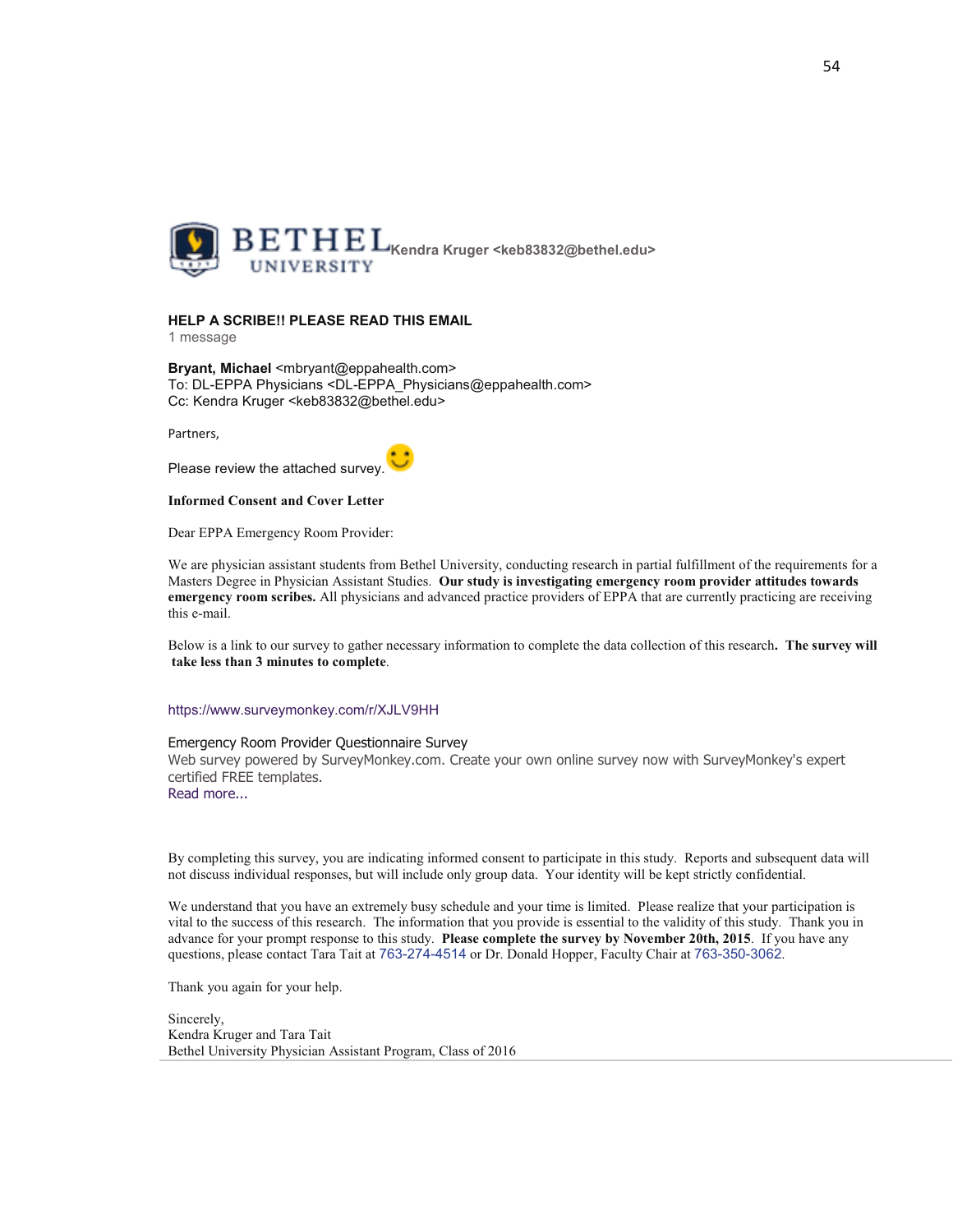BETHEL UNIVERSITY **Kendra Kruger <keb83832@bethel.edu>**

**HELP A SCRIBE!! PLEASE READ THIS EMAIL**

1 message

**Bryant, Michael** <mbryant@eppahealth.com>
To: DL-EPPA Physicians <DL-EPPA_Physicians@eppahealth.com>
Cc: Kendra Kruger <keb83832@bethel.edu>

Partners,

Please review the attached survey.

**Informed Consent and Cover Letter**

Dear EPPA Emergency Room Provider:

We are physician assistant students from Bethel University, conducting research in partial fulfillment of the requirements for a Masters Degree in Physician Assistant Studies. **Our study is investigating emergency room provider attitudes towards emergency room scribes.** All physicians and advanced practice providers of EPPA that are currently practicing are receiving this e-mail.

Below is a link to our survey to gather necessary information to complete the data collection of this research**. The survey will take less than 3 minutes to complete**.

https://www.surveymonkey.com/r/XJLV9HH

Emergency Room Provider Questionnaire Survey
Web survey powered by SurveyMonkey.com. Create your own online survey now with SurveyMonkey's expert certified FREE templates.
Read more...

By completing this survey, you are indicating informed consent to participate in this study. Reports and subsequent data will not discuss individual responses, but will include only group data. Your identity will be kept strictly confidential.

We understand that you have an extremely busy schedule and your time is limited. Please realize that your participation is vital to the success of this research. The information that you provide is essential to the validity of this study. Thank you in advance for your prompt response to this study. **Please complete the survey by November 20th, 2015**. If you have any questions, please contact Tara Tait at 763-274-4514 or Dr. Donald Hopper, Faculty Chair at 763-350-3062.

Thank you again for your help.

Sincerely,
Kendra Kruger and Tara Tait
Bethel University Physician Assistant Program, Class of 2016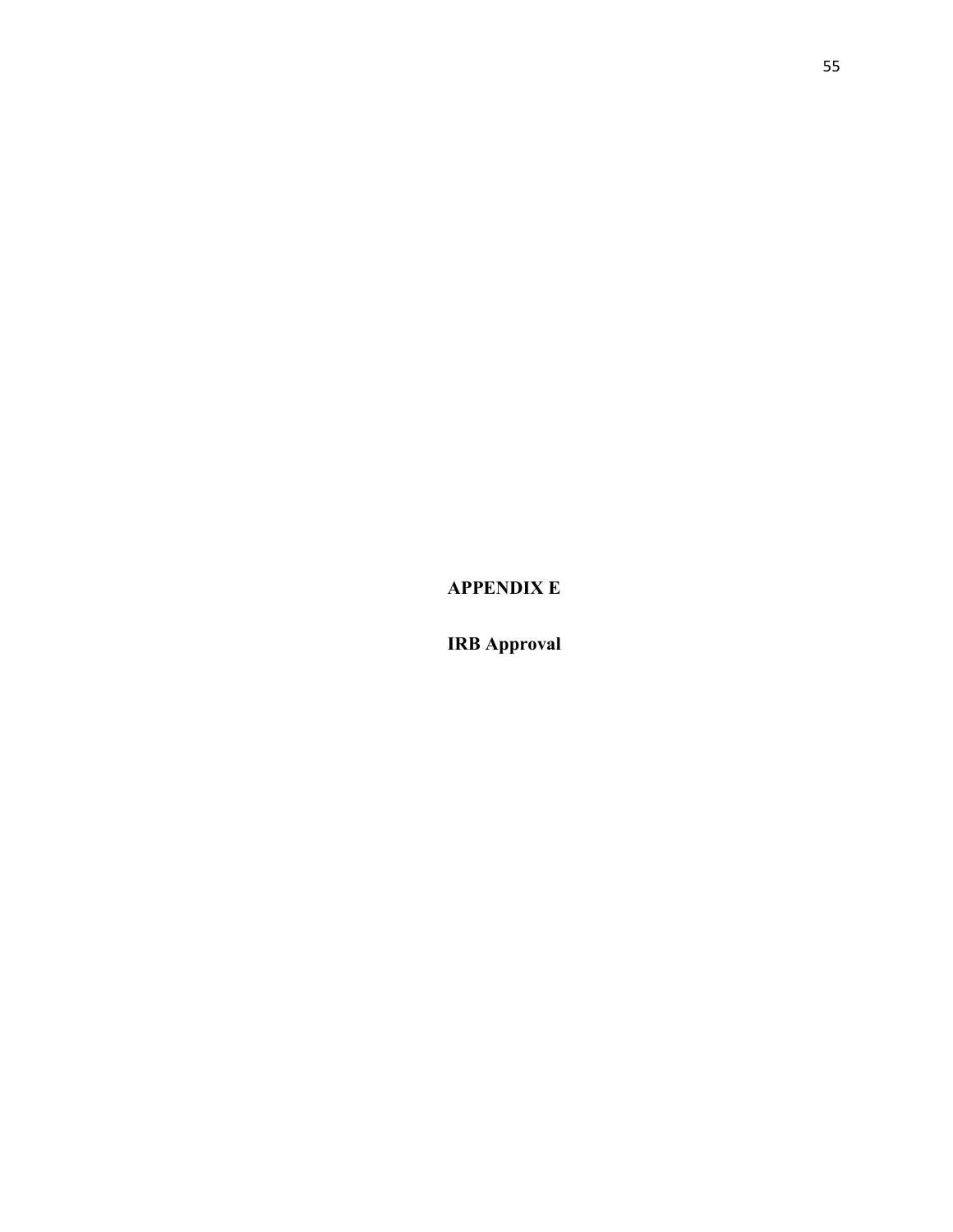# APPENDIX E

# IRB Approval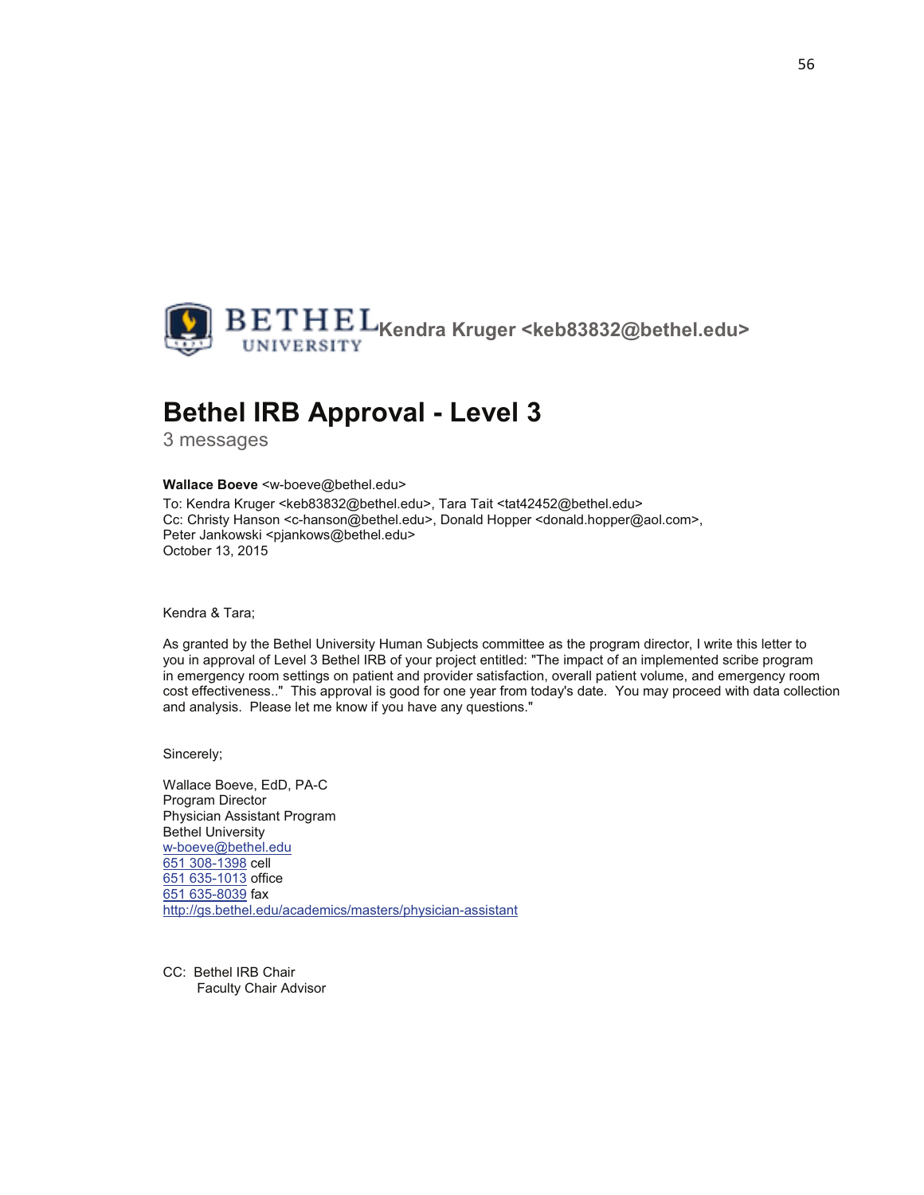BETHEL UNIVERSITY **Kendra Kruger <keb83832@bethel.edu>**

# Bethel IRB Approval - Level 3

3 messages

**Wallace Boeve** <w-boeve@bethel.edu>

To: Kendra Kruger <keb83832@bethel.edu>, Tara Tait <tat42452@bethel.edu>
Cc: Christy Hanson <c-hanson@bethel.edu>, Donald Hopper <donald.hopper@aol.com>, Peter Jankowski <pjankows@bethel.edu>
October 13, 2015

Kendra & Tara;

As granted by the Bethel University Human Subjects committee as the program director, I write this letter to you in approval of Level 3 Bethel IRB of your project entitled: "The impact of an implemented scribe program in emergency room settings on patient and provider satisfaction, overall patient volume, and emergency room cost effectiveness.." This approval is good for one year from today's date. You may proceed with data collection and analysis. Please let me know if you have any questions."

Sincerely;

Wallace Boeve, EdD, PA-C
Program Director
Physician Assistant Program
Bethel University
w-boeve@bethel.edu
651 308-1398 cell
651 635-1013 office
651 635-8039 fax
http://gs.bethel.edu/academics/masters/physician-assistant

CC: Bethel IRB Chair
Faculty Chair Advisor